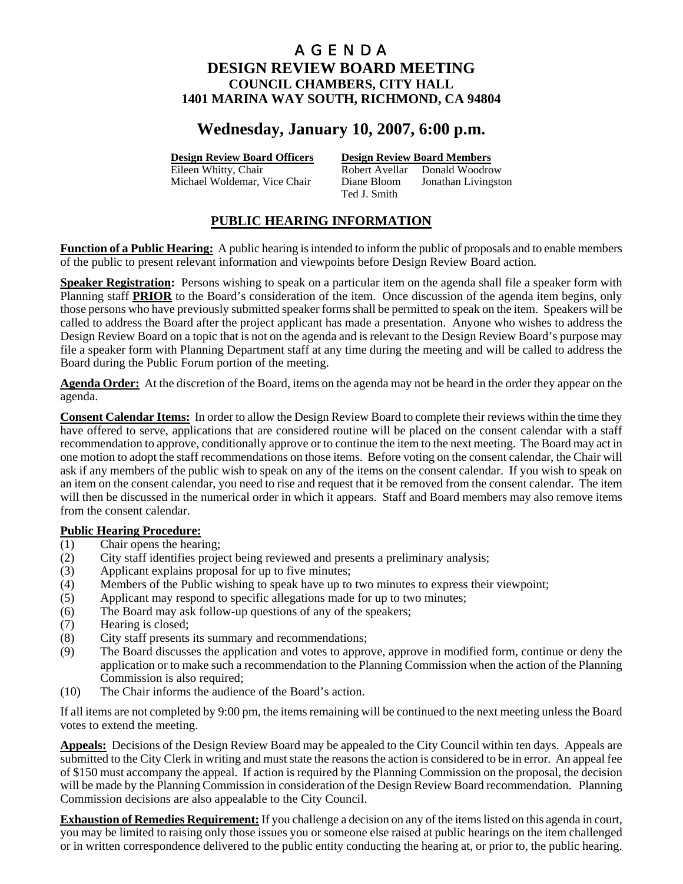# A G E N D A
## DESIGN REVIEW BOARD MEETING
### COUNCIL CHAMBERS, CITY HALL
### 1401 MARINA WAY SOUTH, RICHMOND, CA 94804

## Wednesday, January 10, 2007, 6:00 p.m.

| **Design Review Board Officers** | **Design Review Board Members** | |
|---|---|---|
| Eileen Whitty, Chair | Robert Avellar | Donald Woodrow |
| Michael Woldemar, Vice Chair | Diane Bloom | Jonathan Livingston |
| | Ted J. Smith | |

## PUBLIC HEARING INFORMATION

**Function of a Public Hearing:** A public hearing is intended to inform the public of proposals and to enable members of the public to present relevant information and viewpoints before Design Review Board action.

**Speaker Registration:** Persons wishing to speak on a particular item on the agenda shall file a speaker form with Planning staff **PRIOR** to the Board's consideration of the item. Once discussion of the agenda item begins, only those persons who have previously submitted speaker forms shall be permitted to speak on the item. Speakers will be called to address the Board after the project applicant has made a presentation. Anyone who wishes to address the Design Review Board on a topic that is not on the agenda and is relevant to the Design Review Board's purpose may file a speaker form with Planning Department staff at any time during the meeting and will be called to address the Board during the Public Forum portion of the meeting.

**Agenda Order:** At the discretion of the Board, items on the agenda may not be heard in the order they appear on the agenda.

**Consent Calendar Items:** In order to allow the Design Review Board to complete their reviews within the time they have offered to serve, applications that are considered routine will be placed on the consent calendar with a staff recommendation to approve, conditionally approve or to continue the item to the next meeting. The Board may act in one motion to adopt the staff recommendations on those items. Before voting on the consent calendar, the Chair will ask if any members of the public wish to speak on any of the items on the consent calendar. If you wish to speak on an item on the consent calendar, you need to rise and request that it be removed from the consent calendar. The item will then be discussed in the numerical order in which it appears. Staff and Board members may also remove items from the consent calendar.

**Public Hearing Procedure:**

(1) Chair opens the hearing;
(2) City staff identifies project being reviewed and presents a preliminary analysis;
(3) Applicant explains proposal for up to five minutes;
(4) Members of the Public wishing to speak have up to two minutes to express their viewpoint;
(5) Applicant may respond to specific allegations made for up to two minutes;
(6) The Board may ask follow-up questions of any of the speakers;
(7) Hearing is closed;
(8) City staff presents its summary and recommendations;
(9) The Board discusses the application and votes to approve, approve in modified form, continue or deny the application or to make such a recommendation to the Planning Commission when the action of the Planning Commission is also required;
(10) The Chair informs the audience of the Board's action.

If all items are not completed by 9:00 pm, the items remaining will be continued to the next meeting unless the Board votes to extend the meeting.

**Appeals:** Decisions of the Design Review Board may be appealed to the City Council within ten days. Appeals are submitted to the City Clerk in writing and must state the reasons the action is considered to be in error. An appeal fee of $150 must accompany the appeal. If action is required by the Planning Commission on the proposal, the decision will be made by the Planning Commission in consideration of the Design Review Board recommendation. Planning Commission decisions are also appealable to the City Council.

**Exhaustion of Remedies Requirement:** If you challenge a decision on any of the items listed on this agenda in court, you may be limited to raising only those issues you or someone else raised at public hearings on the item challenged or in written correspondence delivered to the public entity conducting the hearing at, or prior to, the public hearing.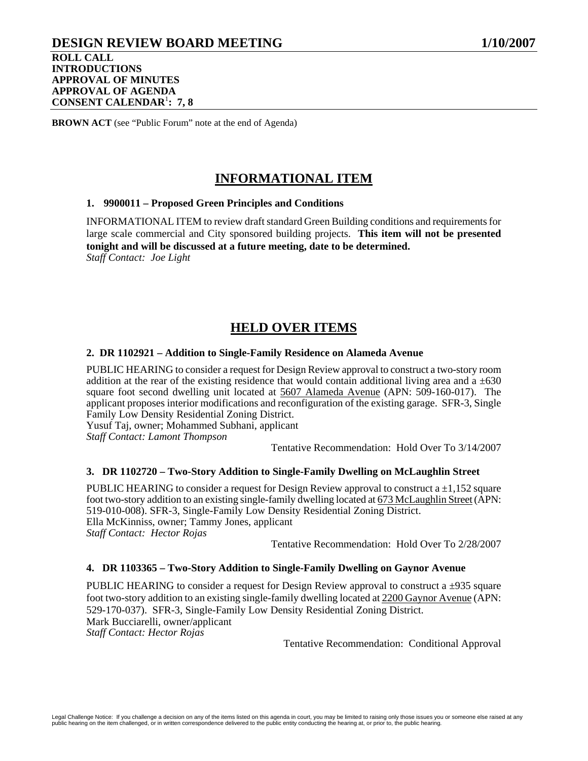# DESIGN REVIEW BOARD MEETING 1/10/2007

**ROLL CALL**
**INTRODUCTIONS**
**APPROVAL OF MINUTES**
**APPROVAL OF AGENDA**
**CONSENT CALENDAR[1]: 7, 8**

**BROWN ACT** (see "Public Forum" note at the end of Agenda)

## INFORMATIONAL ITEM

### 1. 9900011 – Proposed Green Principles and Conditions

INFORMATIONAL ITEM to review draft standard Green Building conditions and requirements for large scale commercial and City sponsored building projects. **This item will not be presented tonight and will be discussed at a future meeting, date to be determined.**
*Staff Contact: Joe Light*

## HELD OVER ITEMS

### 2. DR 1102921 – Addition to Single-Family Residence on Alameda Avenue

PUBLIC HEARING to consider a request for Design Review approval to construct a two-story room addition at the rear of the existing residence that would contain additional living area and a ±630 square foot second dwelling unit located at 5607 Alameda Avenue (APN: 509-160-017). The applicant proposes interior modifications and reconfiguration of the existing garage. SFR-3, Single Family Low Density Residential Zoning District.
Yusuf Taj, owner; Mohammed Subhani, applicant
*Staff Contact: Lamont Thompson*

Tentative Recommendation: Hold Over To 3/14/2007

### 3. DR 1102720 – Two-Story Addition to Single-Family Dwelling on McLaughlin Street

PUBLIC HEARING to consider a request for Design Review approval to construct a ±1,152 square foot two-story addition to an existing single-family dwelling located at 673 McLaughlin Street (APN: 519-010-008). SFR-3, Single-Family Low Density Residential Zoning District.
Ella McKinniss, owner; Tammy Jones, applicant
*Staff Contact: Hector Rojas*

Tentative Recommendation: Hold Over To 2/28/2007

### 4. DR 1103365 – Two-Story Addition to Single-Family Dwelling on Gaynor Avenue

PUBLIC HEARING to consider a request for Design Review approval to construct a ±935 square foot two-story addition to an existing single-family dwelling located at 2200 Gaynor Avenue (APN: 529-170-037). SFR-3, Single-Family Low Density Residential Zoning District.
Mark Bucciarelli, owner/applicant
*Staff Contact: Hector Rojas*

Tentative Recommendation: Conditional Approval

Legal Challenge Notice: If you challenge a decision on any of the items listed on this agenda in court, you may be limited to raising only those issues you or someone else raised at any public hearing on the item challenged, or in written correspondence delivered to the public entity conducting the hearing at, or prior to, the public hearing.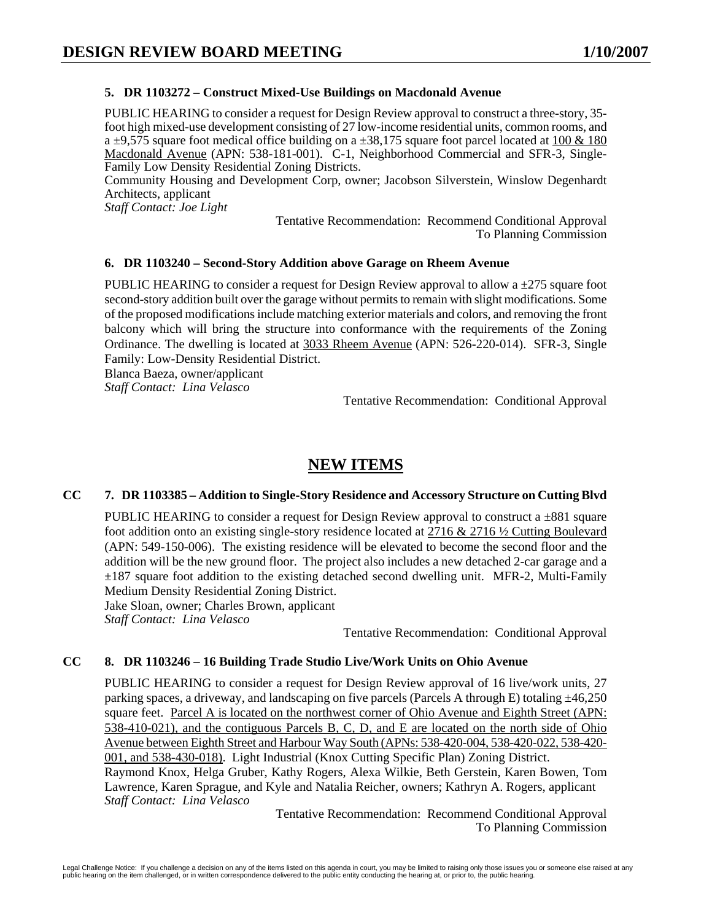### 5. DR 1103272 – Construct Mixed-Use Buildings on Macdonald Avenue

PUBLIC HEARING to consider a request for Design Review approval to construct a three-story, 35-foot high mixed-use development consisting of 27 low-income residential units, common rooms, and a ±9,575 square foot medical office building on a ±38,175 square foot parcel located at 100 & 180 Macdonald Avenue (APN: 538-181-001). C-1, Neighborhood Commercial and SFR-3, Single-Family Low Density Residential Zoning Districts.

Community Housing and Development Corp, owner; Jacobson Silverstein, Winslow Degenhardt Architects, applicant

*Staff Contact: Joe Light*

Tentative Recommendation: Recommend Conditional Approval To Planning Commission

### 6. DR 1103240 – Second-Story Addition above Garage on Rheem Avenue

PUBLIC HEARING to consider a request for Design Review approval to allow a ±275 square foot second-story addition built over the garage without permits to remain with slight modifications. Some of the proposed modifications include matching exterior materials and colors, and removing the front balcony which will bring the structure into conformance with the requirements of the Zoning Ordinance. The dwelling is located at 3033 Rheem Avenue (APN: 526-220-014). SFR-3, Single Family: Low-Density Residential District.

Blanca Baeza, owner/applicant

*Staff Contact: Lina Velasco*

Tentative Recommendation: Conditional Approval

## NEW ITEMS

### CC 7. DR 1103385 – Addition to Single-Story Residence and Accessory Structure on Cutting Blvd

PUBLIC HEARING to consider a request for Design Review approval to construct a ±881 square foot addition onto an existing single-story residence located at 2716 & 2716 ½ Cutting Boulevard (APN: 549-150-006). The existing residence will be elevated to become the second floor and the addition will be the new ground floor. The project also includes a new detached 2-car garage and a ±187 square foot addition to the existing detached second dwelling unit. MFR-2, Multi-Family Medium Density Residential Zoning District.

Jake Sloan, owner; Charles Brown, applicant

*Staff Contact: Lina Velasco*

Tentative Recommendation: Conditional Approval

### CC 8. DR 1103246 – 16 Building Trade Studio Live/Work Units on Ohio Avenue

PUBLIC HEARING to consider a request for Design Review approval of 16 live/work units, 27 parking spaces, a driveway, and landscaping on five parcels (Parcels A through E) totaling ±46,250 square feet. Parcel A is located on the northwest corner of Ohio Avenue and Eighth Street (APN: 538-410-021), and the contiguous Parcels B, C, D, and E are located on the north side of Ohio Avenue between Eighth Street and Harbour Way South (APNs: 538-420-004, 538-420-022, 538-420-001, and 538-430-018). Light Industrial (Knox Cutting Specific Plan) Zoning District.

Raymond Knox, Helga Gruber, Kathy Rogers, Alexa Wilkie, Beth Gerstein, Karen Bowen, Tom Lawrence, Karen Sprague, and Kyle and Natalia Reicher, owners; Kathryn A. Rogers, applicant

*Staff Contact: Lina Velasco*

Tentative Recommendation: Recommend Conditional Approval To Planning Commission

Legal Challenge Notice: If you challenge a decision on any of the items listed on this agenda in court, you may be limited to raising only those issues you or someone else raised at any public hearing on the item challenged, or in written correspondence delivered to the public entity conducting the hearing at, or prior to, the public hearing.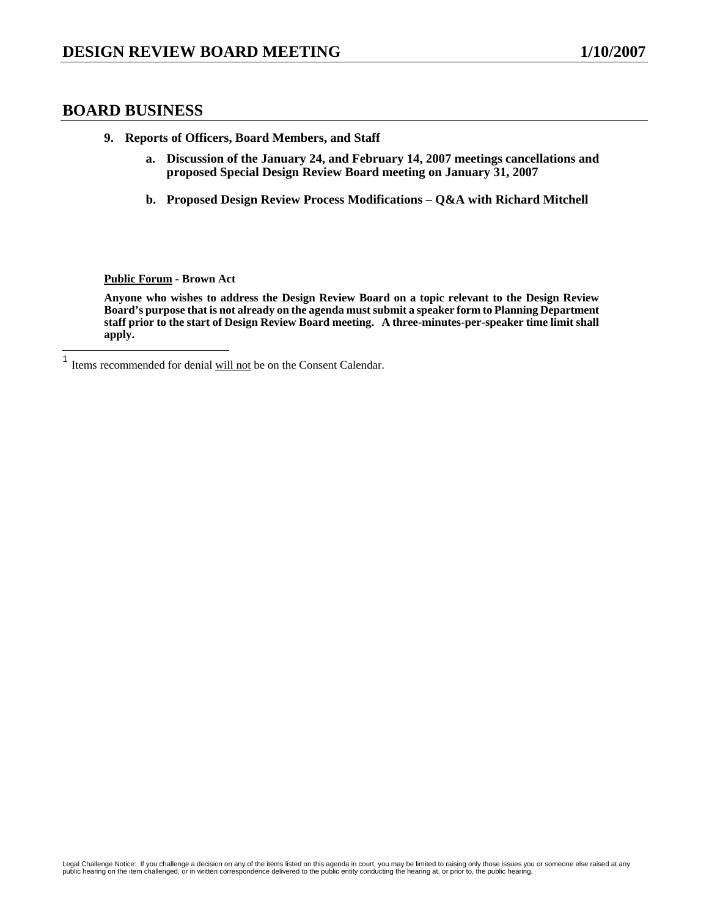## BOARD BUSINESS

**9. Reports of Officers, Board Members, and Staff**

**a. Discussion of the January 24, and February 14, 2007 meetings cancellations and proposed Special Design Review Board meeting on January 31, 2007**

**b. Proposed Design Review Process Modifications – Q&A with Richard Mitchell**

**Public Forum - Brown Act**

**Anyone who wishes to address the Design Review Board on a topic relevant to the Design Review Board's purpose that is not already on the agenda must submit a speaker form to Planning Department staff prior to the start of Design Review Board meeting. A three-minutes-per-speaker time limit shall apply.**

[1] Items recommended for denial will not be on the Consent Calendar.

Legal Challenge Notice: If you challenge a decision on any of the items listed on this agenda in court, you may be limited to raising only those issues you or someone else raised at any public hearing on the item challenged, or in written correspondence delivered to the public entity conducting the hearing at, or prior to, the public hearing.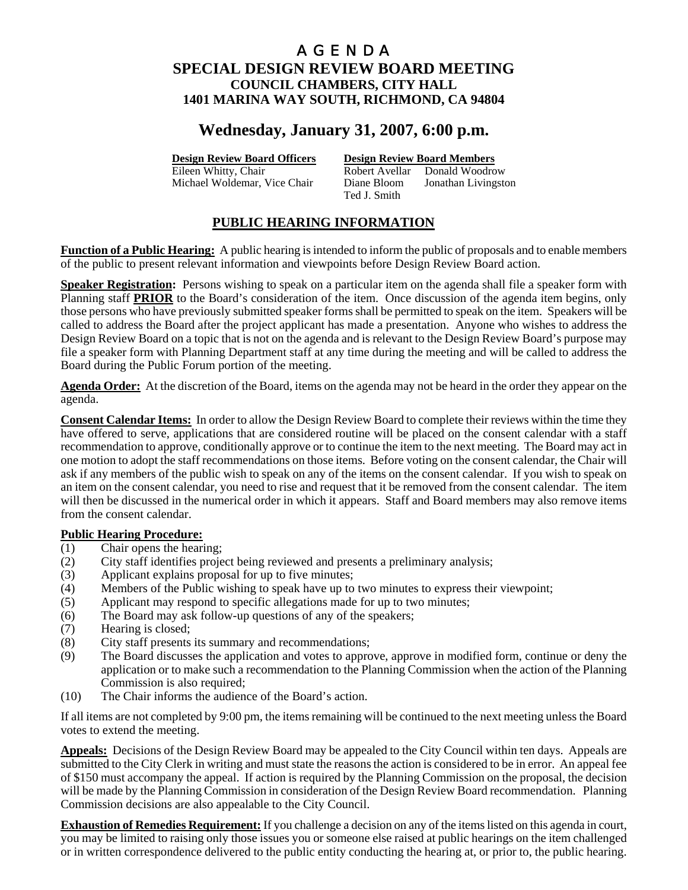# A G E N D A

## SPECIAL DESIGN REVIEW BOARD MEETING

### COUNCIL CHAMBERS, CITY HALL

### 1401 MARINA WAY SOUTH, RICHMOND, CA 94804

## Wednesday, January 31, 2007, 6:00 p.m.

| **Design Review Board Officers** | **Design Review Board Members** | |
|---|---|---|
| Eileen Whitty, Chair | Robert Avellar | Donald Woodrow |
| Michael Woldemar, Vice Chair | Diane Bloom | Jonathan Livingston |
| | Ted J. Smith | |

## PUBLIC HEARING INFORMATION

**Function of a Public Hearing:** A public hearing is intended to inform the public of proposals and to enable members of the public to present relevant information and viewpoints before Design Review Board action.

**Speaker Registration:** Persons wishing to speak on a particular item on the agenda shall file a speaker form with Planning staff **PRIOR** to the Board's consideration of the item. Once discussion of the agenda item begins, only those persons who have previously submitted speaker forms shall be permitted to speak on the item. Speakers will be called to address the Board after the project applicant has made a presentation. Anyone who wishes to address the Design Review Board on a topic that is not on the agenda and is relevant to the Design Review Board's purpose may file a speaker form with Planning Department staff at any time during the meeting and will be called to address the Board during the Public Forum portion of the meeting.

**Agenda Order:** At the discretion of the Board, items on the agenda may not be heard in the order they appear on the agenda.

**Consent Calendar Items:** In order to allow the Design Review Board to complete their reviews within the time they have offered to serve, applications that are considered routine will be placed on the consent calendar with a staff recommendation to approve, conditionally approve or to continue the item to the next meeting. The Board may act in one motion to adopt the staff recommendations on those items. Before voting on the consent calendar, the Chair will ask if any members of the public wish to speak on any of the items on the consent calendar. If you wish to speak on an item on the consent calendar, you need to rise and request that it be removed from the consent calendar. The item will then be discussed in the numerical order in which it appears. Staff and Board members may also remove items from the consent calendar.

**Public Hearing Procedure:**

(1) Chair opens the hearing;
(2) City staff identifies project being reviewed and presents a preliminary analysis;
(3) Applicant explains proposal for up to five minutes;
(4) Members of the Public wishing to speak have up to two minutes to express their viewpoint;
(5) Applicant may respond to specific allegations made for up to two minutes;
(6) The Board may ask follow-up questions of any of the speakers;
(7) Hearing is closed;
(8) City staff presents its summary and recommendations;
(9) The Board discusses the application and votes to approve, approve in modified form, continue or deny the application or to make such a recommendation to the Planning Commission when the action of the Planning Commission is also required;
(10) The Chair informs the audience of the Board's action.

If all items are not completed by 9:00 pm, the items remaining will be continued to the next meeting unless the Board votes to extend the meeting.

**Appeals:** Decisions of the Design Review Board may be appealed to the City Council within ten days. Appeals are submitted to the City Clerk in writing and must state the reasons the action is considered to be in error. An appeal fee of $150 must accompany the appeal. If action is required by the Planning Commission on the proposal, the decision will be made by the Planning Commission in consideration of the Design Review Board recommendation. Planning Commission decisions are also appealable to the City Council.

**Exhaustion of Remedies Requirement:** If you challenge a decision on any of the items listed on this agenda in court, you may be limited to raising only those issues you or someone else raised at public hearings on the item challenged or in written correspondence delivered to the public entity conducting the hearing at, or prior to, the public hearing.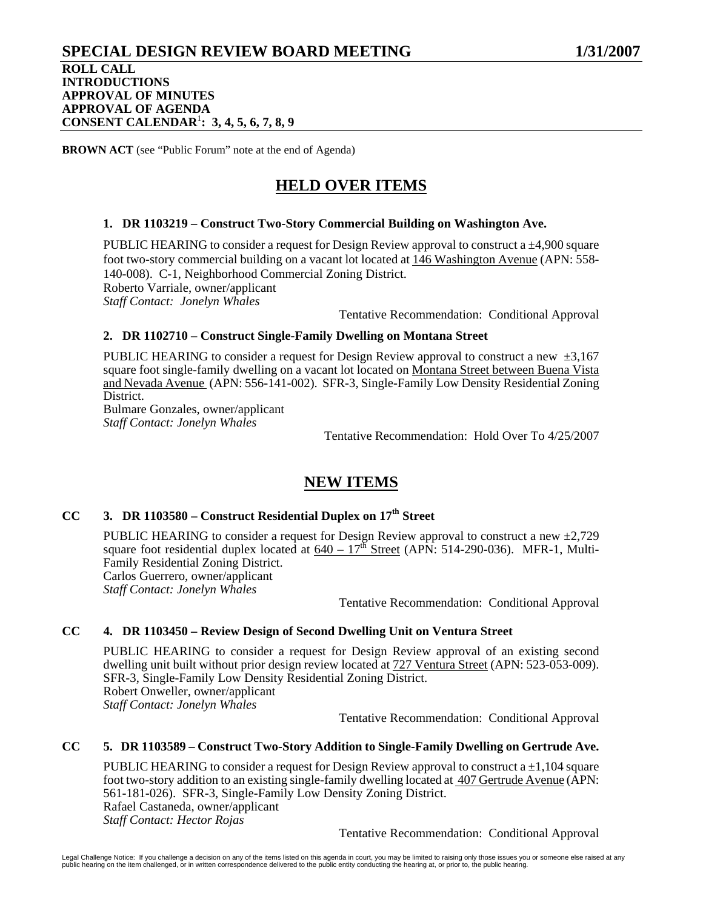# SPECIAL DESIGN REVIEW BOARD MEETING 1/31/2007

**ROLL CALL**
**INTRODUCTIONS**
**APPROVAL OF MINUTES**
**APPROVAL OF AGENDA**
**CONSENT CALENDAR[1]: 3, 4, 5, 6, 7, 8, 9**

**BROWN ACT** (see "Public Forum" note at the end of Agenda)

## HELD OVER ITEMS

### 1. DR 1103219 – Construct Two-Story Commercial Building on Washington Ave.

PUBLIC HEARING to consider a request for Design Review approval to construct a ±4,900 square foot two-story commercial building on a vacant lot located at 146 Washington Avenue (APN: 558-140-008). C-1, Neighborhood Commercial Zoning District.
Roberto Varriale, owner/applicant
*Staff Contact: Jonelyn Whales*

Tentative Recommendation: Conditional Approval

### 2. DR 1102710 – Construct Single-Family Dwelling on Montana Street

PUBLIC HEARING to consider a request for Design Review approval to construct a new ±3,167 square foot single-family dwelling on a vacant lot located on Montana Street between Buena Vista and Nevada Avenue (APN: 556-141-002). SFR-3, Single-Family Low Density Residential Zoning District.
Bulmare Gonzales, owner/applicant
*Staff Contact: Jonelyn Whales*

Tentative Recommendation: Hold Over To 4/25/2007

## NEW ITEMS

### CC 3. DR 1103580 – Construct Residential Duplex on 17th Street

PUBLIC HEARING to consider a request for Design Review approval to construct a new ±2,729 square foot residential duplex located at 640 – 17th Street (APN: 514-290-036). MFR-1, Multi-Family Residential Zoning District.
Carlos Guerrero, owner/applicant
*Staff Contact: Jonelyn Whales*

Tentative Recommendation: Conditional Approval

### CC 4. DR 1103450 – Review Design of Second Dwelling Unit on Ventura Street

PUBLIC HEARING to consider a request for Design Review approval of an existing second dwelling unit built without prior design review located at 727 Ventura Street (APN: 523-053-009). SFR-3, Single-Family Low Density Residential Zoning District.
Robert Onweller, owner/applicant
*Staff Contact: Jonelyn Whales*

Tentative Recommendation: Conditional Approval

### CC 5. DR 1103589 – Construct Two-Story Addition to Single-Family Dwelling on Gertrude Ave.

PUBLIC HEARING to consider a request for Design Review approval to construct a ±1,104 square foot two-story addition to an existing single-family dwelling located at 407 Gertrude Avenue (APN: 561-181-026). SFR-3, Single-Family Low Density Zoning District.
Rafael Castaneda, owner/applicant
*Staff Contact: Hector Rojas*

Tentative Recommendation: Conditional Approval

Legal Challenge Notice: If you challenge a decision on any of the items listed on this agenda in court, you may be limited to raising only those issues you or someone else raised at any public hearing on the item challenged, or in written correspondence delivered to the public entity conducting the hearing at, or prior to, the public hearing.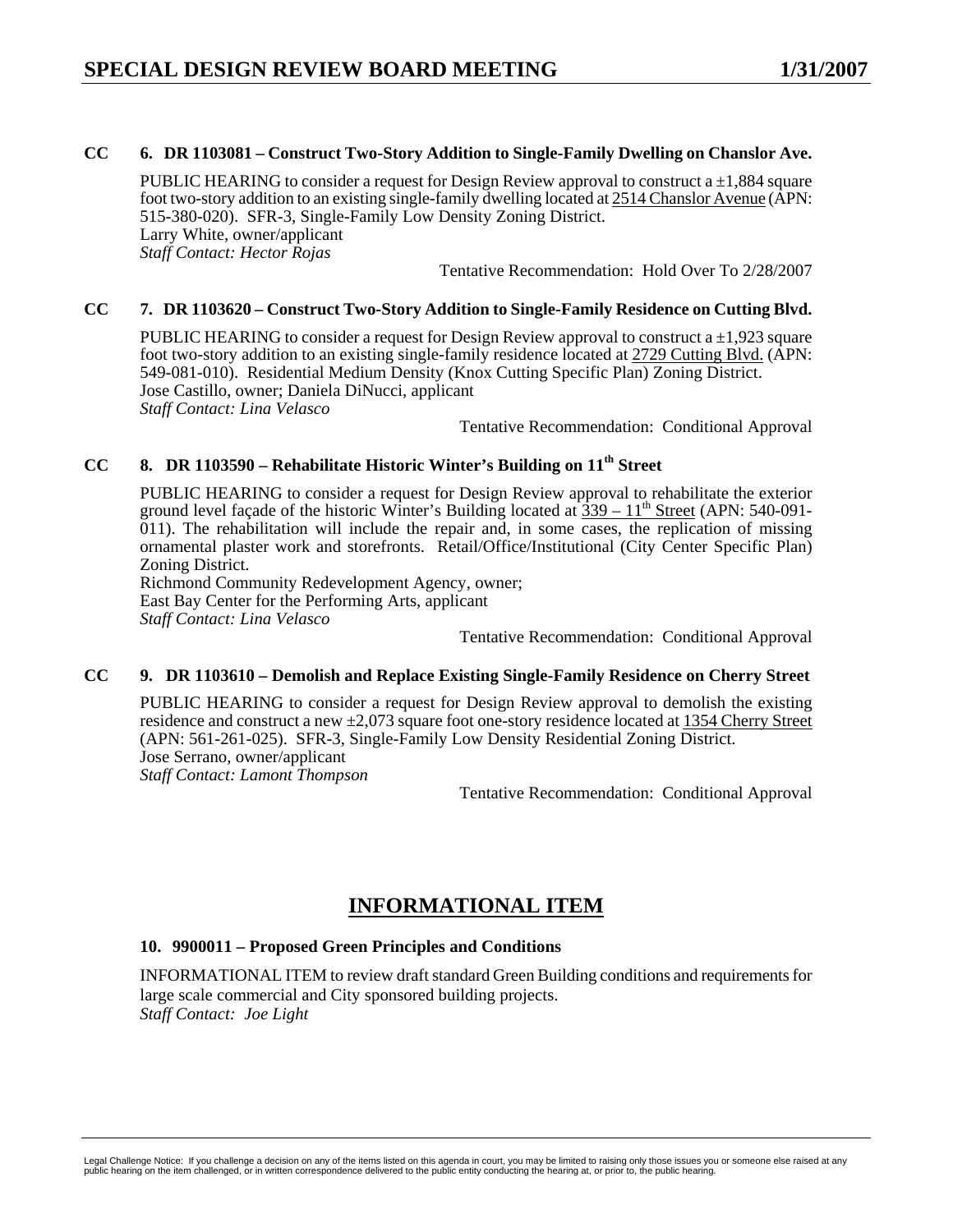**CC 6. DR 1103081 – Construct Two-Story Addition to Single-Family Dwelling on Chanslor Ave.**

PUBLIC HEARING to consider a request for Design Review approval to construct a ±1,884 square foot two-story addition to an existing single-family dwelling located at 2514 Chanslor Avenue (APN: 515-380-020). SFR-3, Single-Family Low Density Zoning District.
Larry White, owner/applicant
*Staff Contact: Hector Rojas*

Tentative Recommendation: Hold Over To 2/28/2007

**CC 7. DR 1103620 – Construct Two-Story Addition to Single-Family Residence on Cutting Blvd.**

PUBLIC HEARING to consider a request for Design Review approval to construct a ±1,923 square foot two-story addition to an existing single-family residence located at 2729 Cutting Blvd. (APN: 549-081-010). Residential Medium Density (Knox Cutting Specific Plan) Zoning District.
Jose Castillo, owner; Daniela DiNucci, applicant
*Staff Contact: Lina Velasco*

Tentative Recommendation: Conditional Approval

**CC 8. DR 1103590 – Rehabilitate Historic Winter's Building on 11th Street**

PUBLIC HEARING to consider a request for Design Review approval to rehabilitate the exterior ground level façade of the historic Winter's Building located at 339 – 11th Street (APN: 540-091-011). The rehabilitation will include the repair and, in some cases, the replication of missing ornamental plaster work and storefronts. Retail/Office/Institutional (City Center Specific Plan) Zoning District.
Richmond Community Redevelopment Agency, owner;
East Bay Center for the Performing Arts, applicant
*Staff Contact: Lina Velasco*

Tentative Recommendation: Conditional Approval

**CC 9. DR 1103610 – Demolish and Replace Existing Single-Family Residence on Cherry Street**

PUBLIC HEARING to consider a request for Design Review approval to demolish the existing residence and construct a new ±2,073 square foot one-story residence located at 1354 Cherry Street (APN: 561-261-025). SFR-3, Single-Family Low Density Residential Zoning District.
Jose Serrano, owner/applicant
*Staff Contact: Lamont Thompson*

Tentative Recommendation: Conditional Approval

## INFORMATIONAL ITEM

**10. 9900011 – Proposed Green Principles and Conditions**

INFORMATIONAL ITEM to review draft standard Green Building conditions and requirements for large scale commercial and City sponsored building projects.
*Staff Contact: Joe Light*

Legal Challenge Notice: If you challenge a decision on any of the items listed on this agenda in court, you may be limited to raising only those issues you or someone else raised at any public hearing on the item challenged, or in written correspondence delivered to the public entity conducting the hearing at, or prior to, the public hearing.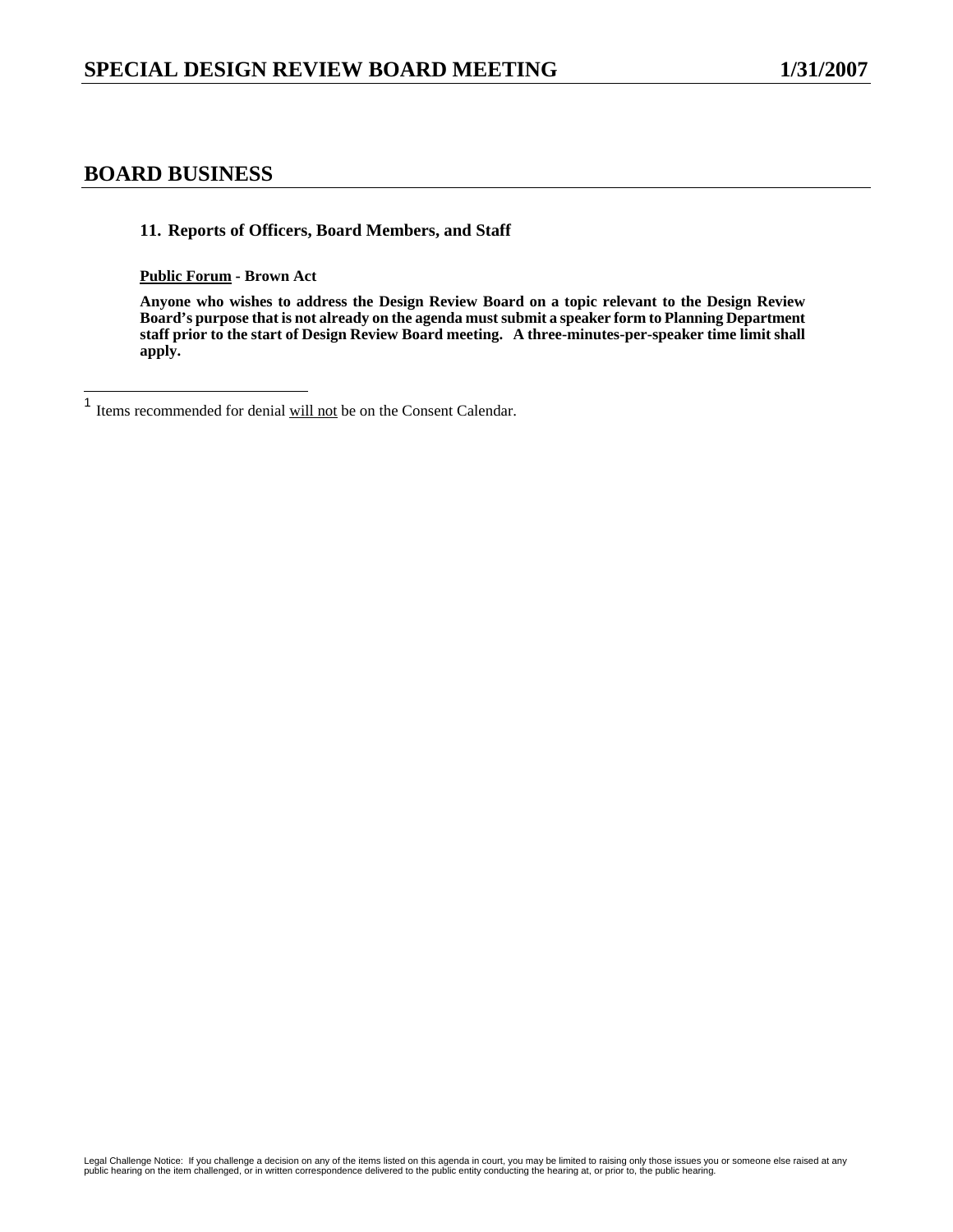# BOARD BUSINESS

**11. Reports of Officers, Board Members, and Staff**

**Public Forum - Brown Act**

**Anyone who wishes to address the Design Review Board on a topic relevant to the Design Review Board's purpose that is not already on the agenda must submit a speaker form to Planning Department staff prior to the start of Design Review Board meeting. A three-minutes-per-speaker time limit shall apply.**

---

[1] Items recommended for denial will not be on the Consent Calendar.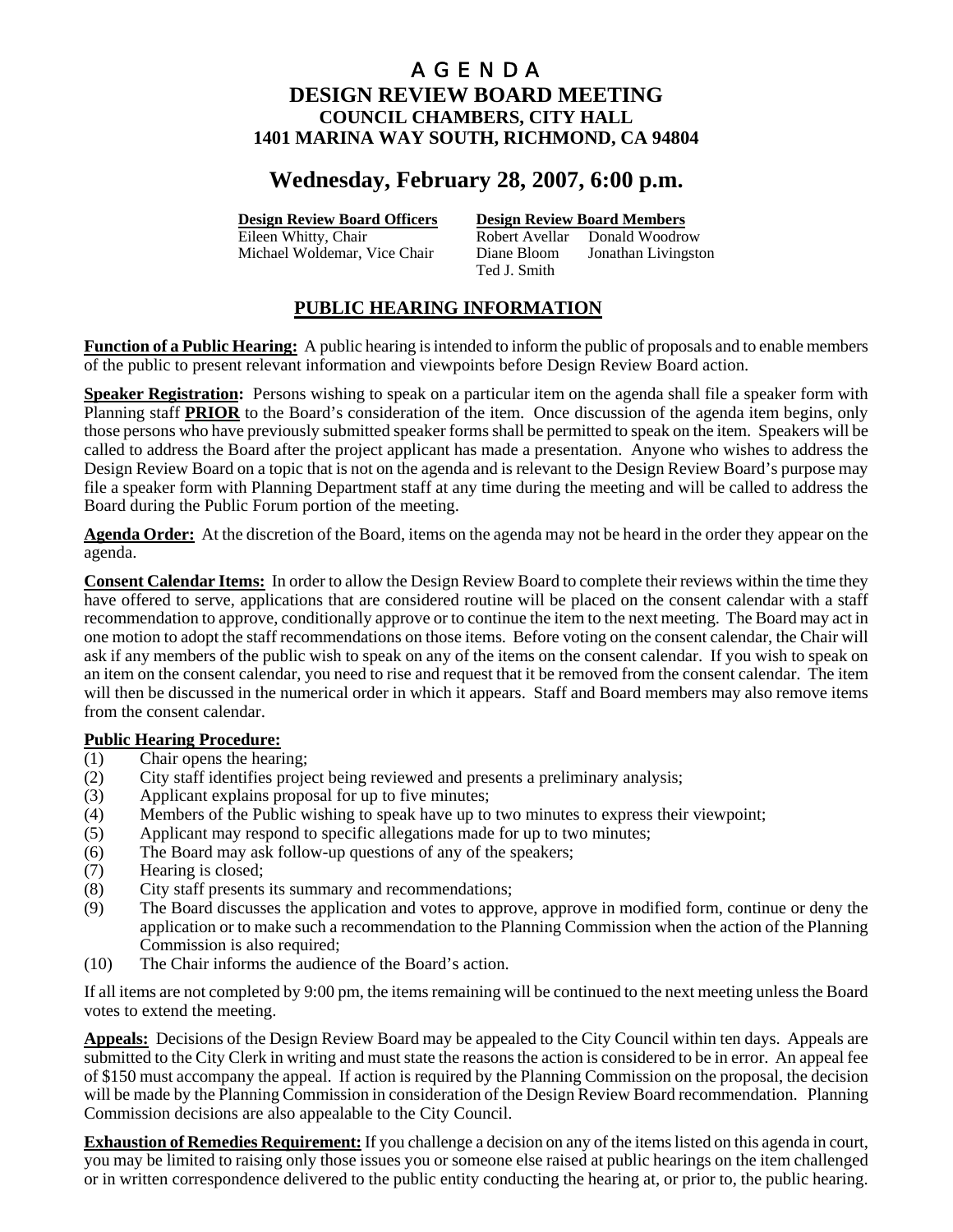# A G E N D A

## DESIGN REVIEW BOARD MEETING

### COUNCIL CHAMBERS, CITY HALL
### 1401 MARINA WAY SOUTH, RICHMOND, CA 94804

## Wednesday, February 28, 2007, 6:00 p.m.

| **Design Review Board Officers** | **Design Review Board Members** | |
|---|---|---|
| Eileen Whitty, Chair | Robert Avellar | Donald Woodrow |
| Michael Woldemar, Vice Chair | Diane Bloom | Jonathan Livingston |
| | Ted J. Smith | |

## PUBLIC HEARING INFORMATION

**Function of a Public Hearing:** A public hearing is intended to inform the public of proposals and to enable members of the public to present relevant information and viewpoints before Design Review Board action.

**Speaker Registration:** Persons wishing to speak on a particular item on the agenda shall file a speaker form with Planning staff **PRIOR** to the Board's consideration of the item. Once discussion of the agenda item begins, only those persons who have previously submitted speaker forms shall be permitted to speak on the item. Speakers will be called to address the Board after the project applicant has made a presentation. Anyone who wishes to address the Design Review Board on a topic that is not on the agenda and is relevant to the Design Review Board's purpose may file a speaker form with Planning Department staff at any time during the meeting and will be called to address the Board during the Public Forum portion of the meeting.

**Agenda Order:** At the discretion of the Board, items on the agenda may not be heard in the order they appear on the agenda.

**Consent Calendar Items:** In order to allow the Design Review Board to complete their reviews within the time they have offered to serve, applications that are considered routine will be placed on the consent calendar with a staff recommendation to approve, conditionally approve or to continue the item to the next meeting. The Board may act in one motion to adopt the staff recommendations on those items. Before voting on the consent calendar, the Chair will ask if any members of the public wish to speak on any of the items on the consent calendar. If you wish to speak on an item on the consent calendar, you need to rise and request that it be removed from the consent calendar. The item will then be discussed in the numerical order in which it appears. Staff and Board members may also remove items from the consent calendar.

**Public Hearing Procedure:**

(1) Chair opens the hearing;
(2) City staff identifies project being reviewed and presents a preliminary analysis;
(3) Applicant explains proposal for up to five minutes;
(4) Members of the Public wishing to speak have up to two minutes to express their viewpoint;
(5) Applicant may respond to specific allegations made for up to two minutes;
(6) The Board may ask follow-up questions of any of the speakers;
(7) Hearing is closed;
(8) City staff presents its summary and recommendations;
(9) The Board discusses the application and votes to approve, approve in modified form, continue or deny the application or to make such a recommendation to the Planning Commission when the action of the Planning Commission is also required;
(10) The Chair informs the audience of the Board's action.

If all items are not completed by 9:00 pm, the items remaining will be continued to the next meeting unless the Board votes to extend the meeting.

**Appeals:** Decisions of the Design Review Board may be appealed to the City Council within ten days. Appeals are submitted to the City Clerk in writing and must state the reasons the action is considered to be in error. An appeal fee of $150 must accompany the appeal. If action is required by the Planning Commission on the proposal, the decision will be made by the Planning Commission in consideration of the Design Review Board recommendation. Planning Commission decisions are also appealable to the City Council.

**Exhaustion of Remedies Requirement:** If you challenge a decision on any of the items listed on this agenda in court, you may be limited to raising only those issues you or someone else raised at public hearings on the item challenged or in written correspondence delivered to the public entity conducting the hearing at, or prior to, the public hearing.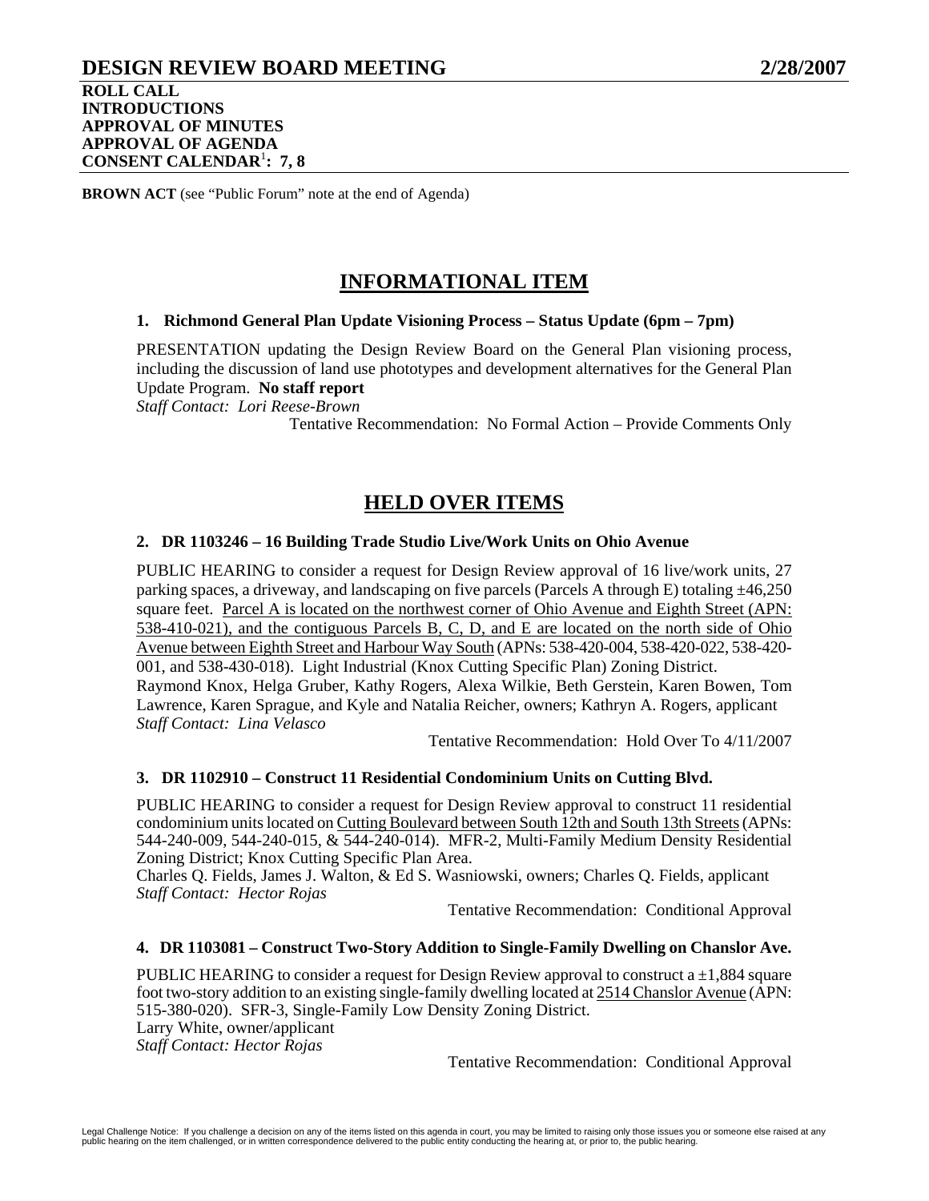# DESIGN REVIEW BOARD MEETING 2/28/2007

**ROLL CALL**
**INTRODUCTIONS**
**APPROVAL OF MINUTES**
**APPROVAL OF AGENDA**
**CONSENT CALENDAR[1]: 7, 8**

**BROWN ACT** (see "Public Forum" note at the end of Agenda)

## INFORMATIONAL ITEM

### 1. Richmond General Plan Update Visioning Process – Status Update (6pm – 7pm)

PRESENTATION updating the Design Review Board on the General Plan visioning process, including the discussion of land use phototypes and development alternatives for the General Plan Update Program. **No staff report**
*Staff Contact: Lori Reese-Brown*

Tentative Recommendation: No Formal Action – Provide Comments Only

## HELD OVER ITEMS

### 2. DR 1103246 – 16 Building Trade Studio Live/Work Units on Ohio Avenue

PUBLIC HEARING to consider a request for Design Review approval of 16 live/work units, 27 parking spaces, a driveway, and landscaping on five parcels (Parcels A through E) totaling ±46,250 square feet. Parcel A is located on the northwest corner of Ohio Avenue and Eighth Street (APN: 538-410-021), and the contiguous Parcels B, C, D, and E are located on the north side of Ohio Avenue between Eighth Street and Harbour Way South (APNs: 538-420-004, 538-420-022, 538-420-001, and 538-430-018). Light Industrial (Knox Cutting Specific Plan) Zoning District.
Raymond Knox, Helga Gruber, Kathy Rogers, Alexa Wilkie, Beth Gerstein, Karen Bowen, Tom Lawrence, Karen Sprague, and Kyle and Natalia Reicher, owners; Kathryn A. Rogers, applicant
*Staff Contact: Lina Velasco*

Tentative Recommendation: Hold Over To 4/11/2007

### 3. DR 1102910 – Construct 11 Residential Condominium Units on Cutting Blvd.

PUBLIC HEARING to consider a request for Design Review approval to construct 11 residential condominium units located on Cutting Boulevard between South 12th and South 13th Streets (APNs: 544-240-009, 544-240-015, & 544-240-014). MFR-2, Multi-Family Medium Density Residential Zoning District; Knox Cutting Specific Plan Area.
Charles Q. Fields, James J. Walton, & Ed S. Wasniowski, owners; Charles Q. Fields, applicant
*Staff Contact: Hector Rojas*

Tentative Recommendation: Conditional Approval

### 4. DR 1103081 – Construct Two-Story Addition to Single-Family Dwelling on Chanslor Ave.

PUBLIC HEARING to consider a request for Design Review approval to construct a ±1,884 square foot two-story addition to an existing single-family dwelling located at 2514 Chanslor Avenue (APN: 515-380-020). SFR-3, Single-Family Low Density Zoning District.
Larry White, owner/applicant
*Staff Contact: Hector Rojas*

Tentative Recommendation: Conditional Approval

Legal Challenge Notice: If you challenge a decision on any of the items listed on this agenda in court, you may be limited to raising only those issues you or someone else raised at any public hearing on the item challenged, or in written correspondence delivered to the public entity conducting the hearing at, or prior to, the public hearing.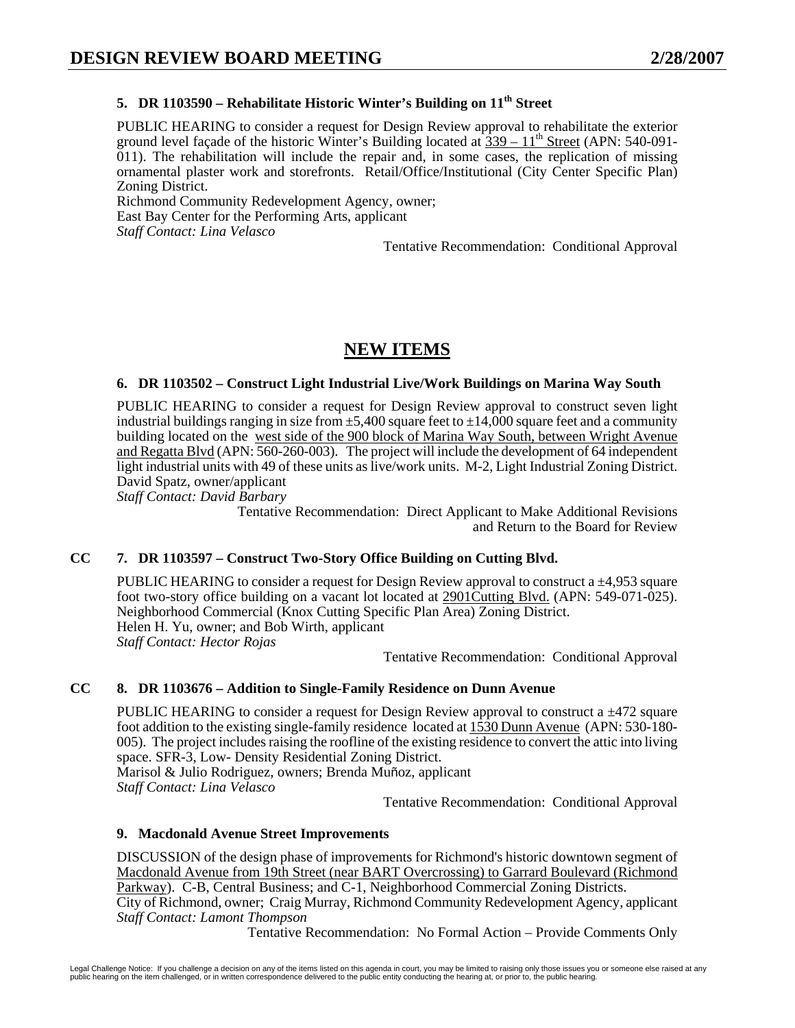**5. DR 1103590 – Rehabilitate Historic Winter's Building on 11th Street**

PUBLIC HEARING to consider a request for Design Review approval to rehabilitate the exterior ground level façade of the historic Winter's Building located at 339 – 11th Street (APN: 540-091-011). The rehabilitation will include the repair and, in some cases, the replication of missing ornamental plaster work and storefronts. Retail/Office/Institutional (City Center Specific Plan) Zoning District.
Richmond Community Redevelopment Agency, owner;
East Bay Center for the Performing Arts, applicant
*Staff Contact: Lina Velasco*

Tentative Recommendation: Conditional Approval

## NEW ITEMS

**6. DR 1103502 – Construct Light Industrial Live/Work Buildings on Marina Way South**

PUBLIC HEARING to consider a request for Design Review approval to construct seven light industrial buildings ranging in size from ±5,400 square feet to ±14,000 square feet and a community building located on the west side of the 900 block of Marina Way South, between Wright Avenue and Regatta Blvd (APN: 560-260-003). The project will include the development of 64 independent light industrial units with 49 of these units as live/work units. M-2, Light Industrial Zoning District.
David Spatz, owner/applicant
*Staff Contact: David Barbary*

Tentative Recommendation: Direct Applicant to Make Additional Revisions and Return to the Board for Review

**CC 7. DR 1103597 – Construct Two-Story Office Building on Cutting Blvd.**

PUBLIC HEARING to consider a request for Design Review approval to construct a ±4,953 square foot two-story office building on a vacant lot located at 2901Cutting Blvd. (APN: 549-071-025). Neighborhood Commercial (Knox Cutting Specific Plan Area) Zoning District.
Helen H. Yu, owner; and Bob Wirth, applicant
*Staff Contact: Hector Rojas*

Tentative Recommendation: Conditional Approval

**CC 8. DR 1103676 – Addition to Single-Family Residence on Dunn Avenue**

PUBLIC HEARING to consider a request for Design Review approval to construct a ±472 square foot addition to the existing single-family residence located at 1530 Dunn Avenue (APN: 530-180-005). The project includes raising the roofline of the existing residence to convert the attic into living space. SFR-3, Low- Density Residential Zoning District.
Marisol & Julio Rodriguez, owners; Brenda Muñoz, applicant
*Staff Contact: Lina Velasco*

Tentative Recommendation: Conditional Approval

**9. Macdonald Avenue Street Improvements**

DISCUSSION of the design phase of improvements for Richmond's historic downtown segment of Macdonald Avenue from 19th Street (near BART Overcrossing) to Garrard Boulevard (Richmond Parkway). C-B, Central Business; and C-1, Neighborhood Commercial Zoning Districts.
City of Richmond, owner; Craig Murray, Richmond Community Redevelopment Agency, applicant
*Staff Contact: Lamont Thompson*

Tentative Recommendation: No Formal Action – Provide Comments Only

Legal Challenge Notice: If you challenge a decision on any of the items listed on this agenda in court, you may be limited to raising only those issues you or someone else raised at any public hearing on the item challenged, or in written correspondence delivered to the public entity conducting the hearing at, or prior to, the public hearing.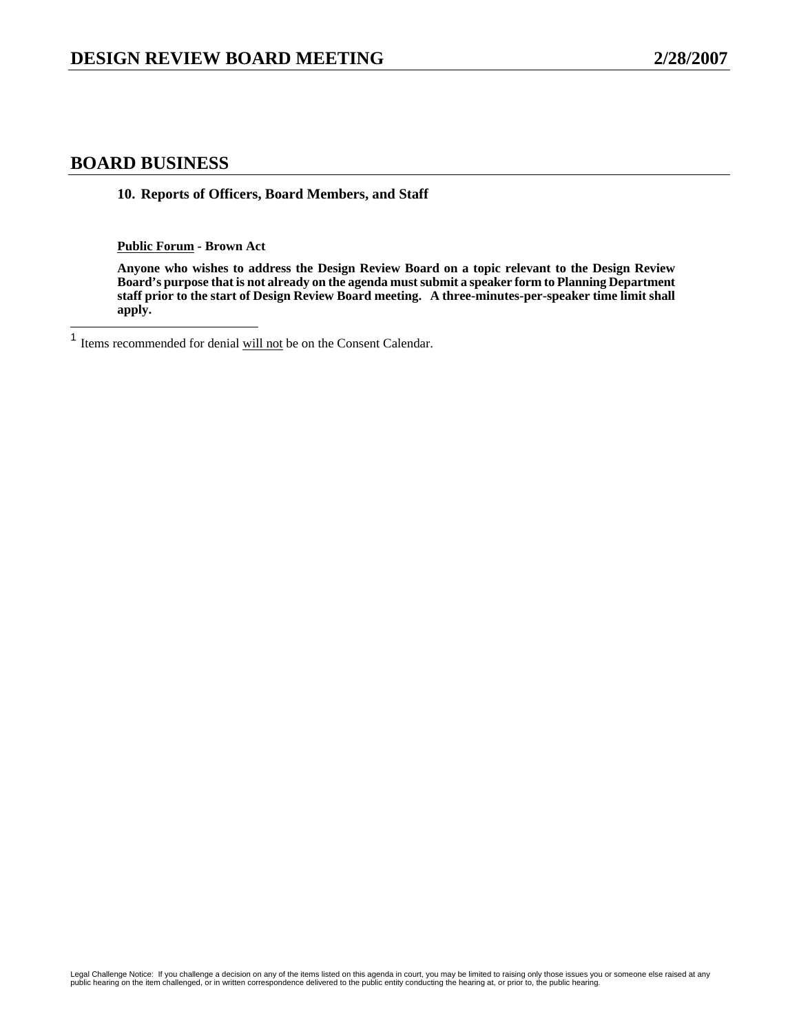## BOARD BUSINESS

**10. Reports of Officers, Board Members, and Staff**

**Public Forum - Brown Act**

**Anyone who wishes to address the Design Review Board on a topic relevant to the Design Review Board's purpose that is not already on the agenda must submit a speaker form to Planning Department staff prior to the start of Design Review Board meeting. A three-minutes-per-speaker time limit shall apply.**

---

[1] Items recommended for denial will not be on the Consent Calendar.

Legal Challenge Notice: If you challenge a decision on any of the items listed on this agenda in court, you may be limited to raising only those issues you or someone else raised at any public hearing on the item challenged, or in written correspondence delivered to the public entity conducting the hearing at, or prior to, the public hearing.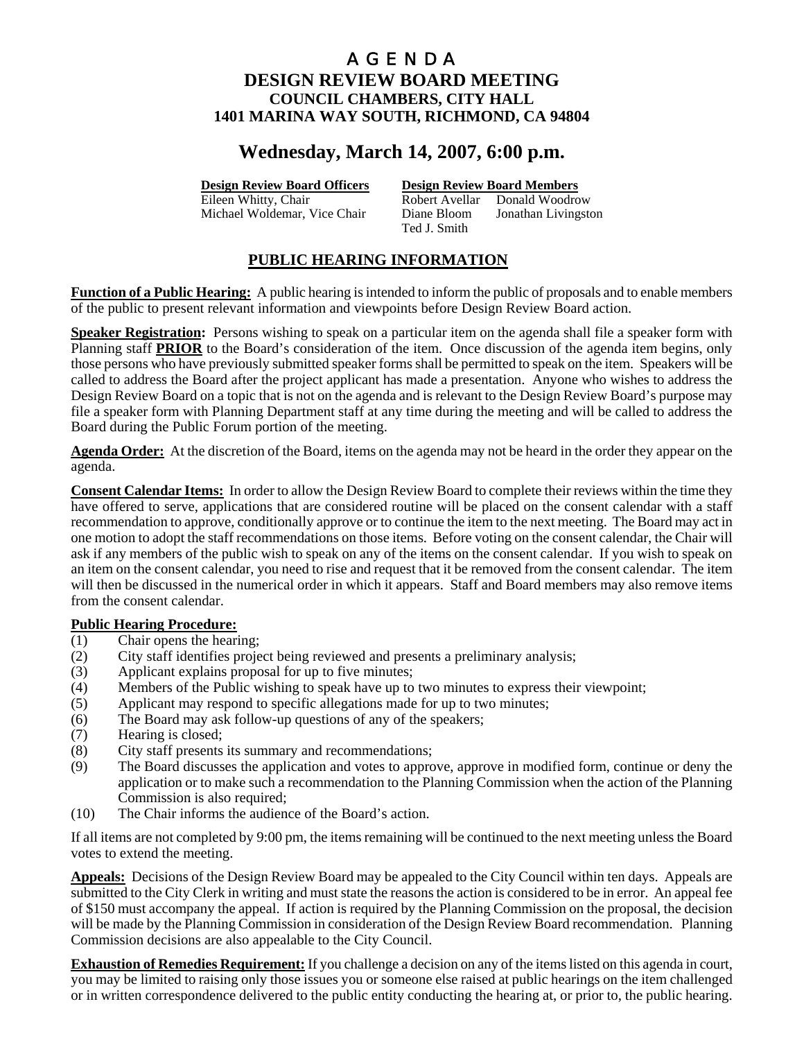# A G E N D A

## DESIGN REVIEW BOARD MEETING

### COUNCIL CHAMBERS, CITY HALL
### 1401 MARINA WAY SOUTH, RICHMOND, CA 94804

## Wednesday, March 14, 2007, 6:00 p.m.

| **Design Review Board Officers** | **Design Review Board Members** | |
|---|---|---|
| Eileen Whitty, Chair | Robert Avellar | Donald Woodrow |
| Michael Woldemar, Vice Chair | Diane Bloom | Jonathan Livingston |
| | Ted J. Smith | |

## PUBLIC HEARING INFORMATION

**Function of a Public Hearing:** A public hearing is intended to inform the public of proposals and to enable members of the public to present relevant information and viewpoints before Design Review Board action.

**Speaker Registration:** Persons wishing to speak on a particular item on the agenda shall file a speaker form with Planning staff **PRIOR** to the Board's consideration of the item. Once discussion of the agenda item begins, only those persons who have previously submitted speaker forms shall be permitted to speak on the item. Speakers will be called to address the Board after the project applicant has made a presentation. Anyone who wishes to address the Design Review Board on a topic that is not on the agenda and is relevant to the Design Review Board's purpose may file a speaker form with Planning Department staff at any time during the meeting and will be called to address the Board during the Public Forum portion of the meeting.

**Agenda Order:** At the discretion of the Board, items on the agenda may not be heard in the order they appear on the agenda.

**Consent Calendar Items:** In order to allow the Design Review Board to complete their reviews within the time they have offered to serve, applications that are considered routine will be placed on the consent calendar with a staff recommendation to approve, conditionally approve or to continue the item to the next meeting. The Board may act in one motion to adopt the staff recommendations on those items. Before voting on the consent calendar, the Chair will ask if any members of the public wish to speak on any of the items on the consent calendar. If you wish to speak on an item on the consent calendar, you need to rise and request that it be removed from the consent calendar. The item will then be discussed in the numerical order in which it appears. Staff and Board members may also remove items from the consent calendar.

**Public Hearing Procedure:**

(1) Chair opens the hearing;
(2) City staff identifies project being reviewed and presents a preliminary analysis;
(3) Applicant explains proposal for up to five minutes;
(4) Members of the Public wishing to speak have up to two minutes to express their viewpoint;
(5) Applicant may respond to specific allegations made for up to two minutes;
(6) The Board may ask follow-up questions of any of the speakers;
(7) Hearing is closed;
(8) City staff presents its summary and recommendations;
(9) The Board discusses the application and votes to approve, approve in modified form, continue or deny the application or to make such a recommendation to the Planning Commission when the action of the Planning Commission is also required;
(10) The Chair informs the audience of the Board's action.

If all items are not completed by 9:00 pm, the items remaining will be continued to the next meeting unless the Board votes to extend the meeting.

**Appeals:** Decisions of the Design Review Board may be appealed to the City Council within ten days. Appeals are submitted to the City Clerk in writing and must state the reasons the action is considered to be in error. An appeal fee of $150 must accompany the appeal. If action is required by the Planning Commission on the proposal, the decision will be made by the Planning Commission in consideration of the Design Review Board recommendation. Planning Commission decisions are also appealable to the City Council.

**Exhaustion of Remedies Requirement:** If you challenge a decision on any of the items listed on this agenda in court, you may be limited to raising only those issues you or someone else raised at public hearings on the item challenged or in written correspondence delivered to the public entity conducting the hearing at, or prior to, the public hearing.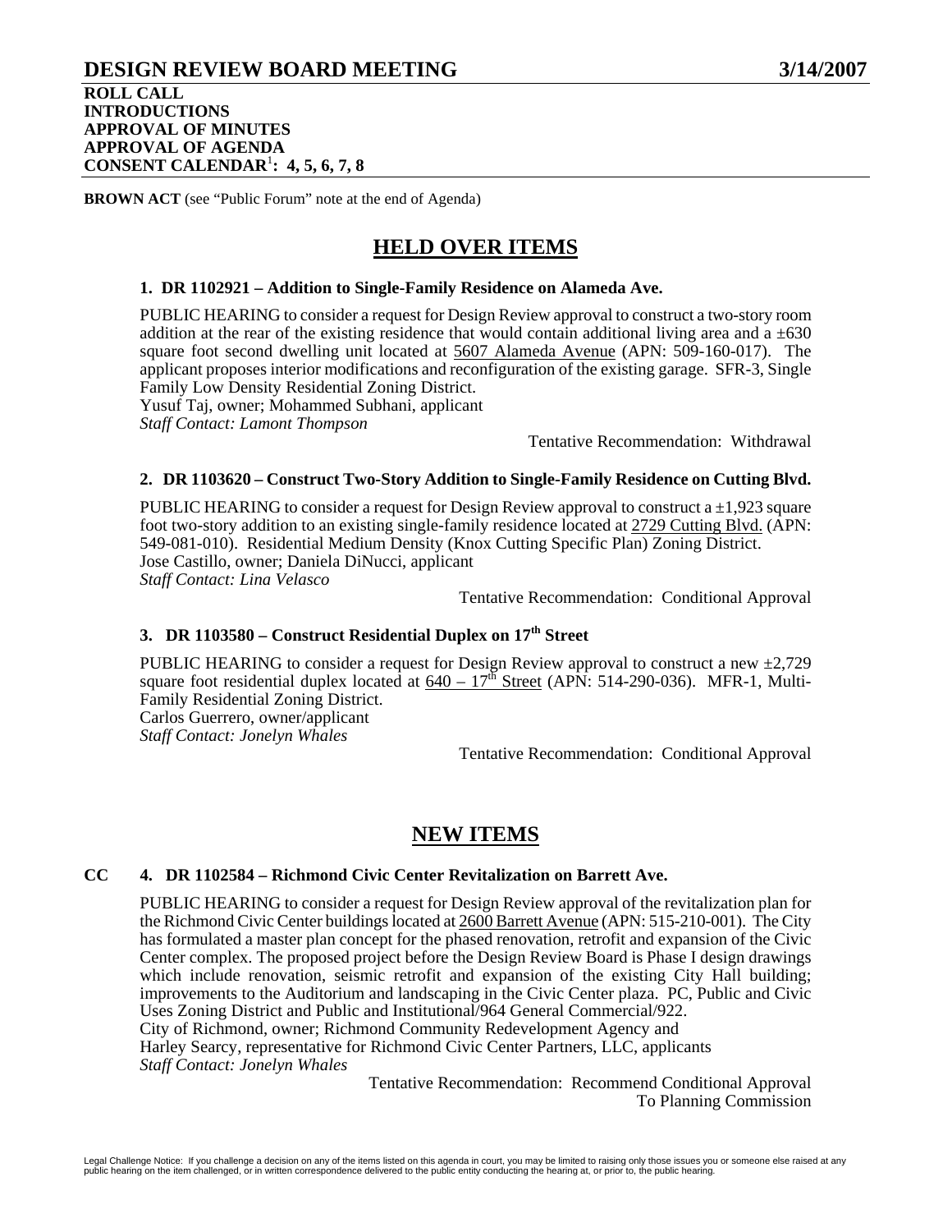# DESIGN REVIEW BOARD MEETING 3/14/2007

**ROLL CALL**
**INTRODUCTIONS**
**APPROVAL OF MINUTES**
**APPROVAL OF AGENDA**
**CONSENT CALENDAR**[1]**: 4, 5, 6, 7, 8**

**BROWN ACT** (see "Public Forum" note at the end of Agenda)

## HELD OVER ITEMS

### 1. DR 1102921 – Addition to Single-Family Residence on Alameda Ave.

PUBLIC HEARING to consider a request for Design Review approval to construct a two-story room addition at the rear of the existing residence that would contain additional living area and a ±630 square foot second dwelling unit located at 5607 Alameda Avenue (APN: 509-160-017). The applicant proposes interior modifications and reconfiguration of the existing garage. SFR-3, Single Family Low Density Residential Zoning District.
Yusuf Taj, owner; Mohammed Subhani, applicant
*Staff Contact: Lamont Thompson*

Tentative Recommendation: Withdrawal

### 2. DR 1103620 – Construct Two-Story Addition to Single-Family Residence on Cutting Blvd.

PUBLIC HEARING to consider a request for Design Review approval to construct a ±1,923 square foot two-story addition to an existing single-family residence located at 2729 Cutting Blvd. (APN: 549-081-010). Residential Medium Density (Knox Cutting Specific Plan) Zoning District.
Jose Castillo, owner; Daniela DiNucci, applicant
*Staff Contact: Lina Velasco*

Tentative Recommendation: Conditional Approval

### 3. DR 1103580 – Construct Residential Duplex on 17th Street

PUBLIC HEARING to consider a request for Design Review approval to construct a new ±2,729 square foot residential duplex located at 640 – 17th Street (APN: 514-290-036). MFR-1, Multi-Family Residential Zoning District.
Carlos Guerrero, owner/applicant
*Staff Contact: Jonelyn Whales*

Tentative Recommendation: Conditional Approval

## NEW ITEMS

### CC 4. DR 1102584 – Richmond Civic Center Revitalization on Barrett Ave.

PUBLIC HEARING to consider a request for Design Review approval of the revitalization plan for the Richmond Civic Center buildings located at 2600 Barrett Avenue (APN: 515-210-001). The City has formulated a master plan concept for the phased renovation, retrofit and expansion of the Civic Center complex. The proposed project before the Design Review Board is Phase I design drawings which include renovation, seismic retrofit and expansion of the existing City Hall building; improvements to the Auditorium and landscaping in the Civic Center plaza. PC, Public and Civic Uses Zoning District and Public and Institutional/964 General Commercial/922.
City of Richmond, owner; Richmond Community Redevelopment Agency and
Harley Searcy, representative for Richmond Civic Center Partners, LLC, applicants
*Staff Contact: Jonelyn Whales*

Tentative Recommendation: Recommend Conditional Approval To Planning Commission

Legal Challenge Notice: If you challenge a decision on any of the items listed on this agenda in court, you may be limited to raising only those issues you or someone else raised at any public hearing on the item challenged, or in written correspondence delivered to the public entity conducting the hearing at, or prior to, the public hearing.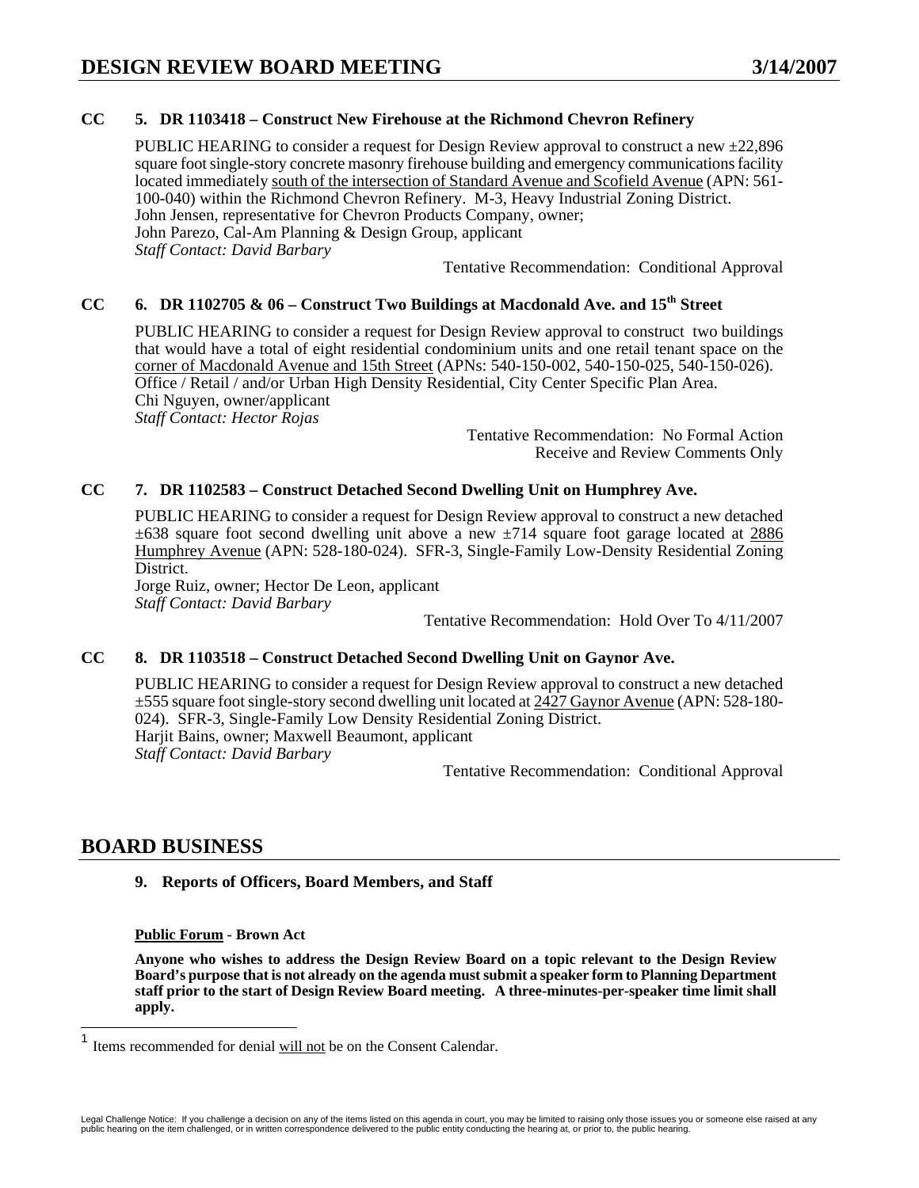**CC 5. DR 1103418 – Construct New Firehouse at the Richmond Chevron Refinery**

PUBLIC HEARING to consider a request for Design Review approval to construct a new ±22,896 square foot single-story concrete masonry firehouse building and emergency communications facility located immediately south of the intersection of Standard Avenue and Scofield Avenue (APN: 561-100-040) within the Richmond Chevron Refinery. M-3, Heavy Industrial Zoning District.
John Jensen, representative for Chevron Products Company, owner;
John Parezo, Cal-Am Planning & Design Group, applicant
*Staff Contact: David Barbary*

Tentative Recommendation: Conditional Approval

**CC 6. DR 1102705 & 06 – Construct Two Buildings at Macdonald Ave. and 15th Street**

PUBLIC HEARING to consider a request for Design Review approval to construct two buildings that would have a total of eight residential condominium units and one retail tenant space on the corner of Macdonald Avenue and 15th Street (APNs: 540-150-002, 540-150-025, 540-150-026). Office / Retail / and/or Urban High Density Residential, City Center Specific Plan Area.
Chi Nguyen, owner/applicant
*Staff Contact: Hector Rojas*

Tentative Recommendation: No Formal Action
Receive and Review Comments Only

**CC 7. DR 1102583 – Construct Detached Second Dwelling Unit on Humphrey Ave.**

PUBLIC HEARING to consider a request for Design Review approval to construct a new detached ±638 square foot second dwelling unit above a new ±714 square foot garage located at 2886 Humphrey Avenue (APN: 528-180-024). SFR-3, Single-Family Low-Density Residential Zoning District.
Jorge Ruiz, owner; Hector De Leon, applicant
*Staff Contact: David Barbary*

Tentative Recommendation: Hold Over To 4/11/2007

**CC 8. DR 1103518 – Construct Detached Second Dwelling Unit on Gaynor Ave.**

PUBLIC HEARING to consider a request for Design Review approval to construct a new detached ±555 square foot single-story second dwelling unit located at 2427 Gaynor Avenue (APN: 528-180-024). SFR-3, Single-Family Low Density Residential Zoning District.
Harjit Bains, owner; Maxwell Beaumont, applicant
*Staff Contact: David Barbary*

Tentative Recommendation: Conditional Approval

## BOARD BUSINESS

**9. Reports of Officers, Board Members, and Staff**

**Public Forum - Brown Act**

**Anyone who wishes to address the Design Review Board on a topic relevant to the Design Review Board's purpose that is not already on the agenda must submit a speaker form to Planning Department staff prior to the start of Design Review Board meeting. A three-minutes-per-speaker time limit shall apply.**

[1] Items recommended for denial will not be on the Consent Calendar.

Legal Challenge Notice: If you challenge a decision on any of the items listed on this agenda in court, you may be limited to raising only those issues you or someone else raised at any public hearing on the item challenged, or in written correspondence delivered to the public entity conducting the hearing at, or prior to, the public hearing.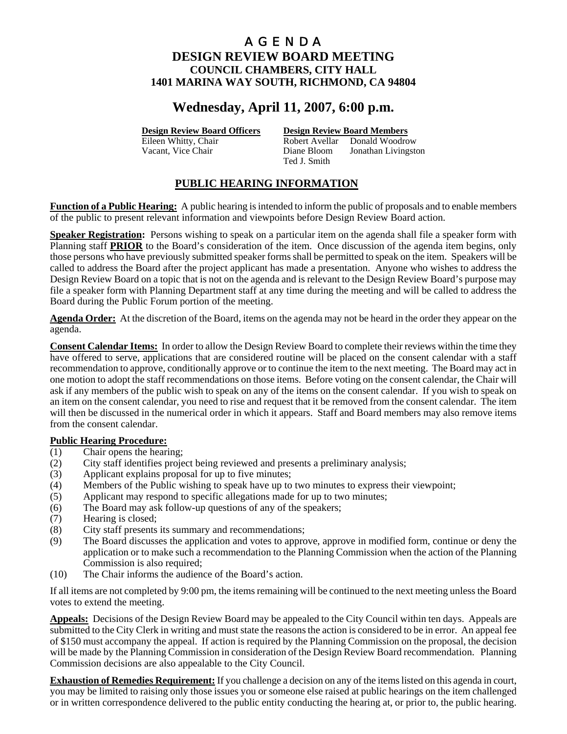# A G E N D A
# DESIGN REVIEW BOARD MEETING
## COUNCIL CHAMBERS, CITY HALL
## 1401 MARINA WAY SOUTH, RICHMOND, CA 94804

# Wednesday, April 11, 2007, 6:00 p.m.

| **Design Review Board Officers** | **Design Review Board Members** | |
|---|---|---|
| Eileen Whitty, Chair | Robert Avellar | Donald Woodrow |
| Vacant, Vice Chair | Diane Bloom | Jonathan Livingston |
| | Ted J. Smith | |

## PUBLIC HEARING INFORMATION

**Function of a Public Hearing:** A public hearing is intended to inform the public of proposals and to enable members of the public to present relevant information and viewpoints before Design Review Board action.

**Speaker Registration:** Persons wishing to speak on a particular item on the agenda shall file a speaker form with Planning staff **PRIOR** to the Board's consideration of the item. Once discussion of the agenda item begins, only those persons who have previously submitted speaker forms shall be permitted to speak on the item. Speakers will be called to address the Board after the project applicant has made a presentation. Anyone who wishes to address the Design Review Board on a topic that is not on the agenda and is relevant to the Design Review Board's purpose may file a speaker form with Planning Department staff at any time during the meeting and will be called to address the Board during the Public Forum portion of the meeting.

**Agenda Order:** At the discretion of the Board, items on the agenda may not be heard in the order they appear on the agenda.

**Consent Calendar Items:** In order to allow the Design Review Board to complete their reviews within the time they have offered to serve, applications that are considered routine will be placed on the consent calendar with a staff recommendation to approve, conditionally approve or to continue the item to the next meeting. The Board may act in one motion to adopt the staff recommendations on those items. Before voting on the consent calendar, the Chair will ask if any members of the public wish to speak on any of the items on the consent calendar. If you wish to speak on an item on the consent calendar, you need to rise and request that it be removed from the consent calendar. The item will then be discussed in the numerical order in which it appears. Staff and Board members may also remove items from the consent calendar.

**Public Hearing Procedure:**

(1) Chair opens the hearing;
(2) City staff identifies project being reviewed and presents a preliminary analysis;
(3) Applicant explains proposal for up to five minutes;
(4) Members of the Public wishing to speak have up to two minutes to express their viewpoint;
(5) Applicant may respond to specific allegations made for up to two minutes;
(6) The Board may ask follow-up questions of any of the speakers;
(7) Hearing is closed;
(8) City staff presents its summary and recommendations;
(9) The Board discusses the application and votes to approve, approve in modified form, continue or deny the application or to make such a recommendation to the Planning Commission when the action of the Planning Commission is also required;
(10) The Chair informs the audience of the Board's action.

If all items are not completed by 9:00 pm, the items remaining will be continued to the next meeting unless the Board votes to extend the meeting.

**Appeals:** Decisions of the Design Review Board may be appealed to the City Council within ten days. Appeals are submitted to the City Clerk in writing and must state the reasons the action is considered to be in error. An appeal fee of $150 must accompany the appeal. If action is required by the Planning Commission on the proposal, the decision will be made by the Planning Commission in consideration of the Design Review Board recommendation. Planning Commission decisions are also appealable to the City Council.

**Exhaustion of Remedies Requirement:** If you challenge a decision on any of the items listed on this agenda in court, you may be limited to raising only those issues you or someone else raised at public hearings on the item challenged or in written correspondence delivered to the public entity conducting the hearing at, or prior to, the public hearing.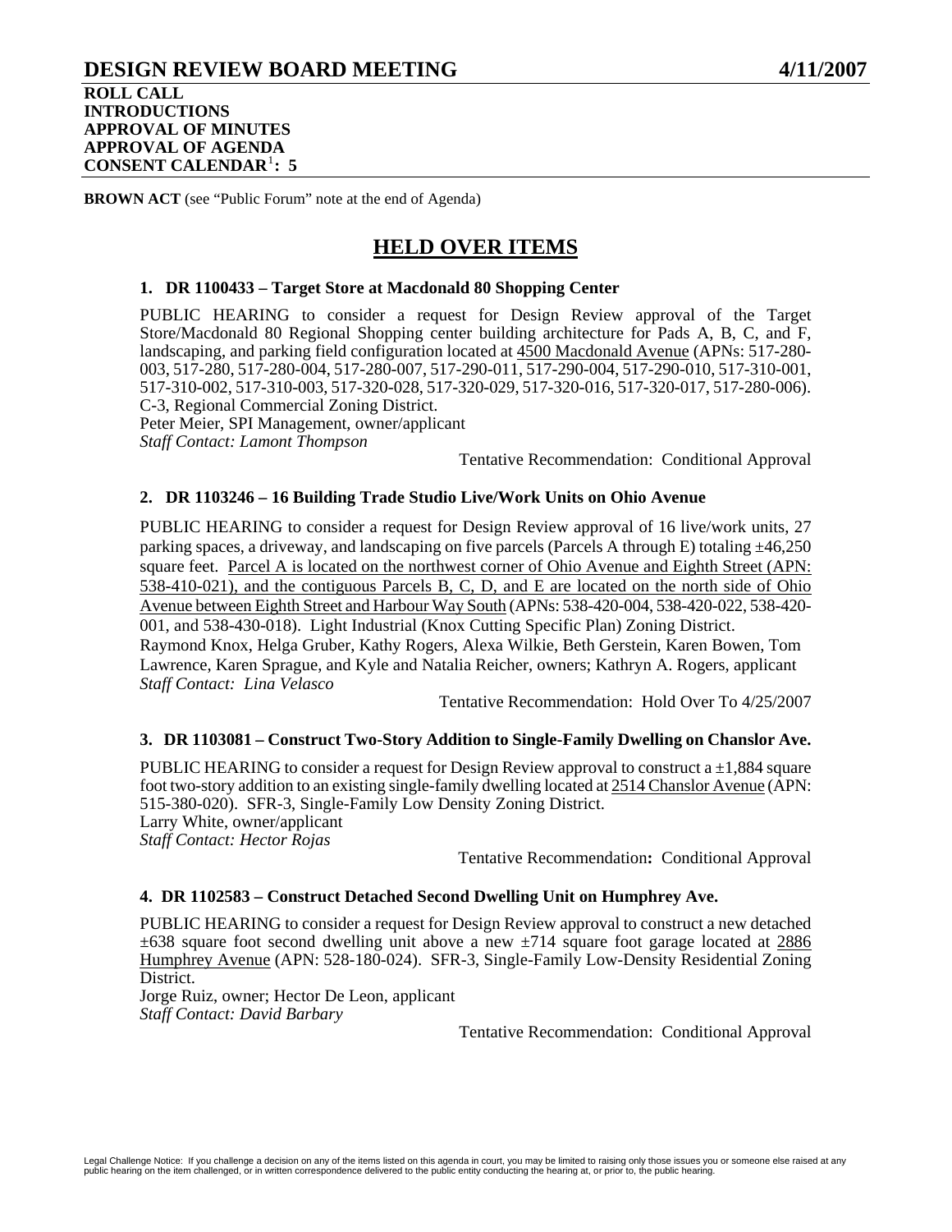# DESIGN REVIEW BOARD MEETING 4/11/2007

**ROLL CALL**
**INTRODUCTIONS**
**APPROVAL OF MINUTES**
**APPROVAL OF AGENDA**
**CONSENT CALENDAR[1]: 5**

**BROWN ACT** (see "Public Forum" note at the end of Agenda)

## HELD OVER ITEMS

### 1. DR 1100433 – Target Store at Macdonald 80 Shopping Center

PUBLIC HEARING to consider a request for Design Review approval of the Target Store/Macdonald 80 Regional Shopping center building architecture for Pads A, B, C, and F, landscaping, and parking field configuration located at 4500 Macdonald Avenue (APNs: 517-280-003, 517-280, 517-280-004, 517-280-007, 517-290-011, 517-290-004, 517-290-010, 517-310-001, 517-310-002, 517-310-003, 517-320-028, 517-320-029, 517-320-016, 517-320-017, 517-280-006). C-3, Regional Commercial Zoning District.
Peter Meier, SPI Management, owner/applicant
*Staff Contact: Lamont Thompson*

Tentative Recommendation: Conditional Approval

### 2. DR 1103246 – 16 Building Trade Studio Live/Work Units on Ohio Avenue

PUBLIC HEARING to consider a request for Design Review approval of 16 live/work units, 27 parking spaces, a driveway, and landscaping on five parcels (Parcels A through E) totaling ±46,250 square feet. Parcel A is located on the northwest corner of Ohio Avenue and Eighth Street (APN: 538-410-021), and the contiguous Parcels B, C, D, and E are located on the north side of Ohio Avenue between Eighth Street and Harbour Way South (APNs: 538-420-004, 538-420-022, 538-420-001, and 538-430-018). Light Industrial (Knox Cutting Specific Plan) Zoning District.
Raymond Knox, Helga Gruber, Kathy Rogers, Alexa Wilkie, Beth Gerstein, Karen Bowen, Tom Lawrence, Karen Sprague, and Kyle and Natalia Reicher, owners; Kathryn A. Rogers, applicant
*Staff Contact: Lina Velasco*

Tentative Recommendation: Hold Over To 4/25/2007

### 3. DR 1103081 – Construct Two-Story Addition to Single-Family Dwelling on Chanslor Ave.

PUBLIC HEARING to consider a request for Design Review approval to construct a ±1,884 square foot two-story addition to an existing single-family dwelling located at 2514 Chanslor Avenue (APN: 515-380-020). SFR-3, Single-Family Low Density Zoning District.
Larry White, owner/applicant
*Staff Contact: Hector Rojas*

Tentative Recommendation**:** Conditional Approval

### 4. DR 1102583 – Construct Detached Second Dwelling Unit on Humphrey Ave.

PUBLIC HEARING to consider a request for Design Review approval to construct a new detached ±638 square foot second dwelling unit above a new ±714 square foot garage located at 2886 Humphrey Avenue (APN: 528-180-024). SFR-3, Single-Family Low-Density Residential Zoning District.
Jorge Ruiz, owner; Hector De Leon, applicant
*Staff Contact: David Barbary*

Tentative Recommendation: Conditional Approval

Legal Challenge Notice: If you challenge a decision on any of the items listed on this agenda in court, you may be limited to raising only those issues you or someone else raised at any public hearing on the item challenged, or in written correspondence delivered to the public entity conducting the hearing at, or prior to, the public hearing.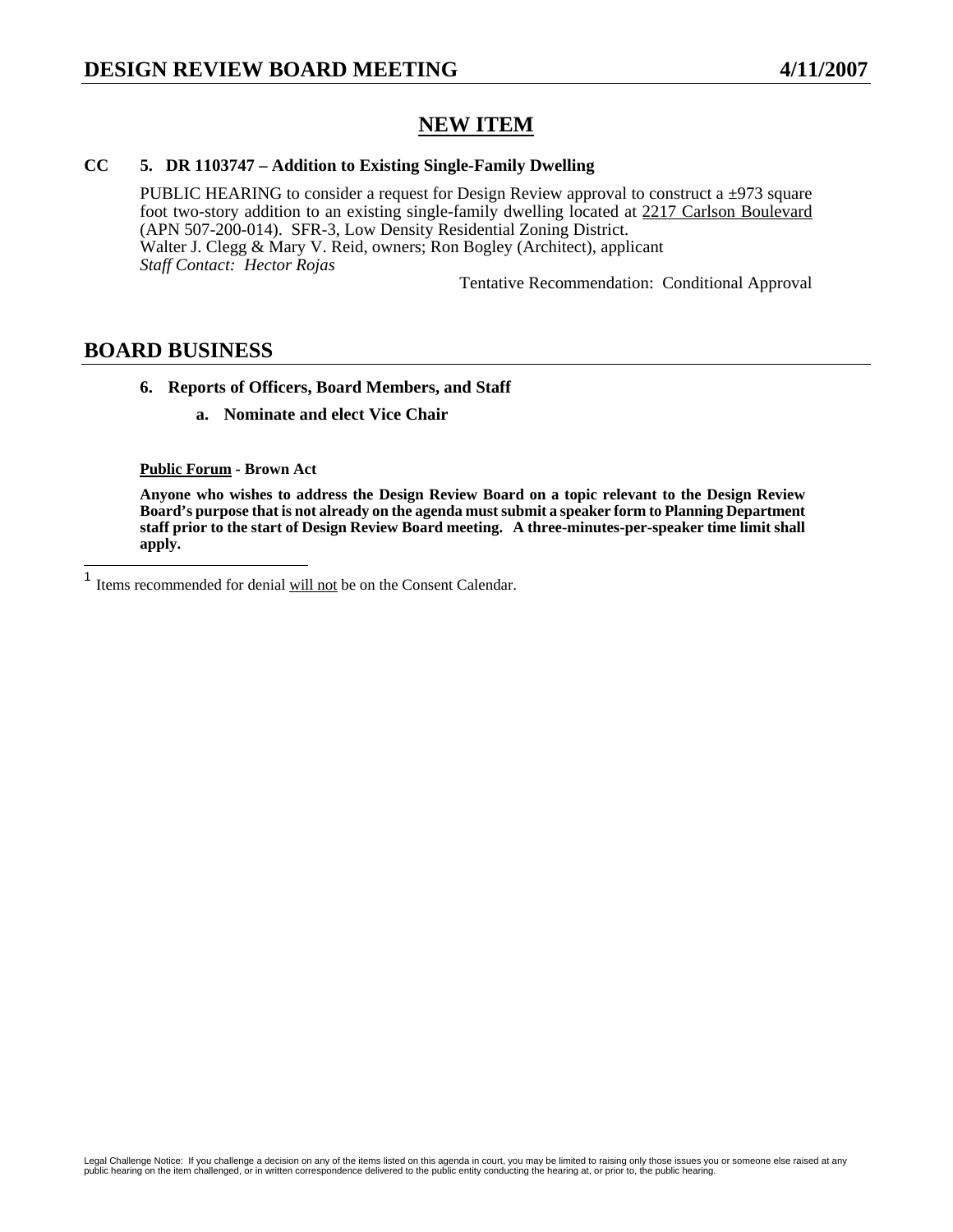## NEW ITEM

**CC 5. DR 1103747 – Addition to Existing Single-Family Dwelling**

PUBLIC HEARING to consider a request for Design Review approval to construct a ±973 square foot two-story addition to an existing single-family dwelling located at 2217 Carlson Boulevard (APN 507-200-014). SFR-3, Low Density Residential Zoning District.
Walter J. Clegg & Mary V. Reid, owners; Ron Bogley (Architect), applicant
*Staff Contact: Hector Rojas*

Tentative Recommendation: Conditional Approval

# BOARD BUSINESS

**6. Reports of Officers, Board Members, and Staff**

**a. Nominate and elect Vice Chair**

**Public Forum - Brown Act**

**Anyone who wishes to address the Design Review Board on a topic relevant to the Design Review Board's purpose that is not already on the agenda must submit a speaker form to Planning Department staff prior to the start of Design Review Board meeting. A three-minutes-per-speaker time limit shall apply.**

[1] Items recommended for denial will not be on the Consent Calendar.

Legal Challenge Notice: If you challenge a decision on any of the items listed on this agenda in court, you may be limited to raising only those issues you or someone else raised at any public hearing on the item challenged, or in written correspondence delivered to the public entity conducting the hearing at, or prior to, the public hearing.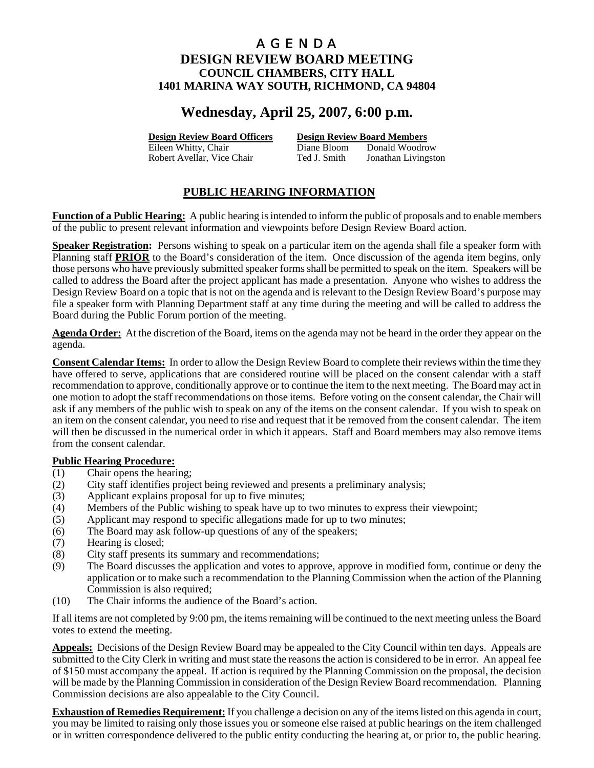# A G E N D A

## DESIGN REVIEW BOARD MEETING

### COUNCIL CHAMBERS, CITY HALL
### 1401 MARINA WAY SOUTH, RICHMOND, CA 94804

## Wednesday, April 25, 2007, 6:00 p.m.

| **Design Review Board Officers** | **Design Review Board Members** | |
|---|---|---|
| Eileen Whitty, Chair | Diane Bloom | Donald Woodrow |
| Robert Avellar, Vice Chair | Ted J. Smith | Jonathan Livingston |

## PUBLIC HEARING INFORMATION

**Function of a Public Hearing:** A public hearing is intended to inform the public of proposals and to enable members of the public to present relevant information and viewpoints before Design Review Board action.

**Speaker Registration:** Persons wishing to speak on a particular item on the agenda shall file a speaker form with Planning staff **PRIOR** to the Board's consideration of the item. Once discussion of the agenda item begins, only those persons who have previously submitted speaker forms shall be permitted to speak on the item. Speakers will be called to address the Board after the project applicant has made a presentation. Anyone who wishes to address the Design Review Board on a topic that is not on the agenda and is relevant to the Design Review Board's purpose may file a speaker form with Planning Department staff at any time during the meeting and will be called to address the Board during the Public Forum portion of the meeting.

**Agenda Order:** At the discretion of the Board, items on the agenda may not be heard in the order they appear on the agenda.

**Consent Calendar Items:** In order to allow the Design Review Board to complete their reviews within the time they have offered to serve, applications that are considered routine will be placed on the consent calendar with a staff recommendation to approve, conditionally approve or to continue the item to the next meeting. The Board may act in one motion to adopt the staff recommendations on those items. Before voting on the consent calendar, the Chair will ask if any members of the public wish to speak on any of the items on the consent calendar. If you wish to speak on an item on the consent calendar, you need to rise and request that it be removed from the consent calendar. The item will then be discussed in the numerical order in which it appears. Staff and Board members may also remove items from the consent calendar.

**Public Hearing Procedure:**

(1) Chair opens the hearing;
(2) City staff identifies project being reviewed and presents a preliminary analysis;
(3) Applicant explains proposal for up to five minutes;
(4) Members of the Public wishing to speak have up to two minutes to express their viewpoint;
(5) Applicant may respond to specific allegations made for up to two minutes;
(6) The Board may ask follow-up questions of any of the speakers;
(7) Hearing is closed;
(8) City staff presents its summary and recommendations;
(9) The Board discusses the application and votes to approve, approve in modified form, continue or deny the application or to make such a recommendation to the Planning Commission when the action of the Planning Commission is also required;
(10) The Chair informs the audience of the Board's action.

If all items are not completed by 9:00 pm, the items remaining will be continued to the next meeting unless the Board votes to extend the meeting.

**Appeals:** Decisions of the Design Review Board may be appealed to the City Council within ten days. Appeals are submitted to the City Clerk in writing and must state the reasons the action is considered to be in error. An appeal fee of $150 must accompany the appeal. If action is required by the Planning Commission on the proposal, the decision will be made by the Planning Commission in consideration of the Design Review Board recommendation. Planning Commission decisions are also appealable to the City Council.

**Exhaustion of Remedies Requirement:** If you challenge a decision on any of the items listed on this agenda in court, you may be limited to raising only those issues you or someone else raised at public hearings on the item challenged or in written correspondence delivered to the public entity conducting the hearing at, or prior to, the public hearing.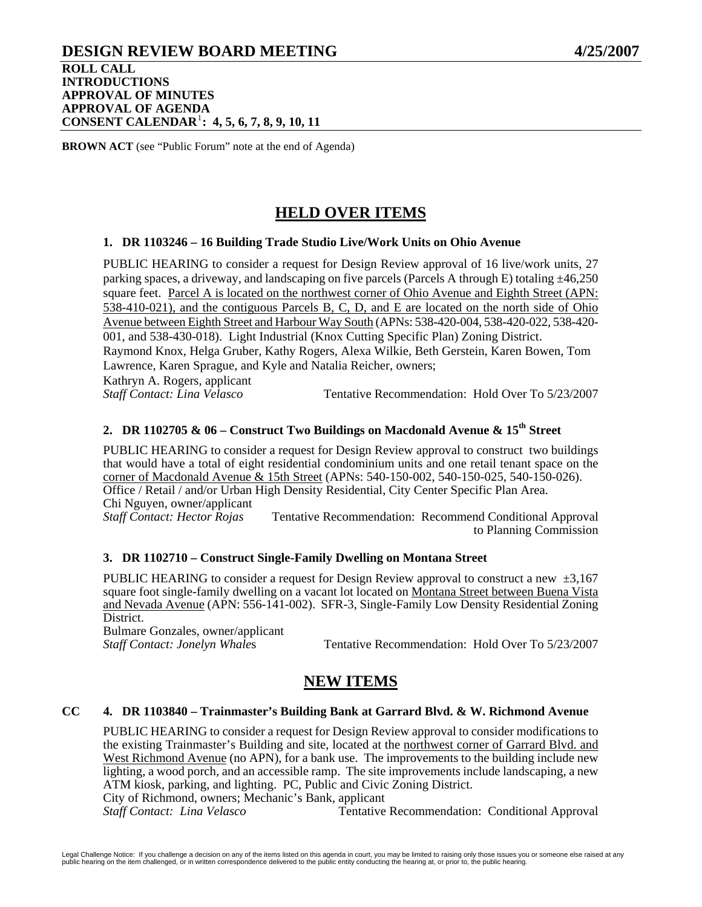# DESIGN REVIEW BOARD MEETING 4/25/2007

**ROLL CALL**
**INTRODUCTIONS**
**APPROVAL OF MINUTES**
**APPROVAL OF AGENDA**
**CONSENT CALENDAR[1]: 4, 5, 6, 7, 8, 9, 10, 11**

**BROWN ACT** (see "Public Forum" note at the end of Agenda)

## HELD OVER ITEMS

### 1. DR 1103246 – 16 Building Trade Studio Live/Work Units on Ohio Avenue

PUBLIC HEARING to consider a request for Design Review approval of 16 live/work units, 27 parking spaces, a driveway, and landscaping on five parcels (Parcels A through E) totaling ±46,250 square feet. Parcel A is located on the northwest corner of Ohio Avenue and Eighth Street (APN: 538-410-021), and the contiguous Parcels B, C, D, and E are located on the north side of Ohio Avenue between Eighth Street and Harbour Way South (APNs: 538-420-004, 538-420-022, 538-420-001, and 538-430-018). Light Industrial (Knox Cutting Specific Plan) Zoning District.
Raymond Knox, Helga Gruber, Kathy Rogers, Alexa Wilkie, Beth Gerstein, Karen Bowen, Tom Lawrence, Karen Sprague, and Kyle and Natalia Reicher, owners;
Kathryn A. Rogers, applicant
*Staff Contact: Lina Velasco* Tentative Recommendation: Hold Over To 5/23/2007

### 2. DR 1102705 & 06 – Construct Two Buildings on Macdonald Avenue & 15th Street

PUBLIC HEARING to consider a request for Design Review approval to construct two buildings that would have a total of eight residential condominium units and one retail tenant space on the corner of Macdonald Avenue & 15th Street (APNs: 540-150-002, 540-150-025, 540-150-026). Office / Retail / and/or Urban High Density Residential, City Center Specific Plan Area.
Chi Nguyen, owner/applicant
*Staff Contact: Hector Rojas* Tentative Recommendation: Recommend Conditional Approval to Planning Commission

### 3. DR 1102710 – Construct Single-Family Dwelling on Montana Street

PUBLIC HEARING to consider a request for Design Review approval to construct a new ±3,167 square foot single-family dwelling on a vacant lot located on Montana Street between Buena Vista and Nevada Avenue (APN: 556-141-002). SFR-3, Single-Family Low Density Residential Zoning District.
Bulmare Gonzales, owner/applicant
*Staff Contact: Jonelyn Whales* Tentative Recommendation: Hold Over To 5/23/2007

## NEW ITEMS

### CC 4. DR 1103840 – Trainmaster's Building Bank at Garrard Blvd. & W. Richmond Avenue

PUBLIC HEARING to consider a request for Design Review approval to consider modifications to the existing Trainmaster's Building and site, located at the northwest corner of Garrard Blvd. and West Richmond Avenue (no APN), for a bank use. The improvements to the building include new lighting, a wood porch, and an accessible ramp. The site improvements include landscaping, a new ATM kiosk, parking, and lighting. PC, Public and Civic Zoning District.
City of Richmond, owners; Mechanic's Bank, applicant
*Staff Contact: Lina Velasco* Tentative Recommendation: Conditional Approval

Legal Challenge Notice: If you challenge a decision on any of the items listed on this agenda in court, you may be limited to raising only those issues you or someone else raised at any public hearing on the item challenged, or in written correspondence delivered to the public entity conducting the hearing at, or prior to, the public hearing.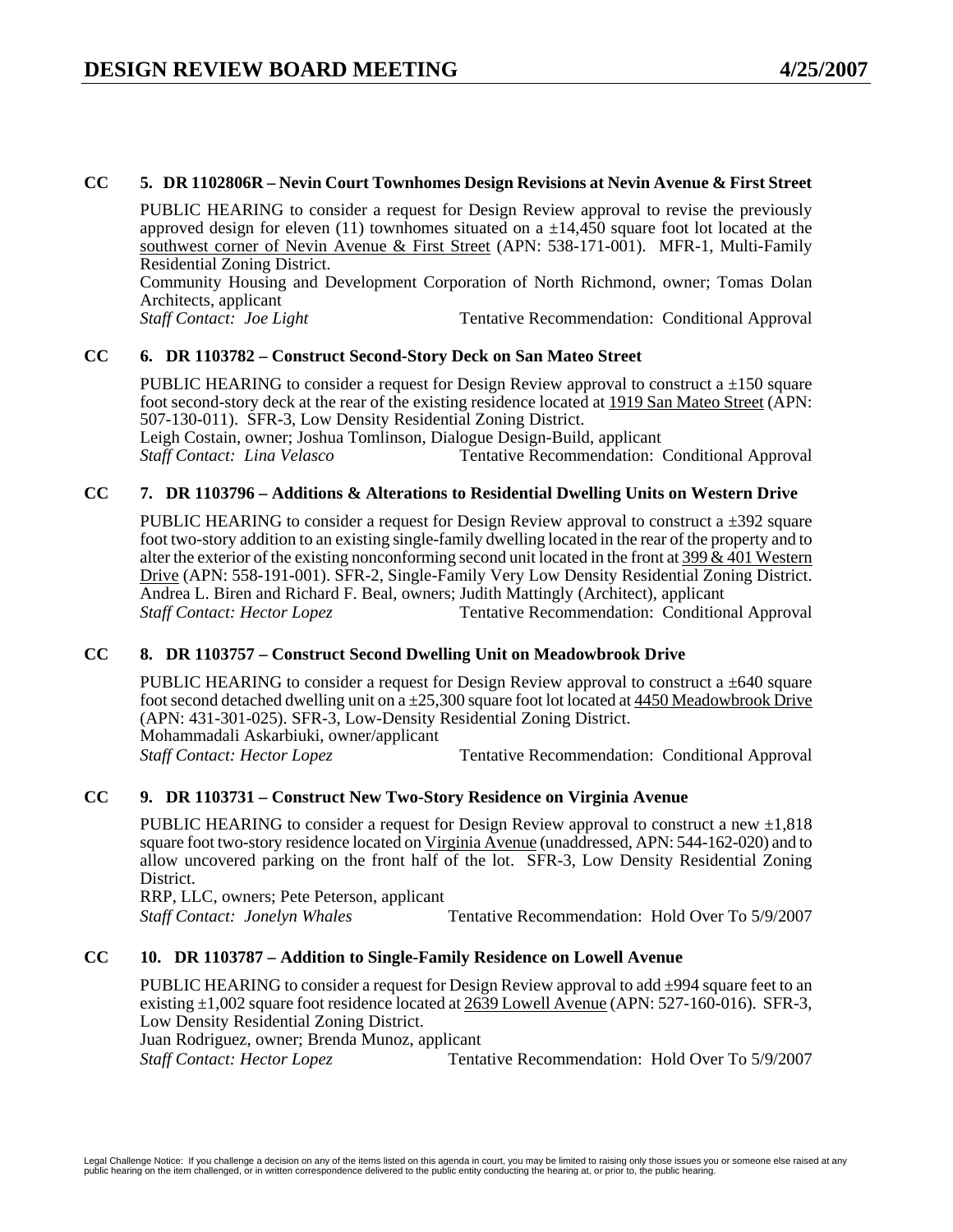**CC 5. DR 1102806R – Nevin Court Townhomes Design Revisions at Nevin Avenue & First Street**

PUBLIC HEARING to consider a request for Design Review approval to revise the previously approved design for eleven (11) townhomes situated on a ±14,450 square foot lot located at the southwest corner of Nevin Avenue & First Street (APN: 538-171-001). MFR-1, Multi-Family Residential Zoning District.
Community Housing and Development Corporation of North Richmond, owner; Tomas Dolan Architects, applicant
*Staff Contact: Joe Light* Tentative Recommendation: Conditional Approval

**CC 6. DR 1103782 – Construct Second-Story Deck on San Mateo Street**

PUBLIC HEARING to consider a request for Design Review approval to construct a ±150 square foot second-story deck at the rear of the existing residence located at 1919 San Mateo Street (APN: 507-130-011). SFR-3, Low Density Residential Zoning District.
Leigh Costain, owner; Joshua Tomlinson, Dialogue Design-Build, applicant
*Staff Contact: Lina Velasco* Tentative Recommendation: Conditional Approval

**CC 7. DR 1103796 – Additions & Alterations to Residential Dwelling Units on Western Drive**

PUBLIC HEARING to consider a request for Design Review approval to construct a ±392 square foot two-story addition to an existing single-family dwelling located in the rear of the property and to alter the exterior of the existing nonconforming second unit located in the front at 399 & 401 Western Drive (APN: 558-191-001). SFR-2, Single-Family Very Low Density Residential Zoning District.
Andrea L. Biren and Richard F. Beal, owners; Judith Mattingly (Architect), applicant
*Staff Contact: Hector Lopez* Tentative Recommendation: Conditional Approval

**CC 8. DR 1103757 – Construct Second Dwelling Unit on Meadowbrook Drive**

PUBLIC HEARING to consider a request for Design Review approval to construct a ±640 square foot second detached dwelling unit on a ±25,300 square foot lot located at 4450 Meadowbrook Drive (APN: 431-301-025). SFR-3, Low-Density Residential Zoning District.
Mohammadali Askarbiuki, owner/applicant
*Staff Contact: Hector Lopez* Tentative Recommendation: Conditional Approval

**CC 9. DR 1103731 – Construct New Two-Story Residence on Virginia Avenue**

PUBLIC HEARING to consider a request for Design Review approval to construct a new ±1,818 square foot two-story residence located on Virginia Avenue (unaddressed, APN: 544-162-020) and to allow uncovered parking on the front half of the lot. SFR-3, Low Density Residential Zoning District.
RRP, LLC, owners; Pete Peterson, applicant
*Staff Contact: Jonelyn Whales* Tentative Recommendation: Hold Over To 5/9/2007

**CC 10. DR 1103787 – Addition to Single-Family Residence on Lowell Avenue**

PUBLIC HEARING to consider a request for Design Review approval to add ±994 square feet to an existing ±1,002 square foot residence located at 2639 Lowell Avenue (APN: 527-160-016). SFR-3, Low Density Residential Zoning District.
Juan Rodriguez, owner; Brenda Munoz, applicant
*Staff Contact: Hector Lopez* Tentative Recommendation: Hold Over To 5/9/2007

Legal Challenge Notice: If you challenge a decision on any of the items listed on this agenda in court, you may be limited to raising only those issues you or someone else raised at any public hearing on the item challenged, or in written correspondence delivered to the public entity conducting the hearing at, or prior to, the public hearing.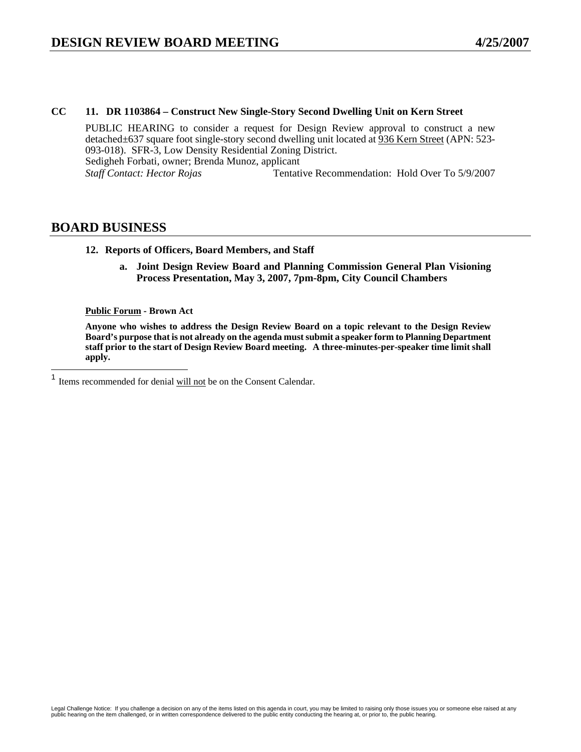**CC 11. DR 1103864 – Construct New Single-Story Second Dwelling Unit on Kern Street**

PUBLIC HEARING to consider a request for Design Review approval to construct a new detached±637 square foot single-story second dwelling unit located at 936 Kern Street (APN: 523-093-018). SFR-3, Low Density Residential Zoning District.
Sedigheh Forbati, owner; Brenda Munoz, applicant
*Staff Contact: Hector Rojas* Tentative Recommendation: Hold Over To 5/9/2007

## BOARD BUSINESS

**12. Reports of Officers, Board Members, and Staff**

**a. Joint Design Review Board and Planning Commission General Plan Visioning Process Presentation, May 3, 2007, 7pm-8pm, City Council Chambers**

**Public Forum - Brown Act**

**Anyone who wishes to address the Design Review Board on a topic relevant to the Design Review Board's purpose that is not already on the agenda must submit a speaker form to Planning Department staff prior to the start of Design Review Board meeting. A three-minutes-per-speaker time limit shall apply.**

---

[1] Items recommended for denial will not be on the Consent Calendar.

Legal Challenge Notice: If you challenge a decision on any of the items listed on this agenda in court, you may be limited to raising only those issues you or someone else raised at any public hearing on the item challenged, or in written correspondence delivered to the public entity conducting the hearing at, or prior to, the public hearing.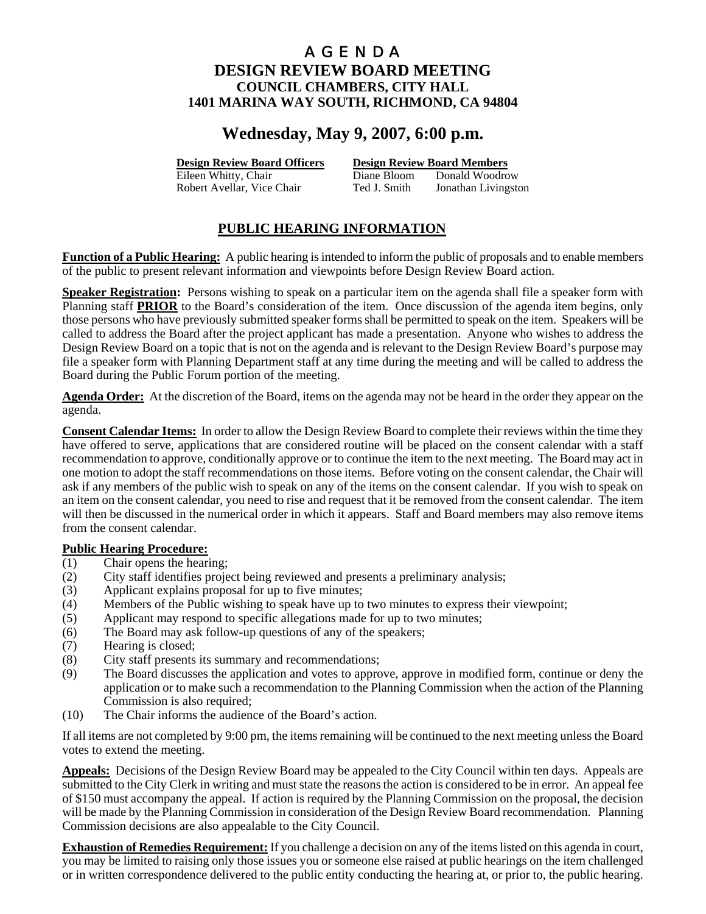# A G E N D A

## DESIGN REVIEW BOARD MEETING

### COUNCIL CHAMBERS, CITY HALL

### 1401 MARINA WAY SOUTH, RICHMOND, CA 94804

## Wednesday, May 9, 2007, 6:00 p.m.

| Design Review Board Officers | Design Review Board Members | |
|---|---|---|
| Eileen Whitty, Chair | Diane Bloom | Donald Woodrow |
| Robert Avellar, Vice Chair | Ted J. Smith | Jonathan Livingston |

## PUBLIC HEARING INFORMATION

**Function of a Public Hearing:** A public hearing is intended to inform the public of proposals and to enable members of the public to present relevant information and viewpoints before Design Review Board action.

**Speaker Registration:** Persons wishing to speak on a particular item on the agenda shall file a speaker form with Planning staff **PRIOR** to the Board's consideration of the item. Once discussion of the agenda item begins, only those persons who have previously submitted speaker forms shall be permitted to speak on the item. Speakers will be called to address the Board after the project applicant has made a presentation. Anyone who wishes to address the Design Review Board on a topic that is not on the agenda and is relevant to the Design Review Board's purpose may file a speaker form with Planning Department staff at any time during the meeting and will be called to address the Board during the Public Forum portion of the meeting.

**Agenda Order:** At the discretion of the Board, items on the agenda may not be heard in the order they appear on the agenda.

**Consent Calendar Items:** In order to allow the Design Review Board to complete their reviews within the time they have offered to serve, applications that are considered routine will be placed on the consent calendar with a staff recommendation to approve, conditionally approve or to continue the item to the next meeting. The Board may act in one motion to adopt the staff recommendations on those items. Before voting on the consent calendar, the Chair will ask if any members of the public wish to speak on any of the items on the consent calendar. If you wish to speak on an item on the consent calendar, you need to rise and request that it be removed from the consent calendar. The item will then be discussed in the numerical order in which it appears. Staff and Board members may also remove items from the consent calendar.

**Public Hearing Procedure:**

(1) Chair opens the hearing;
(2) City staff identifies project being reviewed and presents a preliminary analysis;
(3) Applicant explains proposal for up to five minutes;
(4) Members of the Public wishing to speak have up to two minutes to express their viewpoint;
(5) Applicant may respond to specific allegations made for up to two minutes;
(6) The Board may ask follow-up questions of any of the speakers;
(7) Hearing is closed;
(8) City staff presents its summary and recommendations;
(9) The Board discusses the application and votes to approve, approve in modified form, continue or deny the application or to make such a recommendation to the Planning Commission when the action of the Planning Commission is also required;
(10) The Chair informs the audience of the Board's action.

If all items are not completed by 9:00 pm, the items remaining will be continued to the next meeting unless the Board votes to extend the meeting.

**Appeals:** Decisions of the Design Review Board may be appealed to the City Council within ten days. Appeals are submitted to the City Clerk in writing and must state the reasons the action is considered to be in error. An appeal fee of $150 must accompany the appeal. If action is required by the Planning Commission on the proposal, the decision will be made by the Planning Commission in consideration of the Design Review Board recommendation. Planning Commission decisions are also appealable to the City Council.

**Exhaustion of Remedies Requirement:** If you challenge a decision on any of the items listed on this agenda in court, you may be limited to raising only those issues you or someone else raised at public hearings on the item challenged or in written correspondence delivered to the public entity conducting the hearing at, or prior to, the public hearing.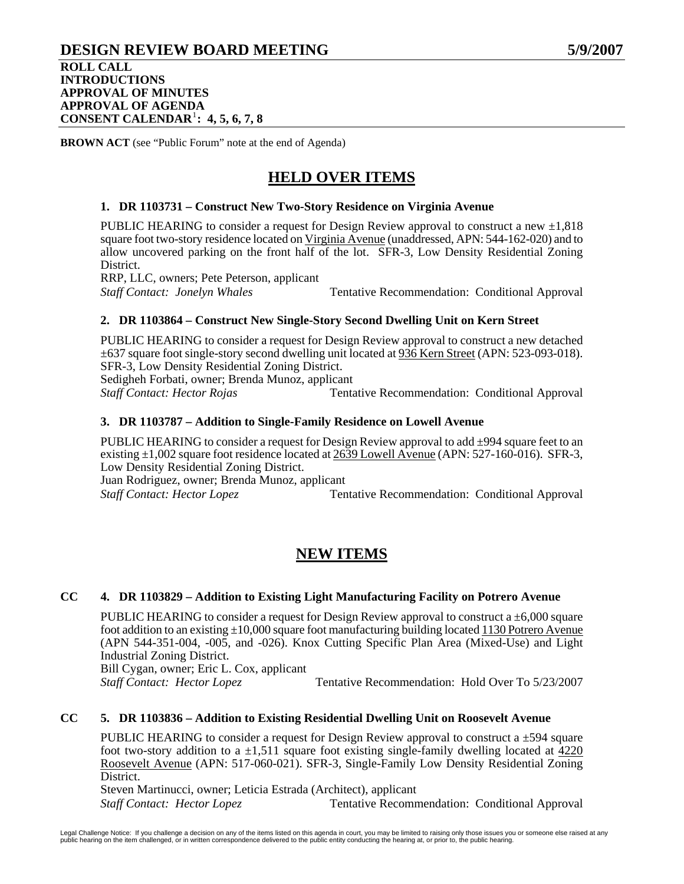# DESIGN REVIEW BOARD MEETING 5/9/2007

**ROLL CALL**
**INTRODUCTIONS**
**APPROVAL OF MINUTES**
**APPROVAL OF AGENDA**
**CONSENT CALENDAR[1]: 4, 5, 6, 7, 8**

**BROWN ACT** (see "Public Forum" note at the end of Agenda)

## HELD OVER ITEMS

### 1. DR 1103731 – Construct New Two-Story Residence on Virginia Avenue

PUBLIC HEARING to consider a request for Design Review approval to construct a new ±1,818 square foot two-story residence located on Virginia Avenue (unaddressed, APN: 544-162-020) and to allow uncovered parking on the front half of the lot. SFR-3, Low Density Residential Zoning District.
RRP, LLC, owners; Pete Peterson, applicant
*Staff Contact: Jonelyn Whales* Tentative Recommendation: Conditional Approval

### 2. DR 1103864 – Construct New Single-Story Second Dwelling Unit on Kern Street

PUBLIC HEARING to consider a request for Design Review approval to construct a new detached ±637 square foot single-story second dwelling unit located at 936 Kern Street (APN: 523-093-018). SFR-3, Low Density Residential Zoning District.
Sedigheh Forbati, owner; Brenda Munoz, applicant
*Staff Contact: Hector Rojas* Tentative Recommendation: Conditional Approval

### 3. DR 1103787 – Addition to Single-Family Residence on Lowell Avenue

PUBLIC HEARING to consider a request for Design Review approval to add ±994 square feet to an existing ±1,002 square foot residence located at 2639 Lowell Avenue (APN: 527-160-016). SFR-3, Low Density Residential Zoning District.
Juan Rodriguez, owner; Brenda Munoz, applicant
*Staff Contact: Hector Lopez* Tentative Recommendation: Conditional Approval

## NEW ITEMS

### CC 4. DR 1103829 – Addition to Existing Light Manufacturing Facility on Potrero Avenue

PUBLIC HEARING to consider a request for Design Review approval to construct a ±6,000 square foot addition to an existing ±10,000 square foot manufacturing building located 1130 Potrero Avenue (APN 544-351-004, -005, and -026). Knox Cutting Specific Plan Area (Mixed-Use) and Light Industrial Zoning District.
Bill Cygan, owner; Eric L. Cox, applicant
*Staff Contact: Hector Lopez* Tentative Recommendation: Hold Over To 5/23/2007

### CC 5. DR 1103836 – Addition to Existing Residential Dwelling Unit on Roosevelt Avenue

PUBLIC HEARING to consider a request for Design Review approval to construct a ±594 square foot two-story addition to a ±1,511 square foot existing single-family dwelling located at 4220 Roosevelt Avenue (APN: 517-060-021). SFR-3, Single-Family Low Density Residential Zoning District.
Steven Martinucci, owner; Leticia Estrada (Architect), applicant
*Staff Contact: Hector Lopez* Tentative Recommendation: Conditional Approval

Legal Challenge Notice: If you challenge a decision on any of the items listed on this agenda in court, you may be limited to raising only those issues you or someone else raised at any public hearing on the item challenged, or in written correspondence delivered to the public entity conducting the hearing at, or prior to, the public hearing.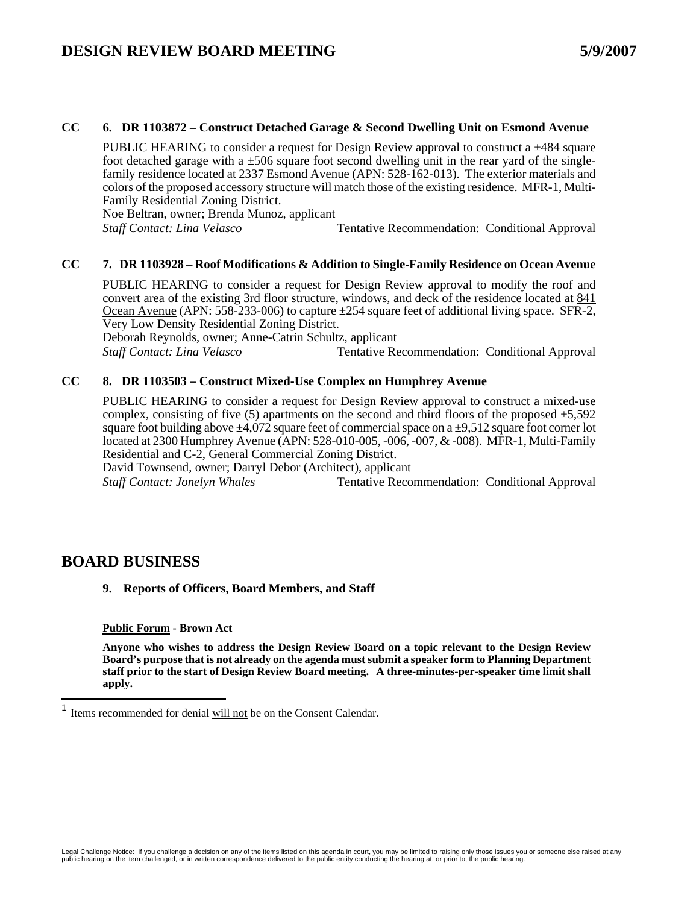**CC 6. DR 1103872 – Construct Detached Garage & Second Dwelling Unit on Esmond Avenue**

PUBLIC HEARING to consider a request for Design Review approval to construct a ±484 square foot detached garage with a ±506 square foot second dwelling unit in the rear yard of the single-family residence located at 2337 Esmond Avenue (APN: 528-162-013). The exterior materials and colors of the proposed accessory structure will match those of the existing residence. MFR-1, Multi-Family Residential Zoning District.

Noe Beltran, owner; Brenda Munoz, applicant

*Staff Contact: Lina Velasco* Tentative Recommendation: Conditional Approval

**CC 7. DR 1103928 – Roof Modifications & Addition to Single-Family Residence on Ocean Avenue**

PUBLIC HEARING to consider a request for Design Review approval to modify the roof and convert area of the existing 3rd floor structure, windows, and deck of the residence located at 841 Ocean Avenue (APN: 558-233-006) to capture ±254 square feet of additional living space. SFR-2, Very Low Density Residential Zoning District.

Deborah Reynolds, owner; Anne-Catrin Schultz, applicant

*Staff Contact: Lina Velasco* Tentative Recommendation: Conditional Approval

**CC 8. DR 1103503 – Construct Mixed-Use Complex on Humphrey Avenue**

PUBLIC HEARING to consider a request for Design Review approval to construct a mixed-use complex, consisting of five (5) apartments on the second and third floors of the proposed ±5,592 square foot building above ±4,072 square feet of commercial space on a ±9,512 square foot corner lot located at 2300 Humphrey Avenue (APN: 528-010-005, -006, -007, & -008). MFR-1, Multi-Family Residential and C-2, General Commercial Zoning District.

David Townsend, owner; Darryl Debor (Architect), applicant

*Staff Contact: Jonelyn Whales* Tentative Recommendation: Conditional Approval

## BOARD BUSINESS

**9. Reports of Officers, Board Members, and Staff**

**Public Forum - Brown Act**

**Anyone who wishes to address the Design Review Board on a topic relevant to the Design Review Board's purpose that is not already on the agenda must submit a speaker form to Planning Department staff prior to the start of Design Review Board meeting. A three-minutes-per-speaker time limit shall apply.**

[1] Items recommended for denial will not be on the Consent Calendar.

Legal Challenge Notice: If you challenge a decision on any of the items listed on this agenda in court, you may be limited to raising only those issues you or someone else raised at any public hearing on the item challenged, or in written correspondence delivered to the public entity conducting the hearing at, or prior to, the public hearing.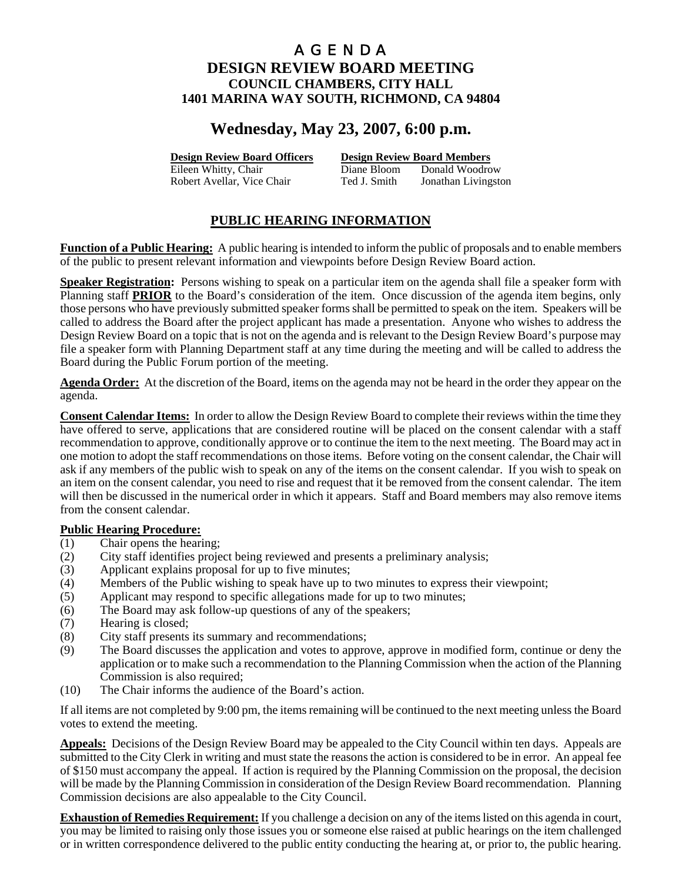# A G E N D A

## DESIGN REVIEW BOARD MEETING

### COUNCIL CHAMBERS, CITY HALL

### 1401 MARINA WAY SOUTH, RICHMOND, CA 94804

## Wednesday, May 23, 2007, 6:00 p.m.

| **Design Review Board Officers** | **Design Review Board Members** | |
|---|---|---|
| Eileen Whitty, Chair | Diane Bloom | Donald Woodrow |
| Robert Avellar, Vice Chair | Ted J. Smith | Jonathan Livingston |

## PUBLIC HEARING INFORMATION

**Function of a Public Hearing:** A public hearing is intended to inform the public of proposals and to enable members of the public to present relevant information and viewpoints before Design Review Board action.

**Speaker Registration:** Persons wishing to speak on a particular item on the agenda shall file a speaker form with Planning staff **PRIOR** to the Board's consideration of the item. Once discussion of the agenda item begins, only those persons who have previously submitted speaker forms shall be permitted to speak on the item. Speakers will be called to address the Board after the project applicant has made a presentation. Anyone who wishes to address the Design Review Board on a topic that is not on the agenda and is relevant to the Design Review Board's purpose may file a speaker form with Planning Department staff at any time during the meeting and will be called to address the Board during the Public Forum portion of the meeting.

**Agenda Order:** At the discretion of the Board, items on the agenda may not be heard in the order they appear on the agenda.

**Consent Calendar Items:** In order to allow the Design Review Board to complete their reviews within the time they have offered to serve, applications that are considered routine will be placed on the consent calendar with a staff recommendation to approve, conditionally approve or to continue the item to the next meeting. The Board may act in one motion to adopt the staff recommendations on those items. Before voting on the consent calendar, the Chair will ask if any members of the public wish to speak on any of the items on the consent calendar. If you wish to speak on an item on the consent calendar, you need to rise and request that it be removed from the consent calendar. The item will then be discussed in the numerical order in which it appears. Staff and Board members may also remove items from the consent calendar.

**Public Hearing Procedure:**

(1) Chair opens the hearing;
(2) City staff identifies project being reviewed and presents a preliminary analysis;
(3) Applicant explains proposal for up to five minutes;
(4) Members of the Public wishing to speak have up to two minutes to express their viewpoint;
(5) Applicant may respond to specific allegations made for up to two minutes;
(6) The Board may ask follow-up questions of any of the speakers;
(7) Hearing is closed;
(8) City staff presents its summary and recommendations;
(9) The Board discusses the application and votes to approve, approve in modified form, continue or deny the application or to make such a recommendation to the Planning Commission when the action of the Planning Commission is also required;
(10) The Chair informs the audience of the Board's action.

If all items are not completed by 9:00 pm, the items remaining will be continued to the next meeting unless the Board votes to extend the meeting.

**Appeals:** Decisions of the Design Review Board may be appealed to the City Council within ten days. Appeals are submitted to the City Clerk in writing and must state the reasons the action is considered to be in error. An appeal fee of $150 must accompany the appeal. If action is required by the Planning Commission on the proposal, the decision will be made by the Planning Commission in consideration of the Design Review Board recommendation. Planning Commission decisions are also appealable to the City Council.

**Exhaustion of Remedies Requirement:** If you challenge a decision on any of the items listed on this agenda in court, you may be limited to raising only those issues you or someone else raised at public hearings on the item challenged or in written correspondence delivered to the public entity conducting the hearing at, or prior to, the public hearing.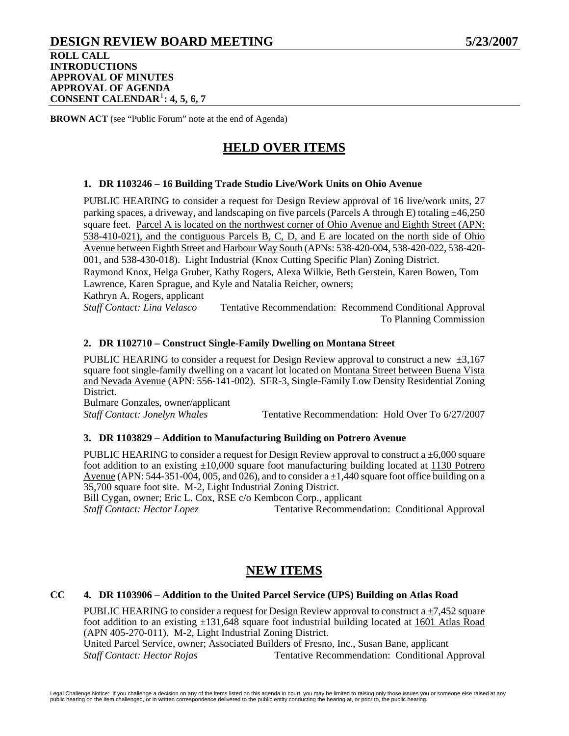# DESIGN REVIEW BOARD MEETING 5/23/2007

**ROLL CALL**
**INTRODUCTIONS**
**APPROVAL OF MINUTES**
**APPROVAL OF AGENDA**
**CONSENT CALENDAR[1]: 4, 5, 6, 7**

**BROWN ACT** (see "Public Forum" note at the end of Agenda)

## HELD OVER ITEMS

### 1. DR 1103246 – 16 Building Trade Studio Live/Work Units on Ohio Avenue

PUBLIC HEARING to consider a request for Design Review approval of 16 live/work units, 27 parking spaces, a driveway, and landscaping on five parcels (Parcels A through E) totaling ±46,250 square feet. Parcel A is located on the northwest corner of Ohio Avenue and Eighth Street (APN: 538-410-021), and the contiguous Parcels B, C, D, and E are located on the north side of Ohio Avenue between Eighth Street and Harbour Way South (APNs: 538-420-004, 538-420-022, 538-420-001, and 538-430-018). Light Industrial (Knox Cutting Specific Plan) Zoning District.
Raymond Knox, Helga Gruber, Kathy Rogers, Alexa Wilkie, Beth Gerstein, Karen Bowen, Tom Lawrence, Karen Sprague, and Kyle and Natalia Reicher, owners;
Kathryn A. Rogers, applicant
*Staff Contact: Lina Velasco* Tentative Recommendation: Recommend Conditional Approval To Planning Commission

### 2. DR 1102710 – Construct Single-Family Dwelling on Montana Street

PUBLIC HEARING to consider a request for Design Review approval to construct a new ±3,167 square foot single-family dwelling on a vacant lot located on Montana Street between Buena Vista and Nevada Avenue (APN: 556-141-002). SFR-3, Single-Family Low Density Residential Zoning District.
Bulmare Gonzales, owner/applicant
*Staff Contact: Jonelyn Whales* Tentative Recommendation: Hold Over To 6/27/2007

### 3. DR 1103829 – Addition to Manufacturing Building on Potrero Avenue

PUBLIC HEARING to consider a request for Design Review approval to construct a ±6,000 square foot addition to an existing ±10,000 square foot manufacturing building located at 1130 Potrero Avenue (APN: 544-351-004, 005, and 026), and to consider a ±1,440 square foot office building on a 35,700 square foot site. M-2, Light Industrial Zoning District.
Bill Cygan, owner; Eric L. Cox, RSE c/o Kembcon Corp., applicant
*Staff Contact: Hector Lopez* Tentative Recommendation: Conditional Approval

## NEW ITEMS

### CC 4. DR 1103906 – Addition to the United Parcel Service (UPS) Building on Atlas Road

PUBLIC HEARING to consider a request for Design Review approval to construct a ±7,452 square foot addition to an existing ±131,648 square foot industrial building located at 1601 Atlas Road (APN 405-270-011). M-2, Light Industrial Zoning District.
United Parcel Service, owner; Associated Builders of Fresno, Inc., Susan Bane, applicant
*Staff Contact: Hector Rojas* Tentative Recommendation: Conditional Approval

Legal Challenge Notice: If you challenge a decision on any of the items listed on this agenda in court, you may be limited to raising only those issues you or someone else raised at any public hearing on the item challenged, or in written correspondence delivered to the public entity conducting the hearing at, or prior to, the public hearing.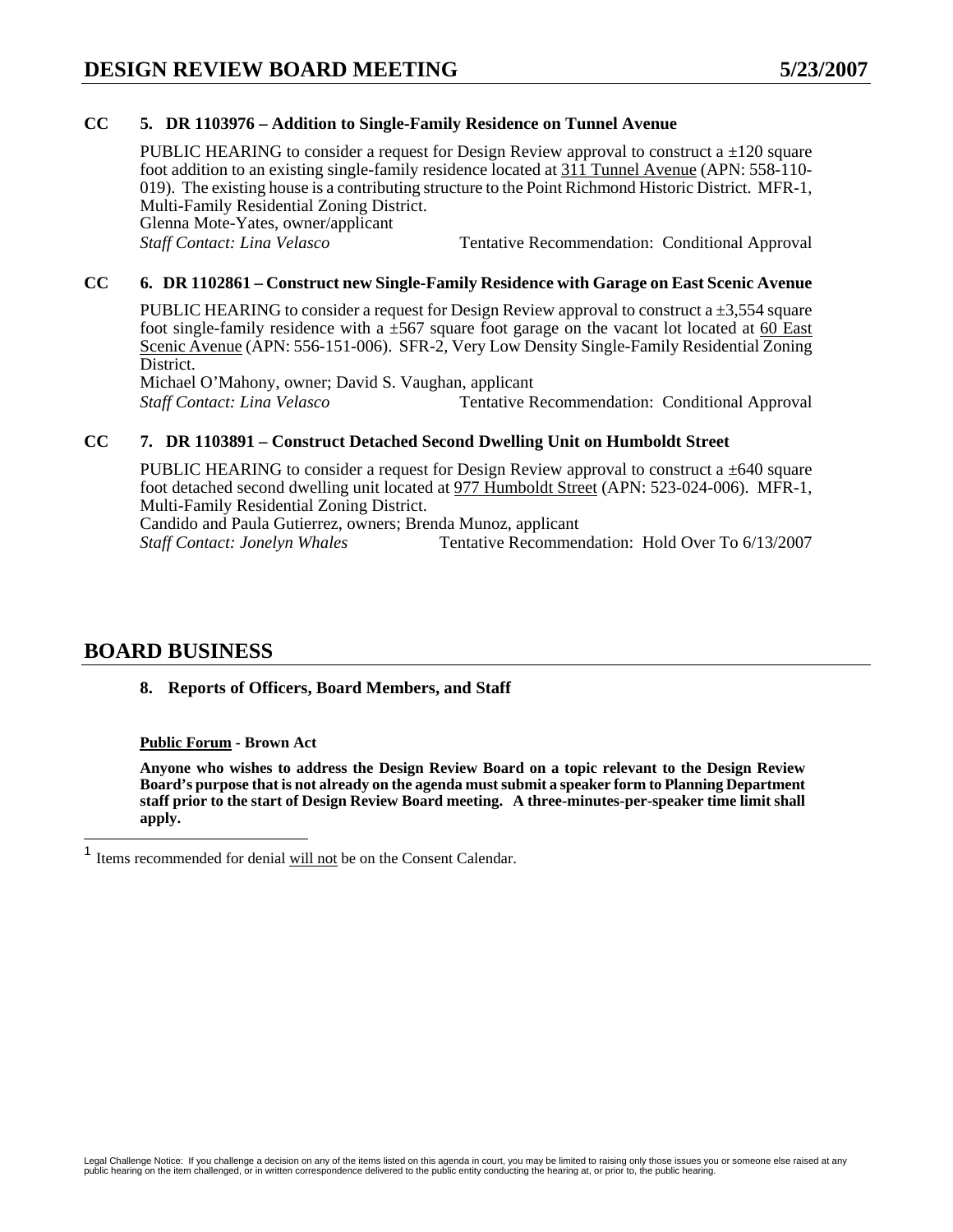**CC 5. DR 1103976 – Addition to Single-Family Residence on Tunnel Avenue**

PUBLIC HEARING to consider a request for Design Review approval to construct a ±120 square foot addition to an existing single-family residence located at 311 Tunnel Avenue (APN: 558-110-019). The existing house is a contributing structure to the Point Richmond Historic District. MFR-1, Multi-Family Residential Zoning District.

Glenna Mote-Yates, owner/applicant

*Staff Contact: Lina Velasco* Tentative Recommendation: Conditional Approval

**CC 6. DR 1102861 – Construct new Single-Family Residence with Garage on East Scenic Avenue**

PUBLIC HEARING to consider a request for Design Review approval to construct a ±3,554 square foot single-family residence with a ±567 square foot garage on the vacant lot located at 60 East Scenic Avenue (APN: 556-151-006). SFR-2, Very Low Density Single-Family Residential Zoning District.

Michael O'Mahony, owner; David S. Vaughan, applicant

*Staff Contact: Lina Velasco* Tentative Recommendation: Conditional Approval

**CC 7. DR 1103891 – Construct Detached Second Dwelling Unit on Humboldt Street**

PUBLIC HEARING to consider a request for Design Review approval to construct a ±640 square foot detached second dwelling unit located at 977 Humboldt Street (APN: 523-024-006). MFR-1, Multi-Family Residential Zoning District.

Candido and Paula Gutierrez, owners; Brenda Munoz, applicant

*Staff Contact: Jonelyn Whales* Tentative Recommendation: Hold Over To 6/13/2007

## BOARD BUSINESS

**8. Reports of Officers, Board Members, and Staff**

**Public Forum - Brown Act**

**Anyone who wishes to address the Design Review Board on a topic relevant to the Design Review Board's purpose that is not already on the agenda must submit a speaker form to Planning Department staff prior to the start of Design Review Board meeting. A three-minutes-per-speaker time limit shall apply.**

[1] Items recommended for denial will not be on the Consent Calendar.

Legal Challenge Notice: If you challenge a decision on any of the items listed on this agenda in court, you may be limited to raising only those issues you or someone else raised at any public hearing on the item challenged, or in written correspondence delivered to the public entity conducting the hearing at, or prior to, the public hearing.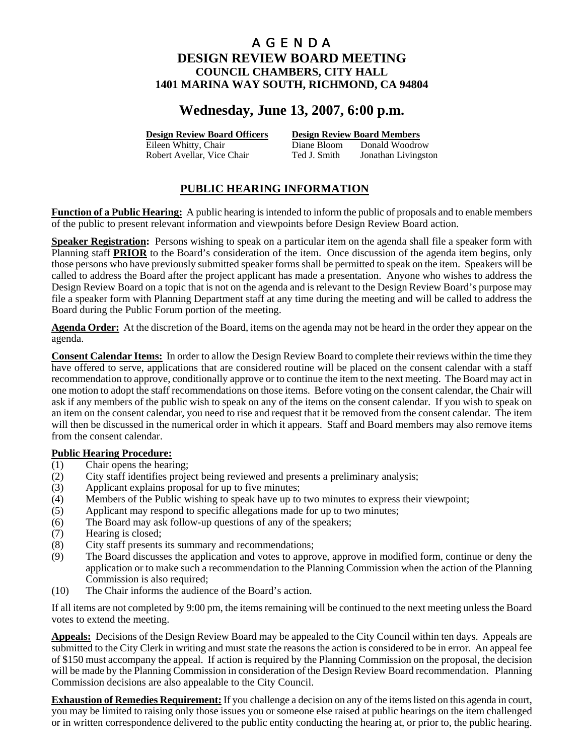# A G E N D A

## DESIGN REVIEW BOARD MEETING

### COUNCIL CHAMBERS, CITY HALL
### 1401 MARINA WAY SOUTH, RICHMOND, CA 94804

## Wednesday, June 13, 2007, 6:00 p.m.

| Design Review Board Officers | Design Review Board Members | |
|---|---|---|
| Eileen Whitty, Chair | Diane Bloom | Donald Woodrow |
| Robert Avellar, Vice Chair | Ted J. Smith | Jonathan Livingston |

## PUBLIC HEARING INFORMATION

**Function of a Public Hearing:** A public hearing is intended to inform the public of proposals and to enable members of the public to present relevant information and viewpoints before Design Review Board action.

**Speaker Registration:** Persons wishing to speak on a particular item on the agenda shall file a speaker form with Planning staff **PRIOR** to the Board's consideration of the item. Once discussion of the agenda item begins, only those persons who have previously submitted speaker forms shall be permitted to speak on the item. Speakers will be called to address the Board after the project applicant has made a presentation. Anyone who wishes to address the Design Review Board on a topic that is not on the agenda and is relevant to the Design Review Board's purpose may file a speaker form with Planning Department staff at any time during the meeting and will be called to address the Board during the Public Forum portion of the meeting.

**Agenda Order:** At the discretion of the Board, items on the agenda may not be heard in the order they appear on the agenda.

**Consent Calendar Items:** In order to allow the Design Review Board to complete their reviews within the time they have offered to serve, applications that are considered routine will be placed on the consent calendar with a staff recommendation to approve, conditionally approve or to continue the item to the next meeting. The Board may act in one motion to adopt the staff recommendations on those items. Before voting on the consent calendar, the Chair will ask if any members of the public wish to speak on any of the items on the consent calendar. If you wish to speak on an item on the consent calendar, you need to rise and request that it be removed from the consent calendar. The item will then be discussed in the numerical order in which it appears. Staff and Board members may also remove items from the consent calendar.

**Public Hearing Procedure:**

(1) Chair opens the hearing;
(2) City staff identifies project being reviewed and presents a preliminary analysis;
(3) Applicant explains proposal for up to five minutes;
(4) Members of the Public wishing to speak have up to two minutes to express their viewpoint;
(5) Applicant may respond to specific allegations made for up to two minutes;
(6) The Board may ask follow-up questions of any of the speakers;
(7) Hearing is closed;
(8) City staff presents its summary and recommendations;
(9) The Board discusses the application and votes to approve, approve in modified form, continue or deny the application or to make such a recommendation to the Planning Commission when the action of the Planning Commission is also required;
(10) The Chair informs the audience of the Board's action.

If all items are not completed by 9:00 pm, the items remaining will be continued to the next meeting unless the Board votes to extend the meeting.

**Appeals:** Decisions of the Design Review Board may be appealed to the City Council within ten days. Appeals are submitted to the City Clerk in writing and must state the reasons the action is considered to be in error. An appeal fee of $150 must accompany the appeal. If action is required by the Planning Commission on the proposal, the decision will be made by the Planning Commission in consideration of the Design Review Board recommendation. Planning Commission decisions are also appealable to the City Council.

**Exhaustion of Remedies Requirement:** If you challenge a decision on any of the items listed on this agenda in court, you may be limited to raising only those issues you or someone else raised at public hearings on the item challenged or in written correspondence delivered to the public entity conducting the hearing at, or prior to, the public hearing.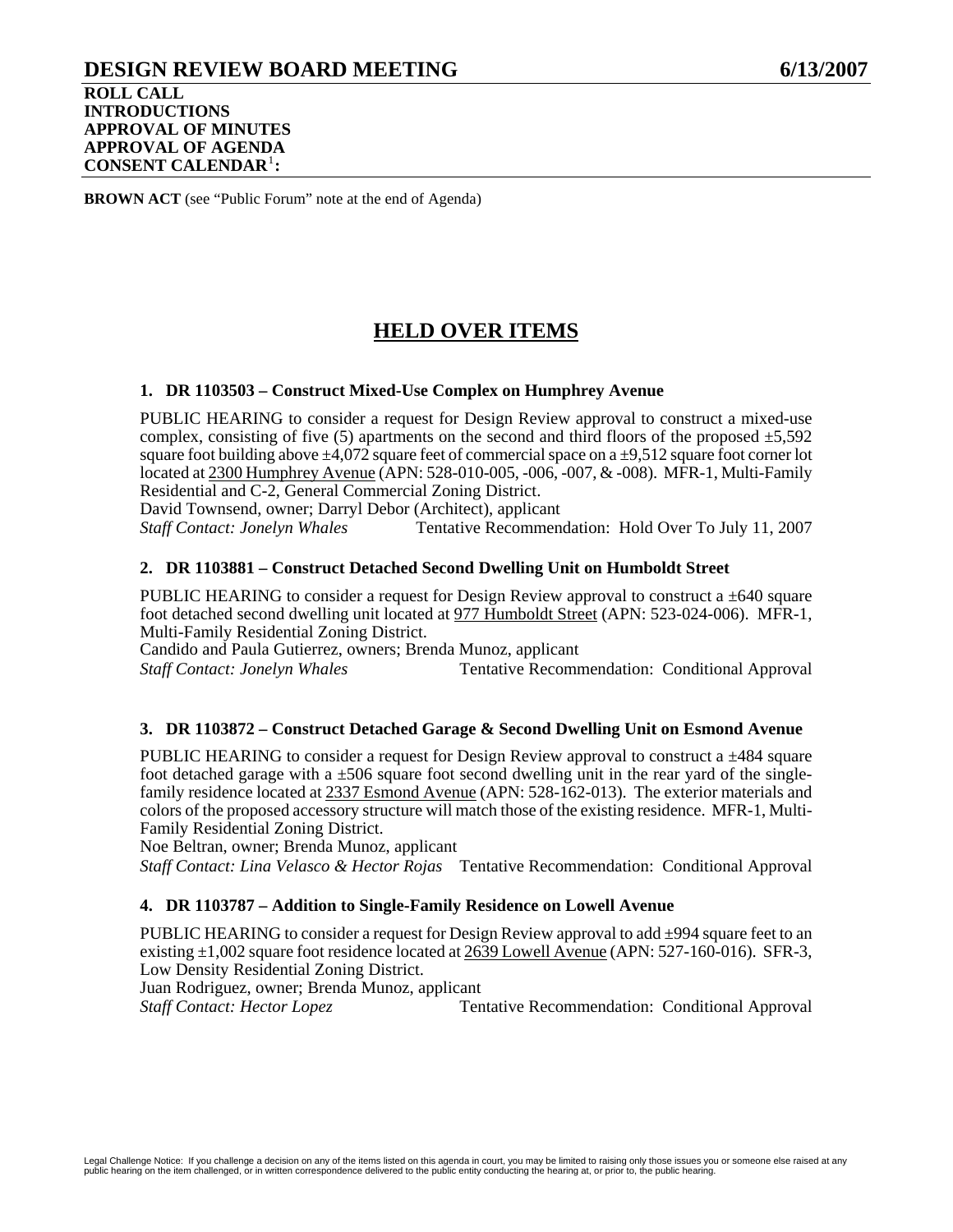# DESIGN REVIEW BOARD MEETING 6/13/2007

**ROLL CALL**
**INTRODUCTIONS**
**APPROVAL OF MINUTES**
**APPROVAL OF AGENDA**
**CONSENT CALENDAR**[1]**:**

**BROWN ACT** (see "Public Forum" note at the end of Agenda)

## HELD OVER ITEMS

### 1. DR 1103503 – Construct Mixed-Use Complex on Humphrey Avenue

PUBLIC HEARING to consider a request for Design Review approval to construct a mixed-use complex, consisting of five (5) apartments on the second and third floors of the proposed ±5,592 square foot building above ±4,072 square feet of commercial space on a ±9,512 square foot corner lot located at 2300 Humphrey Avenue (APN: 528-010-005, -006, -007, & -008). MFR-1, Multi-Family Residential and C-2, General Commercial Zoning District.
David Townsend, owner; Darryl Debor (Architect), applicant
*Staff Contact: Jonelyn Whales* Tentative Recommendation: Hold Over To July 11, 2007

### 2. DR 1103881 – Construct Detached Second Dwelling Unit on Humboldt Street

PUBLIC HEARING to consider a request for Design Review approval to construct a ±640 square foot detached second dwelling unit located at 977 Humboldt Street (APN: 523-024-006). MFR-1, Multi-Family Residential Zoning District.
Candido and Paula Gutierrez, owners; Brenda Munoz, applicant
*Staff Contact: Jonelyn Whales* Tentative Recommendation: Conditional Approval

### 3. DR 1103872 – Construct Detached Garage & Second Dwelling Unit on Esmond Avenue

PUBLIC HEARING to consider a request for Design Review approval to construct a ±484 square foot detached garage with a ±506 square foot second dwelling unit in the rear yard of the single-family residence located at 2337 Esmond Avenue (APN: 528-162-013). The exterior materials and colors of the proposed accessory structure will match those of the existing residence. MFR-1, Multi-Family Residential Zoning District.
Noe Beltran, owner; Brenda Munoz, applicant
*Staff Contact: Lina Velasco & Hector Rojas* Tentative Recommendation: Conditional Approval

### 4. DR 1103787 – Addition to Single-Family Residence on Lowell Avenue

PUBLIC HEARING to consider a request for Design Review approval to add ±994 square feet to an existing ±1,002 square foot residence located at 2639 Lowell Avenue (APN: 527-160-016). SFR-3, Low Density Residential Zoning District.
Juan Rodriguez, owner; Brenda Munoz, applicant
*Staff Contact: Hector Lopez* Tentative Recommendation: Conditional Approval

Legal Challenge Notice: If you challenge a decision on any of the items listed on this agenda in court, you may be limited to raising only those issues you or someone else raised at any public hearing on the item challenged, or in written correspondence delivered to the public entity conducting the hearing at, or prior to, the public hearing.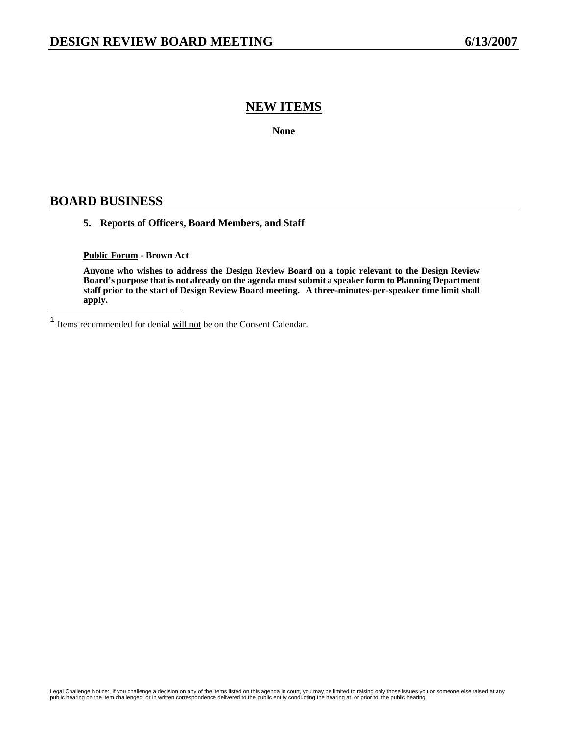## NEW ITEMS

**None**

## BOARD BUSINESS

**5. Reports of Officers, Board Members, and Staff**

**Public Forum - Brown Act**

**Anyone who wishes to address the Design Review Board on a topic relevant to the Design Review Board's purpose that is not already on the agenda must submit a speaker form to Planning Department staff prior to the start of Design Review Board meeting. A three-minutes-per-speaker time limit shall apply.**

[1] Items recommended for denial will not be on the Consent Calendar.

Legal Challenge Notice: If you challenge a decision on any of the items listed on this agenda in court, you may be limited to raising only those issues you or someone else raised at any public hearing on the item challenged, or in written correspondence delivered to the public entity conducting the hearing at, or prior to, the public hearing.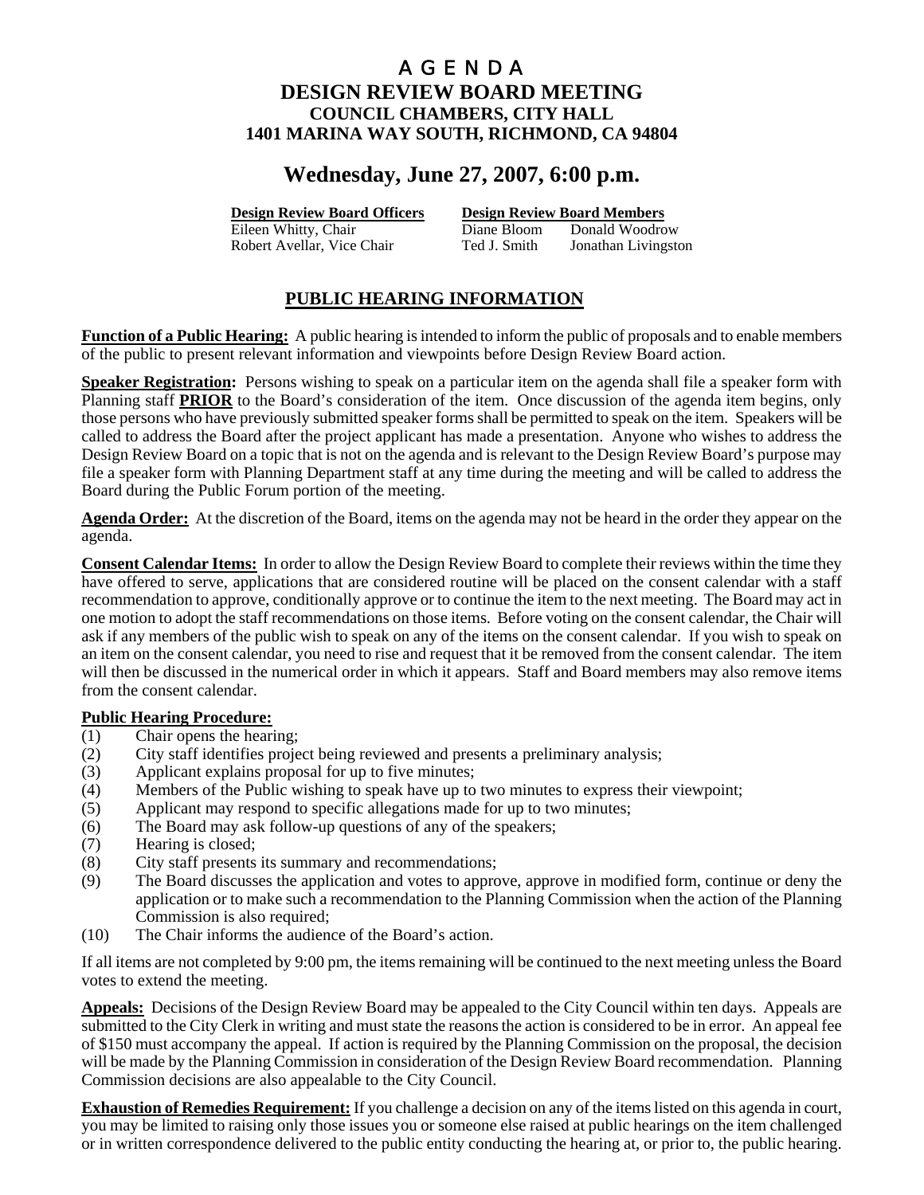# A G E N D A

## DESIGN REVIEW BOARD MEETING

### COUNCIL CHAMBERS, CITY HALL
### 1401 MARINA WAY SOUTH, RICHMOND, CA 94804

## Wednesday, June 27, 2007, 6:00 p.m.

| **Design Review Board Officers** | **Design Review Board Members** | |
|---|---|---|
| Eileen Whitty, Chair | Diane Bloom | Donald Woodrow |
| Robert Avellar, Vice Chair | Ted J. Smith | Jonathan Livingston |

## PUBLIC HEARING INFORMATION

**Function of a Public Hearing:** A public hearing is intended to inform the public of proposals and to enable members of the public to present relevant information and viewpoints before Design Review Board action.

**Speaker Registration:** Persons wishing to speak on a particular item on the agenda shall file a speaker form with Planning staff **PRIOR** to the Board's consideration of the item. Once discussion of the agenda item begins, only those persons who have previously submitted speaker forms shall be permitted to speak on the item. Speakers will be called to address the Board after the project applicant has made a presentation. Anyone who wishes to address the Design Review Board on a topic that is not on the agenda and is relevant to the Design Review Board's purpose may file a speaker form with Planning Department staff at any time during the meeting and will be called to address the Board during the Public Forum portion of the meeting.

**Agenda Order:** At the discretion of the Board, items on the agenda may not be heard in the order they appear on the agenda.

**Consent Calendar Items:** In order to allow the Design Review Board to complete their reviews within the time they have offered to serve, applications that are considered routine will be placed on the consent calendar with a staff recommendation to approve, conditionally approve or to continue the item to the next meeting. The Board may act in one motion to adopt the staff recommendations on those items. Before voting on the consent calendar, the Chair will ask if any members of the public wish to speak on any of the items on the consent calendar. If you wish to speak on an item on the consent calendar, you need to rise and request that it be removed from the consent calendar. The item will then be discussed in the numerical order in which it appears. Staff and Board members may also remove items from the consent calendar.

**Public Hearing Procedure:**

(1) Chair opens the hearing;
(2) City staff identifies project being reviewed and presents a preliminary analysis;
(3) Applicant explains proposal for up to five minutes;
(4) Members of the Public wishing to speak have up to two minutes to express their viewpoint;
(5) Applicant may respond to specific allegations made for up to two minutes;
(6) The Board may ask follow-up questions of any of the speakers;
(7) Hearing is closed;
(8) City staff presents its summary and recommendations;
(9) The Board discusses the application and votes to approve, approve in modified form, continue or deny the application or to make such a recommendation to the Planning Commission when the action of the Planning Commission is also required;
(10) The Chair informs the audience of the Board's action.

If all items are not completed by 9:00 pm, the items remaining will be continued to the next meeting unless the Board votes to extend the meeting.

**Appeals:** Decisions of the Design Review Board may be appealed to the City Council within ten days. Appeals are submitted to the City Clerk in writing and must state the reasons the action is considered to be in error. An appeal fee of $150 must accompany the appeal. If action is required by the Planning Commission on the proposal, the decision will be made by the Planning Commission in consideration of the Design Review Board recommendation. Planning Commission decisions are also appealable to the City Council.

**Exhaustion of Remedies Requirement:** If you challenge a decision on any of the items listed on this agenda in court, you may be limited to raising only those issues you or someone else raised at public hearings on the item challenged or in written correspondence delivered to the public entity conducting the hearing at, or prior to, the public hearing.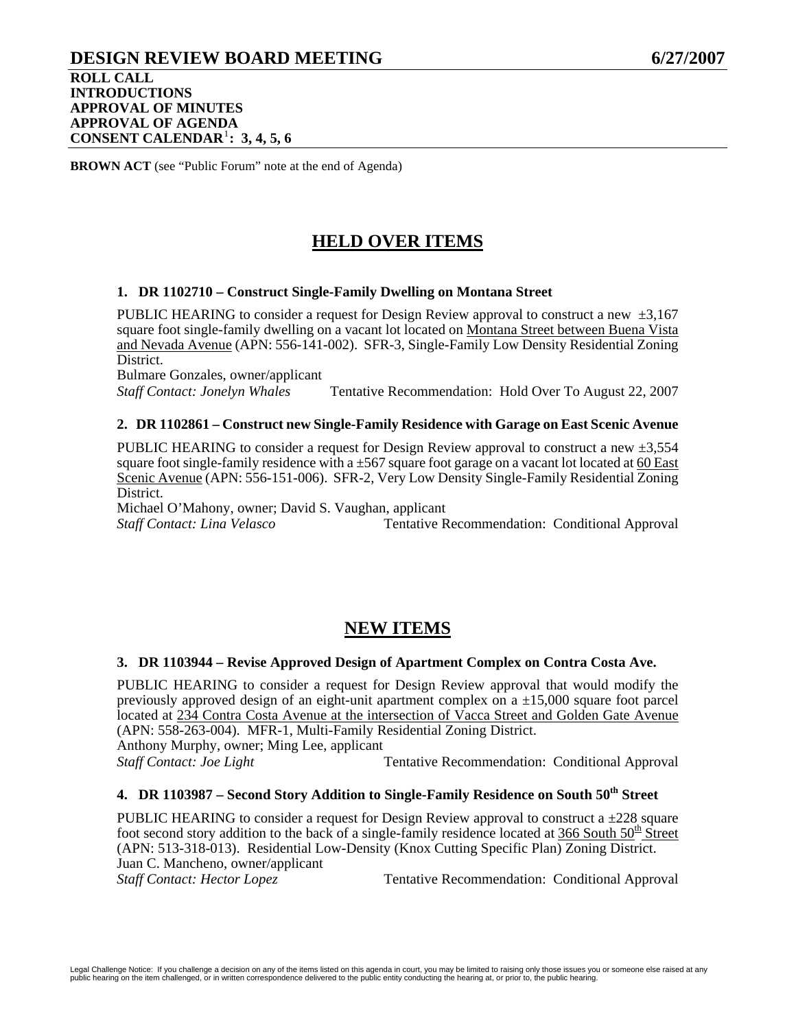# DESIGN REVIEW BOARD MEETING 6/27/2007

**ROLL CALL**
**INTRODUCTIONS**
**APPROVAL OF MINUTES**
**APPROVAL OF AGENDA**
**CONSENT CALENDAR[1]: 3, 4, 5, 6**

**BROWN ACT** (see "Public Forum" note at the end of Agenda)

## HELD OVER ITEMS

### 1. DR 1102710 – Construct Single-Family Dwelling on Montana Street

PUBLIC HEARING to consider a request for Design Review approval to construct a new ±3,167 square foot single-family dwelling on a vacant lot located on Montana Street between Buena Vista and Nevada Avenue (APN: 556-141-002). SFR-3, Single-Family Low Density Residential Zoning District.

Bulmare Gonzales, owner/applicant

*Staff Contact: Jonelyn Whales* Tentative Recommendation: Hold Over To August 22, 2007

### 2. DR 1102861 – Construct new Single-Family Residence with Garage on East Scenic Avenue

PUBLIC HEARING to consider a request for Design Review approval to construct a new ±3,554 square foot single-family residence with a ±567 square foot garage on a vacant lot located at 60 East Scenic Avenue (APN: 556-151-006). SFR-2, Very Low Density Single-Family Residential Zoning District.

Michael O'Mahony, owner; David S. Vaughan, applicant

*Staff Contact: Lina Velasco* Tentative Recommendation: Conditional Approval

## NEW ITEMS

### 3. DR 1103944 – Revise Approved Design of Apartment Complex on Contra Costa Ave.

PUBLIC HEARING to consider a request for Design Review approval that would modify the previously approved design of an eight-unit apartment complex on a ±15,000 square foot parcel located at 234 Contra Costa Avenue at the intersection of Vacca Street and Golden Gate Avenue (APN: 558-263-004). MFR-1, Multi-Family Residential Zoning District.

Anthony Murphy, owner; Ming Lee, applicant

*Staff Contact: Joe Light* Tentative Recommendation: Conditional Approval

### 4. DR 1103987 – Second Story Addition to Single-Family Residence on South 50th Street

PUBLIC HEARING to consider a request for Design Review approval to construct a ±228 square foot second story addition to the back of a single-family residence located at 366 South 50th Street (APN: 513-318-013). Residential Low-Density (Knox Cutting Specific Plan) Zoning District.

Juan C. Mancheno, owner/applicant

*Staff Contact: Hector Lopez* Tentative Recommendation: Conditional Approval

Legal Challenge Notice: If you challenge a decision on any of the items listed on this agenda in court, you may be limited to raising only those issues you or someone else raised at any public hearing on the item challenged, or in written correspondence delivered to the public entity conducting the hearing at, or prior to, the public hearing.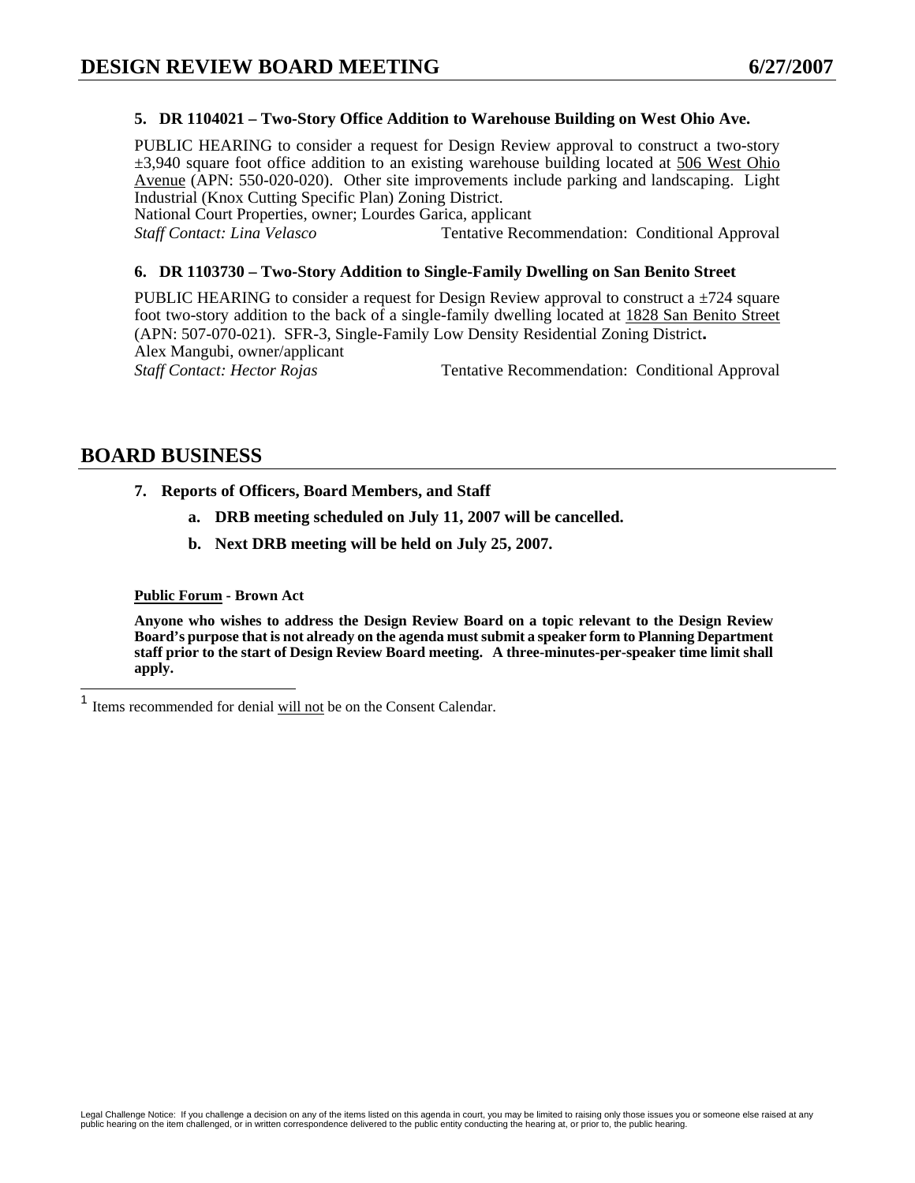**5. DR 1104021 – Two-Story Office Addition to Warehouse Building on West Ohio Ave.**

PUBLIC HEARING to consider a request for Design Review approval to construct a two-story ±3,940 square foot office addition to an existing warehouse building located at 506 West Ohio Avenue (APN: 550-020-020). Other site improvements include parking and landscaping. Light Industrial (Knox Cutting Specific Plan) Zoning District.
National Court Properties, owner; Lourdes Garica, applicant
*Staff Contact: Lina Velasco* Tentative Recommendation: Conditional Approval

**6. DR 1103730 – Two-Story Addition to Single-Family Dwelling on San Benito Street**

PUBLIC HEARING to consider a request for Design Review approval to construct a ±724 square foot two-story addition to the back of a single-family dwelling located at 1828 San Benito Street (APN: 507-070-021). SFR-3, Single-Family Low Density Residential Zoning District**.**
Alex Mangubi, owner/applicant
*Staff Contact: Hector Rojas* Tentative Recommendation: Conditional Approval

## BOARD BUSINESS

**7. Reports of Officers, Board Members, and Staff**

- **a. DRB meeting scheduled on July 11, 2007 will be cancelled.**
- **b. Next DRB meeting will be held on July 25, 2007.**

**Public Forum - Brown Act**

**Anyone who wishes to address the Design Review Board on a topic relevant to the Design Review Board's purpose that is not already on the agenda must submit a speaker form to Planning Department staff prior to the start of Design Review Board meeting. A three-minutes-per-speaker time limit shall apply.**

[1] Items recommended for denial will not be on the Consent Calendar.

Legal Challenge Notice: If you challenge a decision on any of the items listed on this agenda in court, you may be limited to raising only those issues you or someone else raised at any public hearing on the item challenged, or in written correspondence delivered to the public entity conducting the hearing at, or prior to, the public hearing.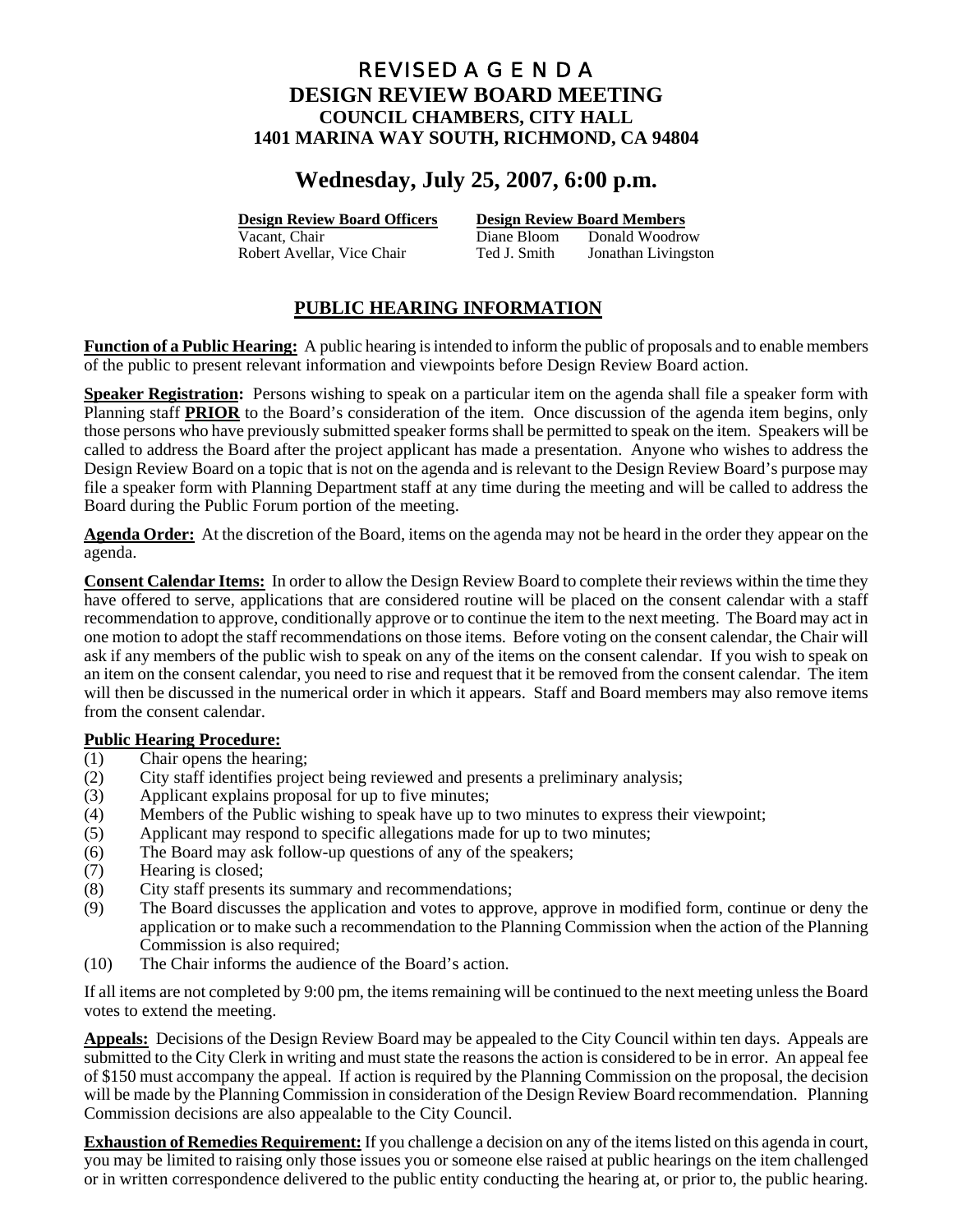# REVISED A G E N D A

## DESIGN REVIEW BOARD MEETING

### COUNCIL CHAMBERS, CITY HALL
### 1401 MARINA WAY SOUTH, RICHMOND, CA 94804

## Wednesday, July 25, 2007, 6:00 p.m.

| **Design Review Board Officers** | **Design Review Board Members** | |
|---|---|---|
| Vacant, Chair | Diane Bloom | Donald Woodrow |
| Robert Avellar, Vice Chair | Ted J. Smith | Jonathan Livingston |

## PUBLIC HEARING INFORMATION

**Function of a Public Hearing:** A public hearing is intended to inform the public of proposals and to enable members of the public to present relevant information and viewpoints before Design Review Board action.

**Speaker Registration:** Persons wishing to speak on a particular item on the agenda shall file a speaker form with Planning staff **PRIOR** to the Board's consideration of the item. Once discussion of the agenda item begins, only those persons who have previously submitted speaker forms shall be permitted to speak on the item. Speakers will be called to address the Board after the project applicant has made a presentation. Anyone who wishes to address the Design Review Board on a topic that is not on the agenda and is relevant to the Design Review Board's purpose may file a speaker form with Planning Department staff at any time during the meeting and will be called to address the Board during the Public Forum portion of the meeting.

**Agenda Order:** At the discretion of the Board, items on the agenda may not be heard in the order they appear on the agenda.

**Consent Calendar Items:** In order to allow the Design Review Board to complete their reviews within the time they have offered to serve, applications that are considered routine will be placed on the consent calendar with a staff recommendation to approve, conditionally approve or to continue the item to the next meeting. The Board may act in one motion to adopt the staff recommendations on those items. Before voting on the consent calendar, the Chair will ask if any members of the public wish to speak on any of the items on the consent calendar. If you wish to speak on an item on the consent calendar, you need to rise and request that it be removed from the consent calendar. The item will then be discussed in the numerical order in which it appears. Staff and Board members may also remove items from the consent calendar.

**Public Hearing Procedure:**

(1) Chair opens the hearing;
(2) City staff identifies project being reviewed and presents a preliminary analysis;
(3) Applicant explains proposal for up to five minutes;
(4) Members of the Public wishing to speak have up to two minutes to express their viewpoint;
(5) Applicant may respond to specific allegations made for up to two minutes;
(6) The Board may ask follow-up questions of any of the speakers;
(7) Hearing is closed;
(8) City staff presents its summary and recommendations;
(9) The Board discusses the application and votes to approve, approve in modified form, continue or deny the application or to make such a recommendation to the Planning Commission when the action of the Planning Commission is also required;
(10) The Chair informs the audience of the Board's action.

If all items are not completed by 9:00 pm, the items remaining will be continued to the next meeting unless the Board votes to extend the meeting.

**Appeals:** Decisions of the Design Review Board may be appealed to the City Council within ten days. Appeals are submitted to the City Clerk in writing and must state the reasons the action is considered to be in error. An appeal fee of $150 must accompany the appeal. If action is required by the Planning Commission on the proposal, the decision will be made by the Planning Commission in consideration of the Design Review Board recommendation. Planning Commission decisions are also appealable to the City Council.

**Exhaustion of Remedies Requirement:** If you challenge a decision on any of the items listed on this agenda in court, you may be limited to raising only those issues you or someone else raised at public hearings on the item challenged or in written correspondence delivered to the public entity conducting the hearing at, or prior to, the public hearing.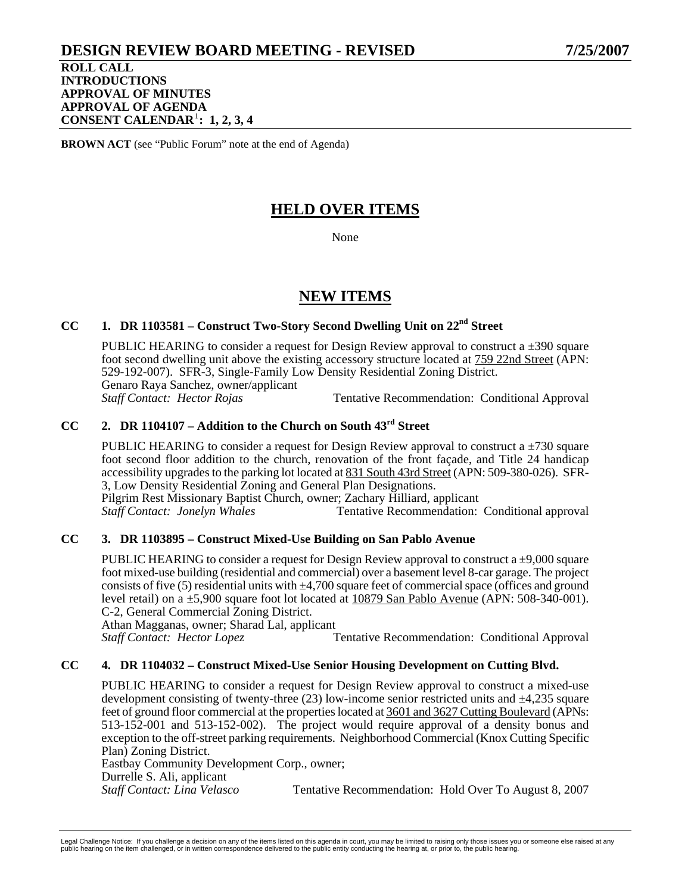# DESIGN REVIEW BOARD MEETING - REVISED 7/25/2007

**ROLL CALL**
**INTRODUCTIONS**
**APPROVAL OF MINUTES**
**APPROVAL OF AGENDA**
**CONSENT CALENDAR[1]: 1, 2, 3, 4**

**BROWN ACT** (see "Public Forum" note at the end of Agenda)

## HELD OVER ITEMS

None

## NEW ITEMS

### CC 1. DR 1103581 – Construct Two-Story Second Dwelling Unit on 22nd Street

PUBLIC HEARING to consider a request for Design Review approval to construct a ±390 square foot second dwelling unit above the existing accessory structure located at 759 22nd Street (APN: 529-192-007). SFR-3, Single-Family Low Density Residential Zoning District.
Genaro Raya Sanchez, owner/applicant
*Staff Contact: Hector Rojas* Tentative Recommendation: Conditional Approval

### CC 2. DR 1104107 – Addition to the Church on South 43rd Street

PUBLIC HEARING to consider a request for Design Review approval to construct a ±730 square foot second floor addition to the church, renovation of the front façade, and Title 24 handicap accessibility upgrades to the parking lot located at 831 South 43rd Street (APN: 509-380-026). SFR-3, Low Density Residential Zoning and General Plan Designations.
Pilgrim Rest Missionary Baptist Church, owner; Zachary Hilliard, applicant
*Staff Contact: Jonelyn Whales* Tentative Recommendation: Conditional approval

### CC 3. DR 1103895 – Construct Mixed-Use Building on San Pablo Avenue

PUBLIC HEARING to consider a request for Design Review approval to construct a ±9,000 square foot mixed-use building (residential and commercial) over a basement level 8-car garage. The project consists of five (5) residential units with ±4,700 square feet of commercial space (offices and ground level retail) on a ±5,900 square foot lot located at 10879 San Pablo Avenue (APN: 508-340-001). C-2, General Commercial Zoning District.
Athan Magganas, owner; Sharad Lal, applicant
*Staff Contact: Hector Lopez* Tentative Recommendation: Conditional Approval

### CC 4. DR 1104032 – Construct Mixed-Use Senior Housing Development on Cutting Blvd.

PUBLIC HEARING to consider a request for Design Review approval to construct a mixed-use development consisting of twenty-three (23) low-income senior restricted units and ±4,235 square feet of ground floor commercial at the properties located at 3601 and 3627 Cutting Boulevard (APNs: 513-152-001 and 513-152-002). The project would require approval of a density bonus and exception to the off-street parking requirements. Neighborhood Commercial (Knox Cutting Specific Plan) Zoning District.
Eastbay Community Development Corp., owner;
Durrelle S. Ali, applicant
*Staff Contact: Lina Velasco* Tentative Recommendation: Hold Over To August 8, 2007

Legal Challenge Notice: If you challenge a decision on any of the items listed on this agenda in court, you may be limited to raising only those issues you or someone else raised at any public hearing on the item challenged, or in written correspondence delivered to the public entity conducting the hearing at, or prior to, the public hearing.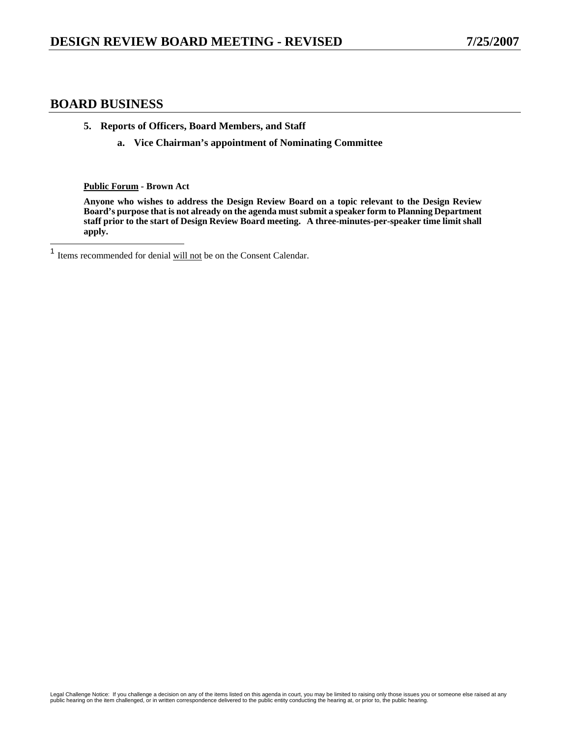## BOARD BUSINESS

**5. Reports of Officers, Board Members, and Staff**

**a. Vice Chairman's appointment of Nominating Committee**

**Public Forum - Brown Act**

**Anyone who wishes to address the Design Review Board on a topic relevant to the Design Review Board's purpose that is not already on the agenda must submit a speaker form to Planning Department staff prior to the start of Design Review Board meeting. A three-minutes-per-speaker time limit shall apply.**

---

[1] Items recommended for denial will not be on the Consent Calendar.

Legal Challenge Notice: If you challenge a decision on any of the items listed on this agenda in court, you may be limited to raising only those issues you or someone else raised at any public hearing on the item challenged, or in written correspondence delivered to the public entity conducting the hearing at, or prior to, the public hearing.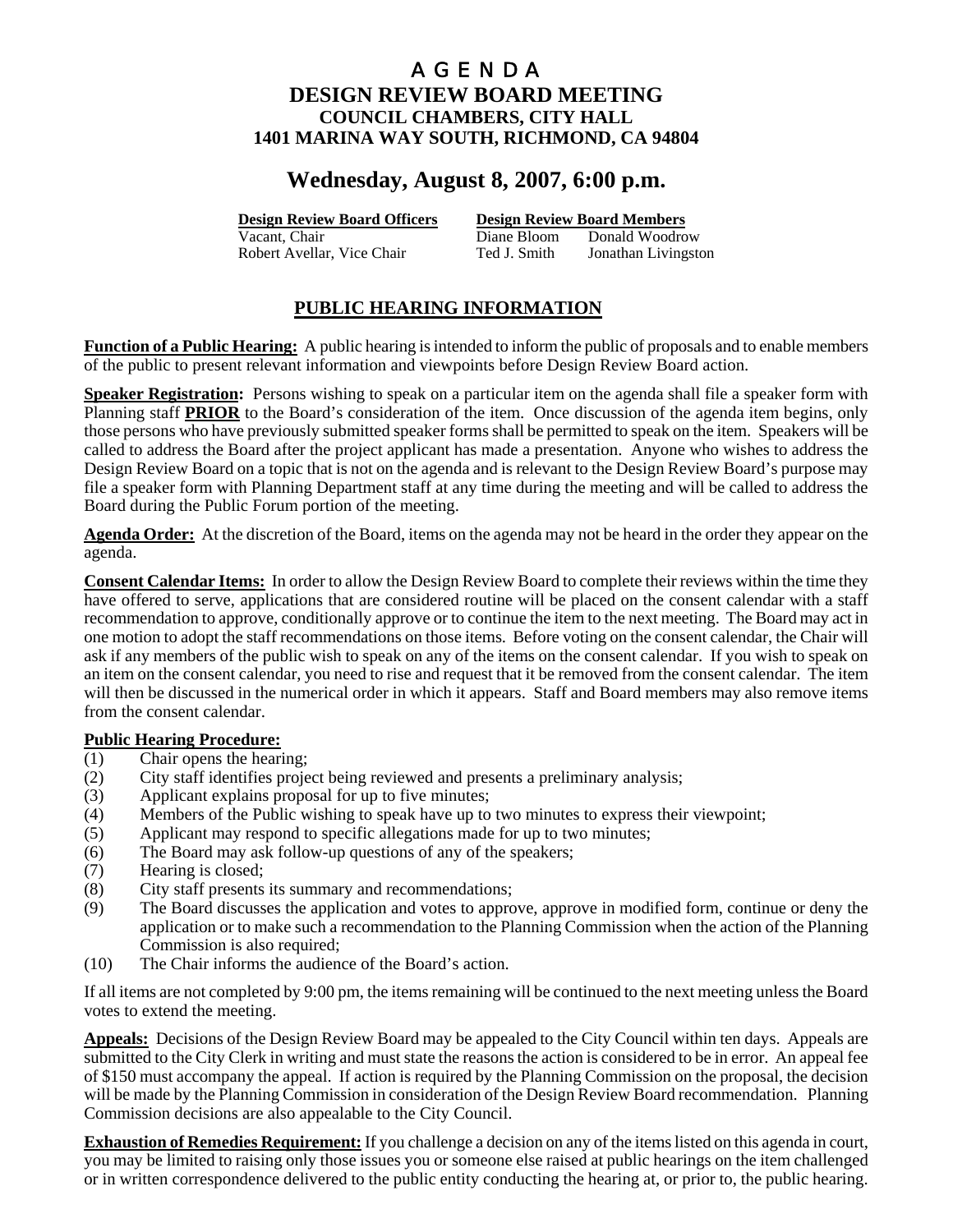# A G E N D A

## DESIGN REVIEW BOARD MEETING

### COUNCIL CHAMBERS, CITY HALL
### 1401 MARINA WAY SOUTH, RICHMOND, CA 94804

## Wednesday, August 8, 2007, 6:00 p.m.

| **Design Review Board Officers** | **Design Review Board Members** | |
|---|---|---|
| Vacant, Chair | Diane Bloom | Donald Woodrow |
| Robert Avellar, Vice Chair | Ted J. Smith | Jonathan Livingston |

## PUBLIC HEARING INFORMATION

**Function of a Public Hearing:** A public hearing is intended to inform the public of proposals and to enable members of the public to present relevant information and viewpoints before Design Review Board action.

**Speaker Registration:** Persons wishing to speak on a particular item on the agenda shall file a speaker form with Planning staff **PRIOR** to the Board's consideration of the item. Once discussion of the agenda item begins, only those persons who have previously submitted speaker forms shall be permitted to speak on the item. Speakers will be called to address the Board after the project applicant has made a presentation. Anyone who wishes to address the Design Review Board on a topic that is not on the agenda and is relevant to the Design Review Board's purpose may file a speaker form with Planning Department staff at any time during the meeting and will be called to address the Board during the Public Forum portion of the meeting.

**Agenda Order:** At the discretion of the Board, items on the agenda may not be heard in the order they appear on the agenda.

**Consent Calendar Items:** In order to allow the Design Review Board to complete their reviews within the time they have offered to serve, applications that are considered routine will be placed on the consent calendar with a staff recommendation to approve, conditionally approve or to continue the item to the next meeting. The Board may act in one motion to adopt the staff recommendations on those items. Before voting on the consent calendar, the Chair will ask if any members of the public wish to speak on any of the items on the consent calendar. If you wish to speak on an item on the consent calendar, you need to rise and request that it be removed from the consent calendar. The item will then be discussed in the numerical order in which it appears. Staff and Board members may also remove items from the consent calendar.

**Public Hearing Procedure:**

(1) Chair opens the hearing;
(2) City staff identifies project being reviewed and presents a preliminary analysis;
(3) Applicant explains proposal for up to five minutes;
(4) Members of the Public wishing to speak have up to two minutes to express their viewpoint;
(5) Applicant may respond to specific allegations made for up to two minutes;
(6) The Board may ask follow-up questions of any of the speakers;
(7) Hearing is closed;
(8) City staff presents its summary and recommendations;
(9) The Board discusses the application and votes to approve, approve in modified form, continue or deny the application or to make such a recommendation to the Planning Commission when the action of the Planning Commission is also required;
(10) The Chair informs the audience of the Board's action.

If all items are not completed by 9:00 pm, the items remaining will be continued to the next meeting unless the Board votes to extend the meeting.

**Appeals:** Decisions of the Design Review Board may be appealed to the City Council within ten days. Appeals are submitted to the City Clerk in writing and must state the reasons the action is considered to be in error. An appeal fee of $150 must accompany the appeal. If action is required by the Planning Commission on the proposal, the decision will be made by the Planning Commission in consideration of the Design Review Board recommendation. Planning Commission decisions are also appealable to the City Council.

**Exhaustion of Remedies Requirement:** If you challenge a decision on any of the items listed on this agenda in court, you may be limited to raising only those issues you or someone else raised at public hearings on the item challenged or in written correspondence delivered to the public entity conducting the hearing at, or prior to, the public hearing.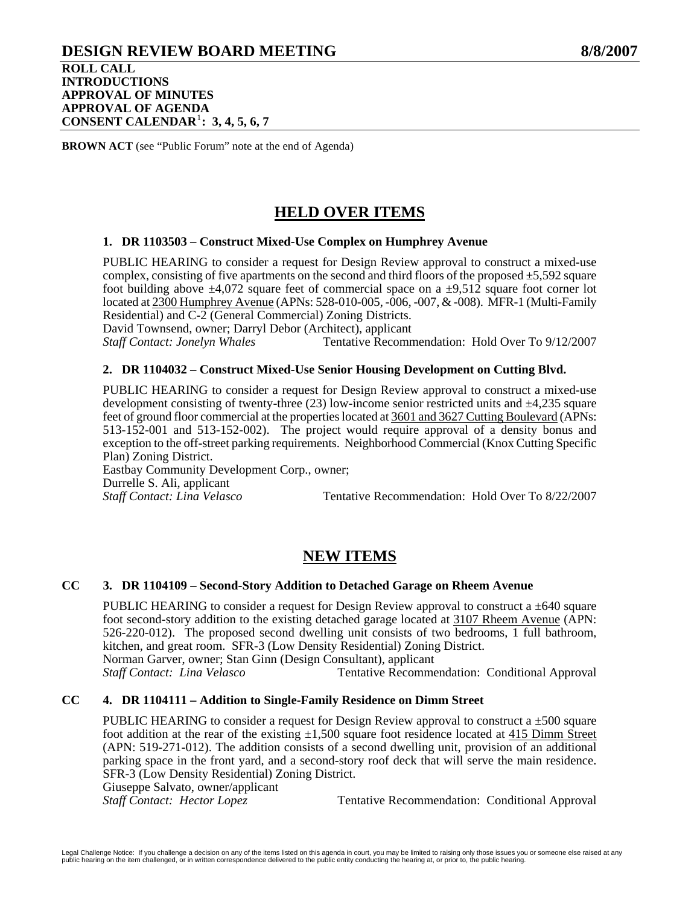## DESIGN REVIEW BOARD MEETING 8/8/2007

**ROLL CALL**
**INTRODUCTIONS**
**APPROVAL OF MINUTES**
**APPROVAL OF AGENDA**
**CONSENT CALENDAR[1]: 3, 4, 5, 6, 7**

**BROWN ACT** (see "Public Forum" note at the end of Agenda)

## HELD OVER ITEMS

### 1. DR 1103503 – Construct Mixed-Use Complex on Humphrey Avenue

PUBLIC HEARING to consider a request for Design Review approval to construct a mixed-use complex, consisting of five apartments on the second and third floors of the proposed ±5,592 square foot building above ±4,072 square feet of commercial space on a ±9,512 square foot corner lot located at 2300 Humphrey Avenue (APNs: 528-010-005, -006, -007, & -008). MFR-1 (Multi-Family Residential) and C-2 (General Commercial) Zoning Districts.
David Townsend, owner; Darryl Debor (Architect), applicant
*Staff Contact: Jonelyn Whales* Tentative Recommendation: Hold Over To 9/12/2007

### 2. DR 1104032 – Construct Mixed-Use Senior Housing Development on Cutting Blvd.

PUBLIC HEARING to consider a request for Design Review approval to construct a mixed-use development consisting of twenty-three (23) low-income senior restricted units and ±4,235 square feet of ground floor commercial at the properties located at 3601 and 3627 Cutting Boulevard (APNs: 513-152-001 and 513-152-002). The project would require approval of a density bonus and exception to the off-street parking requirements. Neighborhood Commercial (Knox Cutting Specific Plan) Zoning District.
Eastbay Community Development Corp., owner;
Durrelle S. Ali, applicant
*Staff Contact: Lina Velasco* Tentative Recommendation: Hold Over To 8/22/2007

## NEW ITEMS

### CC 3. DR 1104109 – Second-Story Addition to Detached Garage on Rheem Avenue

PUBLIC HEARING to consider a request for Design Review approval to construct a ±640 square foot second-story addition to the existing detached garage located at 3107 Rheem Avenue (APN: 526-220-012). The proposed second dwelling unit consists of two bedrooms, 1 full bathroom, kitchen, and great room. SFR-3 (Low Density Residential) Zoning District.
Norman Garver, owner; Stan Ginn (Design Consultant), applicant
*Staff Contact: Lina Velasco* Tentative Recommendation: Conditional Approval

### CC 4. DR 1104111 – Addition to Single-Family Residence on Dimm Street

PUBLIC HEARING to consider a request for Design Review approval to construct a ±500 square foot addition at the rear of the existing ±1,500 square foot residence located at 415 Dimm Street (APN: 519-271-012). The addition consists of a second dwelling unit, provision of an additional parking space in the front yard, and a second-story roof deck that will serve the main residence. SFR-3 (Low Density Residential) Zoning District.
Giuseppe Salvato, owner/applicant
*Staff Contact: Hector Lopez* Tentative Recommendation: Conditional Approval

Legal Challenge Notice: If you challenge a decision on any of the items listed on this agenda in court, you may be limited to raising only those issues you or someone else raised at any public hearing on the item challenged, or in written correspondence delivered to the public entity conducting the hearing at, or prior to, the public hearing.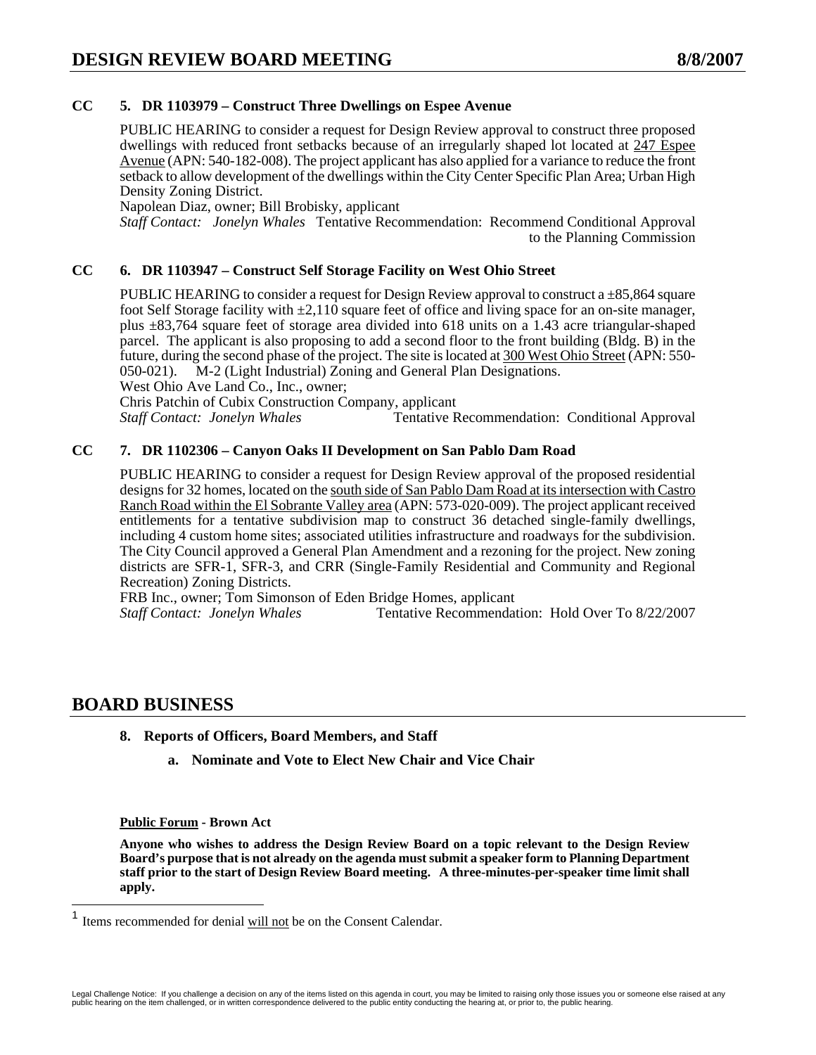**CC 5. DR 1103979 – Construct Three Dwellings on Espee Avenue**

PUBLIC HEARING to consider a request for Design Review approval to construct three proposed dwellings with reduced front setbacks because of an irregularly shaped lot located at 247 Espee Avenue (APN: 540-182-008). The project applicant has also applied for a variance to reduce the front setback to allow development of the dwellings within the City Center Specific Plan Area; Urban High Density Zoning District.

Napolean Diaz, owner; Bill Brobisky, applicant

*Staff Contact: Jonelyn Whales* Tentative Recommendation: Recommend Conditional Approval to the Planning Commission

**CC 6. DR 1103947 – Construct Self Storage Facility on West Ohio Street**

PUBLIC HEARING to consider a request for Design Review approval to construct a ±85,864 square foot Self Storage facility with ±2,110 square feet of office and living space for an on-site manager, plus ±83,764 square feet of storage area divided into 618 units on a 1.43 acre triangular-shaped parcel. The applicant is also proposing to add a second floor to the front building (Bldg. B) in the future, during the second phase of the project. The site is located at 300 West Ohio Street (APN: 550-050-021). M-2 (Light Industrial) Zoning and General Plan Designations.

West Ohio Ave Land Co., Inc., owner;

Chris Patchin of Cubix Construction Company, applicant

*Staff Contact: Jonelyn Whales* Tentative Recommendation: Conditional Approval

**CC 7. DR 1102306 – Canyon Oaks II Development on San Pablo Dam Road**

PUBLIC HEARING to consider a request for Design Review approval of the proposed residential designs for 32 homes, located on the south side of San Pablo Dam Road at its intersection with Castro Ranch Road within the El Sobrante Valley area (APN: 573-020-009). The project applicant received entitlements for a tentative subdivision map to construct 36 detached single-family dwellings, including 4 custom home sites; associated utilities infrastructure and roadways for the subdivision. The City Council approved a General Plan Amendment and a rezoning for the project. New zoning districts are SFR-1, SFR-3, and CRR (Single-Family Residential and Community and Regional Recreation) Zoning Districts.

FRB Inc., owner; Tom Simonson of Eden Bridge Homes, applicant

*Staff Contact: Jonelyn Whales* Tentative Recommendation: Hold Over To 8/22/2007

## BOARD BUSINESS

**8. Reports of Officers, Board Members, and Staff**

**a. Nominate and Vote to Elect New Chair and Vice Chair**

**Public Forum - Brown Act**

**Anyone who wishes to address the Design Review Board on a topic relevant to the Design Review Board's purpose that is not already on the agenda must submit a speaker form to Planning Department staff prior to the start of Design Review Board meeting. A three-minutes-per-speaker time limit shall apply.**

[1] Items recommended for denial will not be on the Consent Calendar.

Legal Challenge Notice: If you challenge a decision on any of the items listed on this agenda in court, you may be limited to raising only those issues you or someone else raised at any public hearing on the item challenged, or in written correspondence delivered to the public entity conducting the hearing at, or prior to, the public hearing.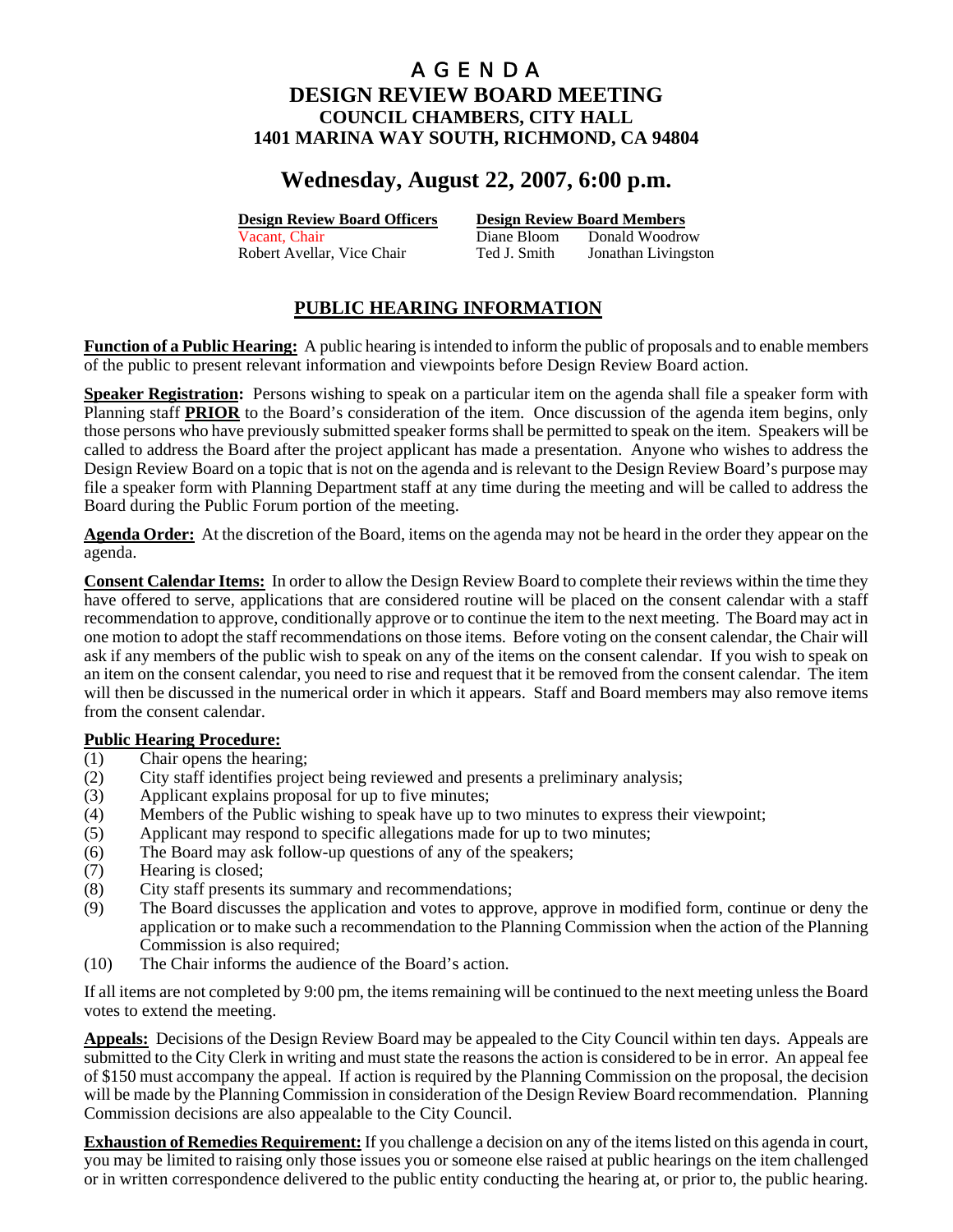# A G E N D A
# DESIGN REVIEW BOARD MEETING
## COUNCIL CHAMBERS, CITY HALL
## 1401 MARINA WAY SOUTH, RICHMOND, CA 94804

# Wednesday, August 22, 2007, 6:00 p.m.

| Design Review Board Officers | Design Review Board Members | |
|---|---|---|
| Vacant, Chair | Diane Bloom | Donald Woodrow |
| Robert Avellar, Vice Chair | Ted J. Smith | Jonathan Livingston |

## PUBLIC HEARING INFORMATION

**Function of a Public Hearing:** A public hearing is intended to inform the public of proposals and to enable members of the public to present relevant information and viewpoints before Design Review Board action.

**Speaker Registration:** Persons wishing to speak on a particular item on the agenda shall file a speaker form with Planning staff **PRIOR** to the Board's consideration of the item. Once discussion of the agenda item begins, only those persons who have previously submitted speaker forms shall be permitted to speak on the item. Speakers will be called to address the Board after the project applicant has made a presentation. Anyone who wishes to address the Design Review Board on a topic that is not on the agenda and is relevant to the Design Review Board's purpose may file a speaker form with Planning Department staff at any time during the meeting and will be called to address the Board during the Public Forum portion of the meeting.

**Agenda Order:** At the discretion of the Board, items on the agenda may not be heard in the order they appear on the agenda.

**Consent Calendar Items:** In order to allow the Design Review Board to complete their reviews within the time they have offered to serve, applications that are considered routine will be placed on the consent calendar with a staff recommendation to approve, conditionally approve or to continue the item to the next meeting. The Board may act in one motion to adopt the staff recommendations on those items. Before voting on the consent calendar, the Chair will ask if any members of the public wish to speak on any of the items on the consent calendar. If you wish to speak on an item on the consent calendar, you need to rise and request that it be removed from the consent calendar. The item will then be discussed in the numerical order in which it appears. Staff and Board members may also remove items from the consent calendar.

**Public Hearing Procedure:**

(1) Chair opens the hearing;
(2) City staff identifies project being reviewed and presents a preliminary analysis;
(3) Applicant explains proposal for up to five minutes;
(4) Members of the Public wishing to speak have up to two minutes to express their viewpoint;
(5) Applicant may respond to specific allegations made for up to two minutes;
(6) The Board may ask follow-up questions of any of the speakers;
(7) Hearing is closed;
(8) City staff presents its summary and recommendations;
(9) The Board discusses the application and votes to approve, approve in modified form, continue or deny the application or to make such a recommendation to the Planning Commission when the action of the Planning Commission is also required;
(10) The Chair informs the audience of the Board's action.

If all items are not completed by 9:00 pm, the items remaining will be continued to the next meeting unless the Board votes to extend the meeting.

**Appeals:** Decisions of the Design Review Board may be appealed to the City Council within ten days. Appeals are submitted to the City Clerk in writing and must state the reasons the action is considered to be in error. An appeal fee of $150 must accompany the appeal. If action is required by the Planning Commission on the proposal, the decision will be made by the Planning Commission in consideration of the Design Review Board recommendation. Planning Commission decisions are also appealable to the City Council.

**Exhaustion of Remedies Requirement:** If you challenge a decision on any of the items listed on this agenda in court, you may be limited to raising only those issues you or someone else raised at public hearings on the item challenged or in written correspondence delivered to the public entity conducting the hearing at, or prior to, the public hearing.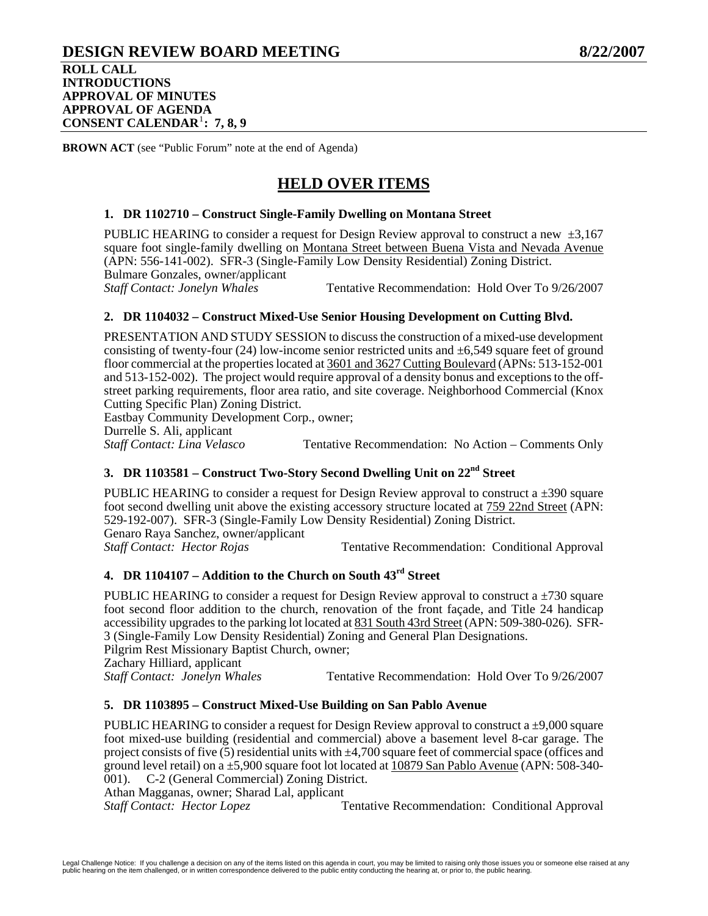# DESIGN REVIEW BOARD MEETING 8/22/2007

**ROLL CALL**
**INTRODUCTIONS**
**APPROVAL OF MINUTES**
**APPROVAL OF AGENDA**
**CONSENT CALENDAR[1]: 7, 8, 9**

**BROWN ACT** (see "Public Forum" note at the end of Agenda)

## HELD OVER ITEMS

### 1. DR 1102710 – Construct Single-Family Dwelling on Montana Street

PUBLIC HEARING to consider a request for Design Review approval to construct a new ±3,167 square foot single-family dwelling on Montana Street between Buena Vista and Nevada Avenue (APN: 556-141-002). SFR-3 (Single-Family Low Density Residential) Zoning District.
Bulmare Gonzales, owner/applicant
*Staff Contact: Jonelyn Whales* Tentative Recommendation: Hold Over To 9/26/2007

### 2. DR 1104032 – Construct Mixed-Use Senior Housing Development on Cutting Blvd.

PRESENTATION AND STUDY SESSION to discuss the construction of a mixed-use development consisting of twenty-four (24) low-income senior restricted units and ±6,549 square feet of ground floor commercial at the properties located at 3601 and 3627 Cutting Boulevard (APNs: 513-152-001 and 513-152-002). The project would require approval of a density bonus and exceptions to the off-street parking requirements, floor area ratio, and site coverage. Neighborhood Commercial (Knox Cutting Specific Plan) Zoning District.
Eastbay Community Development Corp., owner;
Durrelle S. Ali, applicant
*Staff Contact: Lina Velasco* Tentative Recommendation: No Action – Comments Only

### 3. DR 1103581 – Construct Two-Story Second Dwelling Unit on 22nd Street

PUBLIC HEARING to consider a request for Design Review approval to construct a ±390 square foot second dwelling unit above the existing accessory structure located at 759 22nd Street (APN: 529-192-007). SFR-3 (Single-Family Low Density Residential) Zoning District.
Genaro Raya Sanchez, owner/applicant
*Staff Contact: Hector Rojas* Tentative Recommendation: Conditional Approval

### 4. DR 1104107 – Addition to the Church on South 43rd Street

PUBLIC HEARING to consider a request for Design Review approval to construct a ±730 square foot second floor addition to the church, renovation of the front façade, and Title 24 handicap accessibility upgrades to the parking lot located at 831 South 43rd Street (APN: 509-380-026). SFR-3 (Single-Family Low Density Residential) Zoning and General Plan Designations.
Pilgrim Rest Missionary Baptist Church, owner;
Zachary Hilliard, applicant
*Staff Contact: Jonelyn Whales* Tentative Recommendation: Hold Over To 9/26/2007

### 5. DR 1103895 – Construct Mixed-Use Building on San Pablo Avenue

PUBLIC HEARING to consider a request for Design Review approval to construct a ±9,000 square foot mixed-use building (residential and commercial) above a basement level 8-car garage. The project consists of five (5) residential units with ±4,700 square feet of commercial space (offices and ground level retail) on a ±5,900 square foot lot located at 10879 San Pablo Avenue (APN: 508-340-001). C-2 (General Commercial) Zoning District.
Athan Magganas, owner; Sharad Lal, applicant
*Staff Contact: Hector Lopez* Tentative Recommendation: Conditional Approval

Legal Challenge Notice: If you challenge a decision on any of the items listed on this agenda in court, you may be limited to raising only those issues you or someone else raised at any public hearing on the item challenged, or in written correspondence delivered to the public entity conducting the hearing at, or prior to, the public hearing.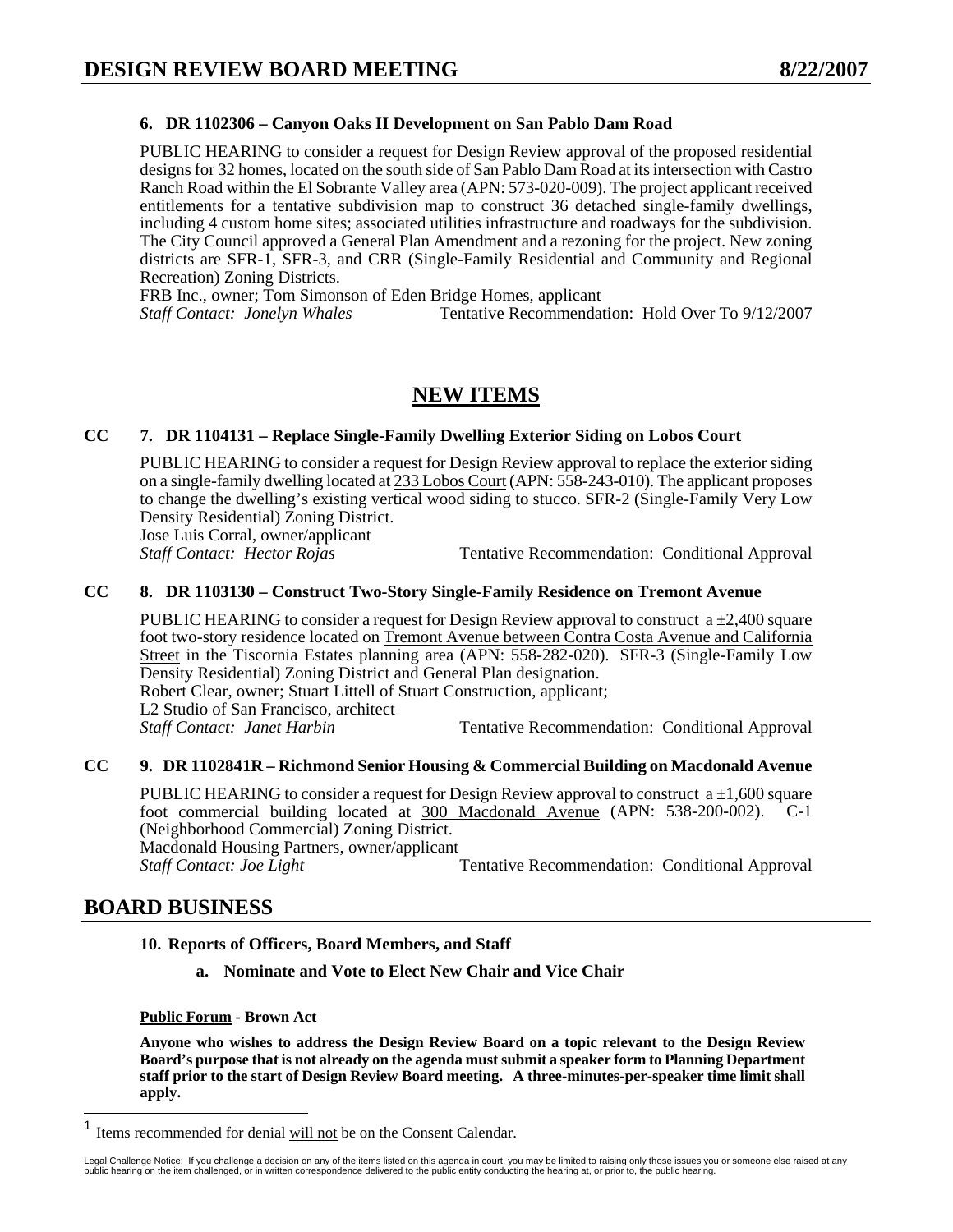**6. DR 1102306 – Canyon Oaks II Development on San Pablo Dam Road**

PUBLIC HEARING to consider a request for Design Review approval of the proposed residential designs for 32 homes, located on the south side of San Pablo Dam Road at its intersection with Castro Ranch Road within the El Sobrante Valley area (APN: 573-020-009). The project applicant received entitlements for a tentative subdivision map to construct 36 detached single-family dwellings, including 4 custom home sites; associated utilities infrastructure and roadways for the subdivision. The City Council approved a General Plan Amendment and a rezoning for the project. New zoning districts are SFR-1, SFR-3, and CRR (Single-Family Residential and Community and Regional Recreation) Zoning Districts.
FRB Inc., owner; Tom Simonson of Eden Bridge Homes, applicant
*Staff Contact: Jonelyn Whales* Tentative Recommendation: Hold Over To 9/12/2007

## NEW ITEMS

**CC 7. DR 1104131 – Replace Single-Family Dwelling Exterior Siding on Lobos Court**

PUBLIC HEARING to consider a request for Design Review approval to replace the exterior siding on a single-family dwelling located at 233 Lobos Court (APN: 558-243-010). The applicant proposes to change the dwelling's existing vertical wood siding to stucco. SFR-2 (Single-Family Very Low Density Residential) Zoning District.
Jose Luis Corral, owner/applicant
*Staff Contact: Hector Rojas* Tentative Recommendation: Conditional Approval

**CC 8. DR 1103130 – Construct Two-Story Single-Family Residence on Tremont Avenue**

PUBLIC HEARING to consider a request for Design Review approval to construct a ±2,400 square foot two-story residence located on Tremont Avenue between Contra Costa Avenue and California Street in the Tiscornia Estates planning area (APN: 558-282-020). SFR-3 (Single-Family Low Density Residential) Zoning District and General Plan designation.
Robert Clear, owner; Stuart Littell of Stuart Construction, applicant;
L2 Studio of San Francisco, architect
*Staff Contact: Janet Harbin* Tentative Recommendation: Conditional Approval

**CC 9. DR 1102841R – Richmond Senior Housing & Commercial Building on Macdonald Avenue**

PUBLIC HEARING to consider a request for Design Review approval to construct a ±1,600 square foot commercial building located at 300 Macdonald Avenue (APN: 538-200-002). C-1 (Neighborhood Commercial) Zoning District.
Macdonald Housing Partners, owner/applicant
*Staff Contact: Joe Light* Tentative Recommendation: Conditional Approval

## BOARD BUSINESS

**10. Reports of Officers, Board Members, and Staff**

**a. Nominate and Vote to Elect New Chair and Vice Chair**

**Public Forum - Brown Act**

**Anyone who wishes to address the Design Review Board on a topic relevant to the Design Review Board's purpose that is not already on the agenda must submit a speaker form to Planning Department staff prior to the start of Design Review Board meeting. A three-minutes-per-speaker time limit shall apply.**

[1] Items recommended for denial will not be on the Consent Calendar.

Legal Challenge Notice: If you challenge a decision on any of the items listed on this agenda in court, you may be limited to raising only those issues you or someone else raised at any public hearing on the item challenged, or in written correspondence delivered to the public entity conducting the hearing at, or prior to, the public hearing.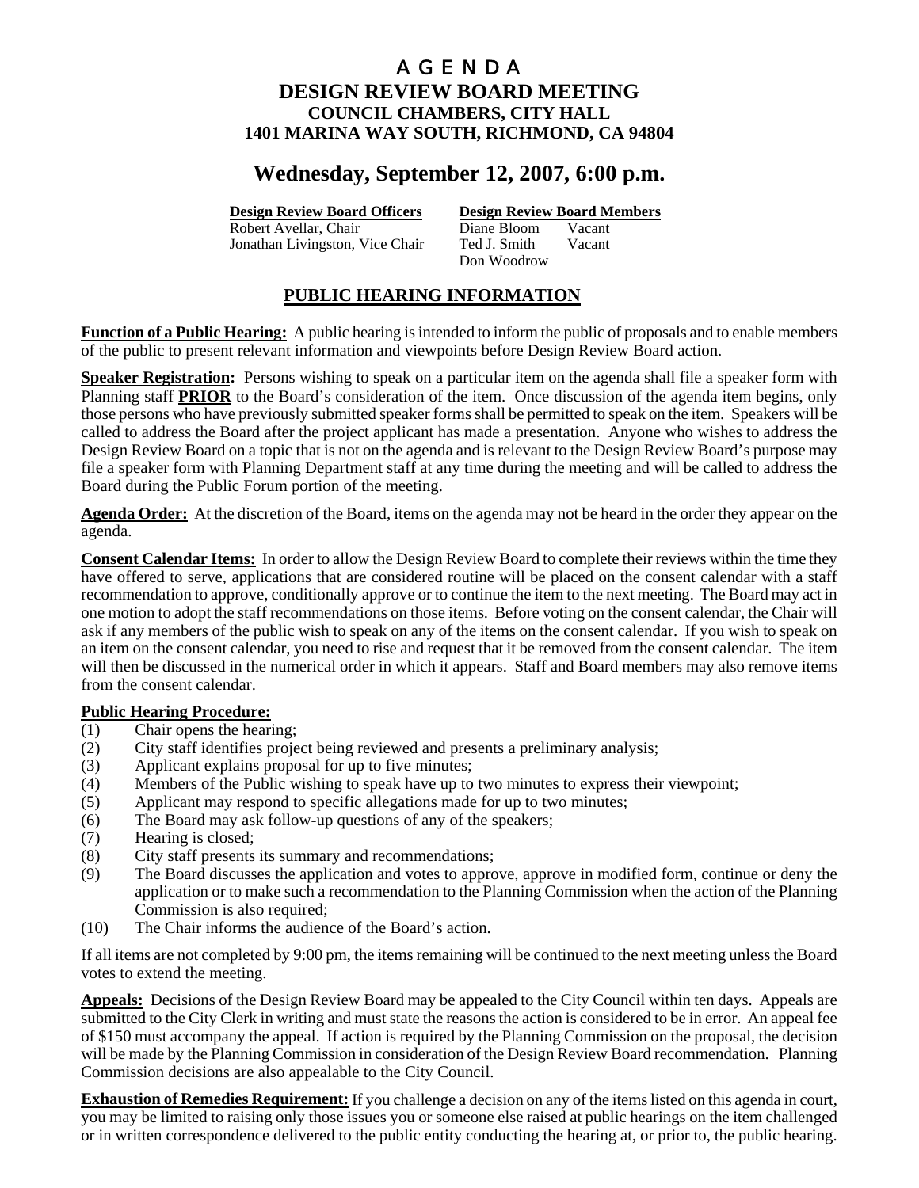# A G E N D A
# DESIGN REVIEW BOARD MEETING
## COUNCIL CHAMBERS, CITY HALL
## 1401 MARINA WAY SOUTH, RICHMOND, CA 94804

## Wednesday, September 12, 2007, 6:00 p.m.

| **Design Review Board Officers** | **Design Review Board Members** | |
|---|---|---|
| Robert Avellar, Chair | Diane Bloom | Vacant |
| Jonathan Livingston, Vice Chair | Ted J. Smith | Vacant |
| | Don Woodrow | |

## PUBLIC HEARING INFORMATION

**Function of a Public Hearing:** A public hearing is intended to inform the public of proposals and to enable members of the public to present relevant information and viewpoints before Design Review Board action.

**Speaker Registration:** Persons wishing to speak on a particular item on the agenda shall file a speaker form with Planning staff **PRIOR** to the Board's consideration of the item. Once discussion of the agenda item begins, only those persons who have previously submitted speaker forms shall be permitted to speak on the item. Speakers will be called to address the Board after the project applicant has made a presentation. Anyone who wishes to address the Design Review Board on a topic that is not on the agenda and is relevant to the Design Review Board's purpose may file a speaker form with Planning Department staff at any time during the meeting and will be called to address the Board during the Public Forum portion of the meeting.

**Agenda Order:** At the discretion of the Board, items on the agenda may not be heard in the order they appear on the agenda.

**Consent Calendar Items:** In order to allow the Design Review Board to complete their reviews within the time they have offered to serve, applications that are considered routine will be placed on the consent calendar with a staff recommendation to approve, conditionally approve or to continue the item to the next meeting. The Board may act in one motion to adopt the staff recommendations on those items. Before voting on the consent calendar, the Chair will ask if any members of the public wish to speak on any of the items on the consent calendar. If you wish to speak on an item on the consent calendar, you need to rise and request that it be removed from the consent calendar. The item will then be discussed in the numerical order in which it appears. Staff and Board members may also remove items from the consent calendar.

**Public Hearing Procedure:**

(1) Chair opens the hearing;
(2) City staff identifies project being reviewed and presents a preliminary analysis;
(3) Applicant explains proposal for up to five minutes;
(4) Members of the Public wishing to speak have up to two minutes to express their viewpoint;
(5) Applicant may respond to specific allegations made for up to two minutes;
(6) The Board may ask follow-up questions of any of the speakers;
(7) Hearing is closed;
(8) City staff presents its summary and recommendations;
(9) The Board discusses the application and votes to approve, approve in modified form, continue or deny the application or to make such a recommendation to the Planning Commission when the action of the Planning Commission is also required;
(10) The Chair informs the audience of the Board's action.

If all items are not completed by 9:00 pm, the items remaining will be continued to the next meeting unless the Board votes to extend the meeting.

**Appeals:** Decisions of the Design Review Board may be appealed to the City Council within ten days. Appeals are submitted to the City Clerk in writing and must state the reasons the action is considered to be in error. An appeal fee of $150 must accompany the appeal. If action is required by the Planning Commission on the proposal, the decision will be made by the Planning Commission in consideration of the Design Review Board recommendation. Planning Commission decisions are also appealable to the City Council.

**Exhaustion of Remedies Requirement:** If you challenge a decision on any of the items listed on this agenda in court, you may be limited to raising only those issues you or someone else raised at public hearings on the item challenged or in written correspondence delivered to the public entity conducting the hearing at, or prior to, the public hearing.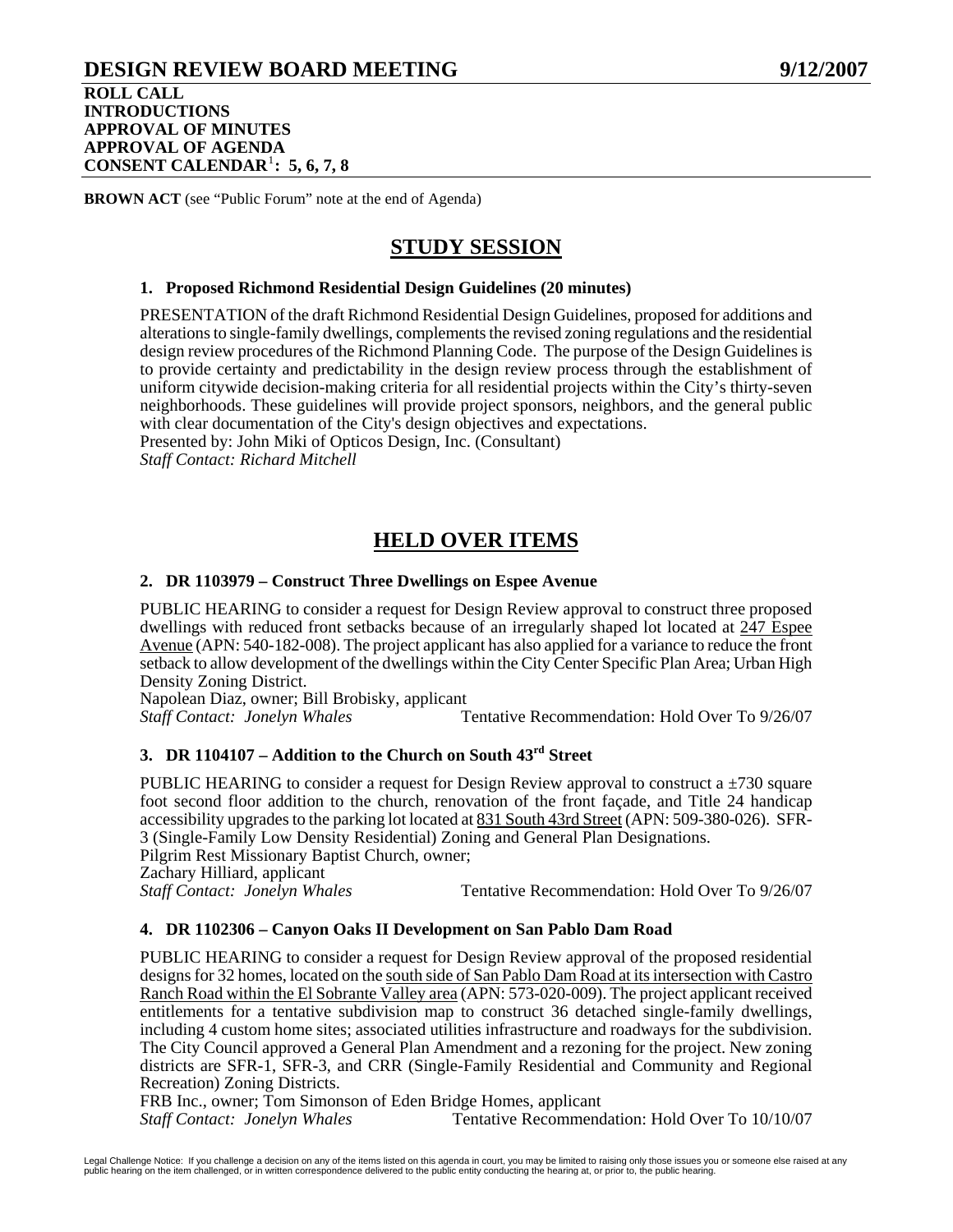# DESIGN REVIEW BOARD MEETING 9/12/2007

**ROLL CALL**
**INTRODUCTIONS**
**APPROVAL OF MINUTES**
**APPROVAL OF AGENDA**
**CONSENT CALENDAR[1]: 5, 6, 7, 8**

**BROWN ACT** (see "Public Forum" note at the end of Agenda)

## STUDY SESSION

### 1. Proposed Richmond Residential Design Guidelines (20 minutes)

PRESENTATION of the draft Richmond Residential Design Guidelines, proposed for additions and alterations to single-family dwellings, complements the revised zoning regulations and the residential design review procedures of the Richmond Planning Code. The purpose of the Design Guidelines is to provide certainty and predictability in the design review process through the establishment of uniform citywide decision-making criteria for all residential projects within the City's thirty-seven neighborhoods. These guidelines will provide project sponsors, neighbors, and the general public with clear documentation of the City's design objectives and expectations.
Presented by: John Miki of Opticos Design, Inc. (Consultant)
*Staff Contact: Richard Mitchell*

## HELD OVER ITEMS

### 2. DR 1103979 – Construct Three Dwellings on Espee Avenue

PUBLIC HEARING to consider a request for Design Review approval to construct three proposed dwellings with reduced front setbacks because of an irregularly shaped lot located at 247 Espee Avenue (APN: 540-182-008). The project applicant has also applied for a variance to reduce the front setback to allow development of the dwellings within the City Center Specific Plan Area; Urban High Density Zoning District.
Napolean Diaz, owner; Bill Brobisky, applicant
*Staff Contact: Jonelyn Whales* Tentative Recommendation: Hold Over To 9/26/07

### 3. DR 1104107 – Addition to the Church on South 43rd Street

PUBLIC HEARING to consider a request for Design Review approval to construct a ±730 square foot second floor addition to the church, renovation of the front façade, and Title 24 handicap accessibility upgrades to the parking lot located at 831 South 43rd Street (APN: 509-380-026). SFR-3 (Single-Family Low Density Residential) Zoning and General Plan Designations.
Pilgrim Rest Missionary Baptist Church, owner;
Zachary Hilliard, applicant
*Staff Contact: Jonelyn Whales* Tentative Recommendation: Hold Over To 9/26/07

### 4. DR 1102306 – Canyon Oaks II Development on San Pablo Dam Road

PUBLIC HEARING to consider a request for Design Review approval of the proposed residential designs for 32 homes, located on the south side of San Pablo Dam Road at its intersection with Castro Ranch Road within the El Sobrante Valley area (APN: 573-020-009). The project applicant received entitlements for a tentative subdivision map to construct 36 detached single-family dwellings, including 4 custom home sites; associated utilities infrastructure and roadways for the subdivision. The City Council approved a General Plan Amendment and a rezoning for the project. New zoning districts are SFR-1, SFR-3, and CRR (Single-Family Residential and Community and Regional Recreation) Zoning Districts.
FRB Inc., owner; Tom Simonson of Eden Bridge Homes, applicant
*Staff Contact: Jonelyn Whales* Tentative Recommendation: Hold Over To 10/10/07

Legal Challenge Notice: If you challenge a decision on any of the items listed on this agenda in court, you may be limited to raising only those issues you or someone else raised at any public hearing on the item challenged, or in written correspondence delivered to the public entity conducting the hearing at, or prior to, the public hearing.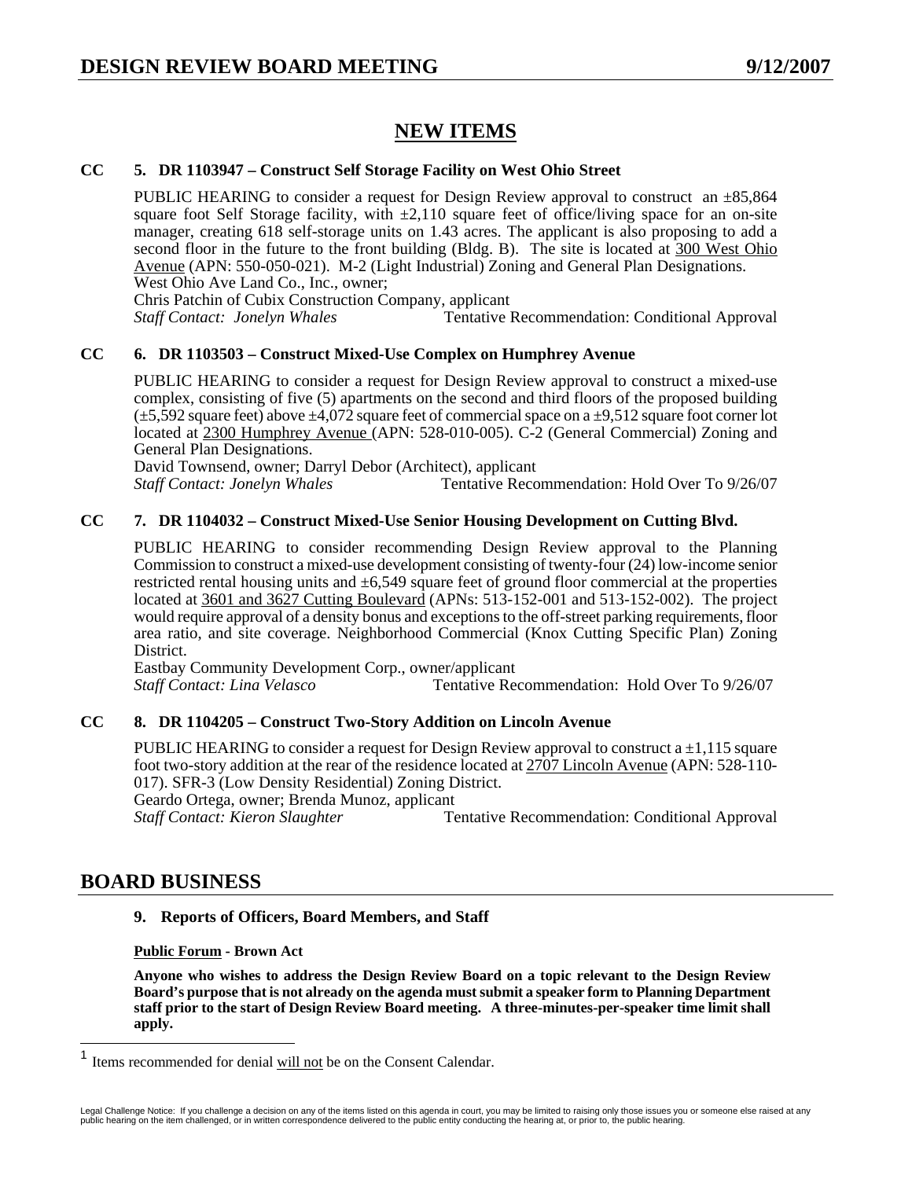## NEW ITEMS

**CC 5. DR 1103947 – Construct Self Storage Facility on West Ohio Street**

PUBLIC HEARING to consider a request for Design Review approval to construct an ±85,864 square foot Self Storage facility, with ±2,110 square feet of office/living space for an on-site manager, creating 618 self-storage units on 1.43 acres. The applicant is also proposing to add a second floor in the future to the front building (Bldg. B). The site is located at 300 West Ohio Avenue (APN: 550-050-021). M-2 (Light Industrial) Zoning and General Plan Designations.
West Ohio Ave Land Co., Inc., owner;
Chris Patchin of Cubix Construction Company, applicant
*Staff Contact: Jonelyn Whales* Tentative Recommendation: Conditional Approval

**CC 6. DR 1103503 – Construct Mixed-Use Complex on Humphrey Avenue**

PUBLIC HEARING to consider a request for Design Review approval to construct a mixed-use complex, consisting of five (5) apartments on the second and third floors of the proposed building (±5,592 square feet) above ±4,072 square feet of commercial space on a ±9,512 square foot corner lot located at 2300 Humphrey Avenue (APN: 528-010-005). C-2 (General Commercial) Zoning and General Plan Designations.
David Townsend, owner; Darryl Debor (Architect), applicant
*Staff Contact: Jonelyn Whales* Tentative Recommendation: Hold Over To 9/26/07

**CC 7. DR 1104032 – Construct Mixed-Use Senior Housing Development on Cutting Blvd.**

PUBLIC HEARING to consider recommending Design Review approval to the Planning Commission to construct a mixed-use development consisting of twenty-four (24) low-income senior restricted rental housing units and ±6,549 square feet of ground floor commercial at the properties located at 3601 and 3627 Cutting Boulevard (APNs: 513-152-001 and 513-152-002). The project would require approval of a density bonus and exceptions to the off-street parking requirements, floor area ratio, and site coverage. Neighborhood Commercial (Knox Cutting Specific Plan) Zoning District.
Eastbay Community Development Corp., owner/applicant
*Staff Contact: Lina Velasco* Tentative Recommendation: Hold Over To 9/26/07

**CC 8. DR 1104205 – Construct Two-Story Addition on Lincoln Avenue**

PUBLIC HEARING to consider a request for Design Review approval to construct a ±1,115 square foot two-story addition at the rear of the residence located at 2707 Lincoln Avenue (APN: 528-110-017). SFR-3 (Low Density Residential) Zoning District.
Geardo Ortega, owner; Brenda Munoz, applicant
*Staff Contact: Kieron Slaughter* Tentative Recommendation: Conditional Approval

## BOARD BUSINESS

**9. Reports of Officers, Board Members, and Staff**

**Public Forum - Brown Act**

**Anyone who wishes to address the Design Review Board on a topic relevant to the Design Review Board's purpose that is not already on the agenda must submit a speaker form to Planning Department staff prior to the start of Design Review Board meeting. A three-minutes-per-speaker time limit shall apply.**

[1] Items recommended for denial will not be on the Consent Calendar.

Legal Challenge Notice: If you challenge a decision on any of the items listed on this agenda in court, you may be limited to raising only those issues you or someone else raised at any public hearing on the item challenged, or in written correspondence delivered to the public entity conducting the hearing at, or prior to, the public hearing.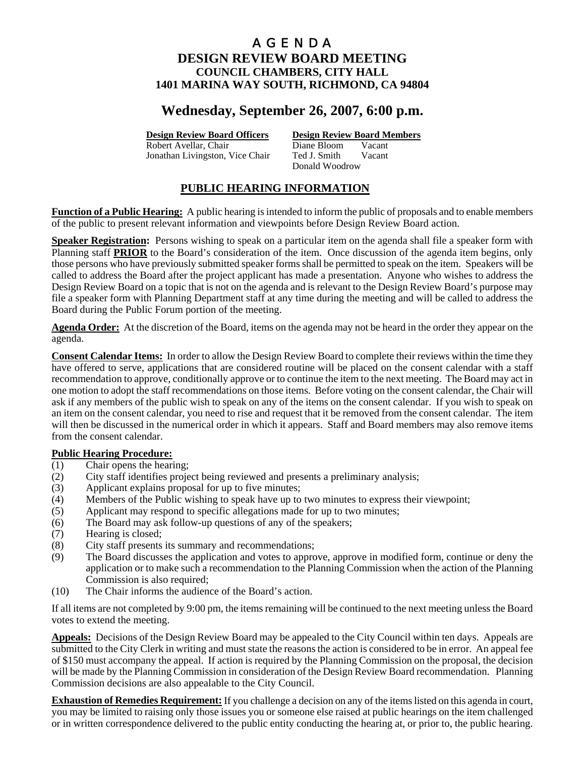# AGENDA
## DESIGN REVIEW BOARD MEETING
### COUNCIL CHAMBERS, CITY HALL
### 1401 MARINA WAY SOUTH, RICHMOND, CA 94804

## Wednesday, September 26, 2007, 6:00 p.m.

| **Design Review Board Officers** | **Design Review Board Members** | |
|---|---|---|
| Robert Avellar, Chair | Diane Bloom | Vacant |
| Jonathan Livingston, Vice Chair | Ted J. Smith | Vacant |
| | Donald Woodrow | |

## PUBLIC HEARING INFORMATION

**Function of a Public Hearing:** A public hearing is intended to inform the public of proposals and to enable members of the public to present relevant information and viewpoints before Design Review Board action.

**Speaker Registration:** Persons wishing to speak on a particular item on the agenda shall file a speaker form with Planning staff **PRIOR** to the Board's consideration of the item. Once discussion of the agenda item begins, only those persons who have previously submitted speaker forms shall be permitted to speak on the item. Speakers will be called to address the Board after the project applicant has made a presentation. Anyone who wishes to address the Design Review Board on a topic that is not on the agenda and is relevant to the Design Review Board's purpose may file a speaker form with Planning Department staff at any time during the meeting and will be called to address the Board during the Public Forum portion of the meeting.

**Agenda Order:** At the discretion of the Board, items on the agenda may not be heard in the order they appear on the agenda.

**Consent Calendar Items:** In order to allow the Design Review Board to complete their reviews within the time they have offered to serve, applications that are considered routine will be placed on the consent calendar with a staff recommendation to approve, conditionally approve or to continue the item to the next meeting. The Board may act in one motion to adopt the staff recommendations on those items. Before voting on the consent calendar, the Chair will ask if any members of the public wish to speak on any of the items on the consent calendar. If you wish to speak on an item on the consent calendar, you need to rise and request that it be removed from the consent calendar. The item will then be discussed in the numerical order in which it appears. Staff and Board members may also remove items from the consent calendar.

**Public Hearing Procedure:**

(1) Chair opens the hearing;
(2) City staff identifies project being reviewed and presents a preliminary analysis;
(3) Applicant explains proposal for up to five minutes;
(4) Members of the Public wishing to speak have up to two minutes to express their viewpoint;
(5) Applicant may respond to specific allegations made for up to two minutes;
(6) The Board may ask follow-up questions of any of the speakers;
(7) Hearing is closed;
(8) City staff presents its summary and recommendations;
(9) The Board discusses the application and votes to approve, approve in modified form, continue or deny the application or to make such a recommendation to the Planning Commission when the action of the Planning Commission is also required;
(10) The Chair informs the audience of the Board's action.

If all items are not completed by 9:00 pm, the items remaining will be continued to the next meeting unless the Board votes to extend the meeting.

**Appeals:** Decisions of the Design Review Board may be appealed to the City Council within ten days. Appeals are submitted to the City Clerk in writing and must state the reasons the action is considered to be in error. An appeal fee of $150 must accompany the appeal. If action is required by the Planning Commission on the proposal, the decision will be made by the Planning Commission in consideration of the Design Review Board recommendation. Planning Commission decisions are also appealable to the City Council.

**Exhaustion of Remedies Requirement:** If you challenge a decision on any of the items listed on this agenda in court, you may be limited to raising only those issues you or someone else raised at public hearings on the item challenged or in written correspondence delivered to the public entity conducting the hearing at, or prior to, the public hearing.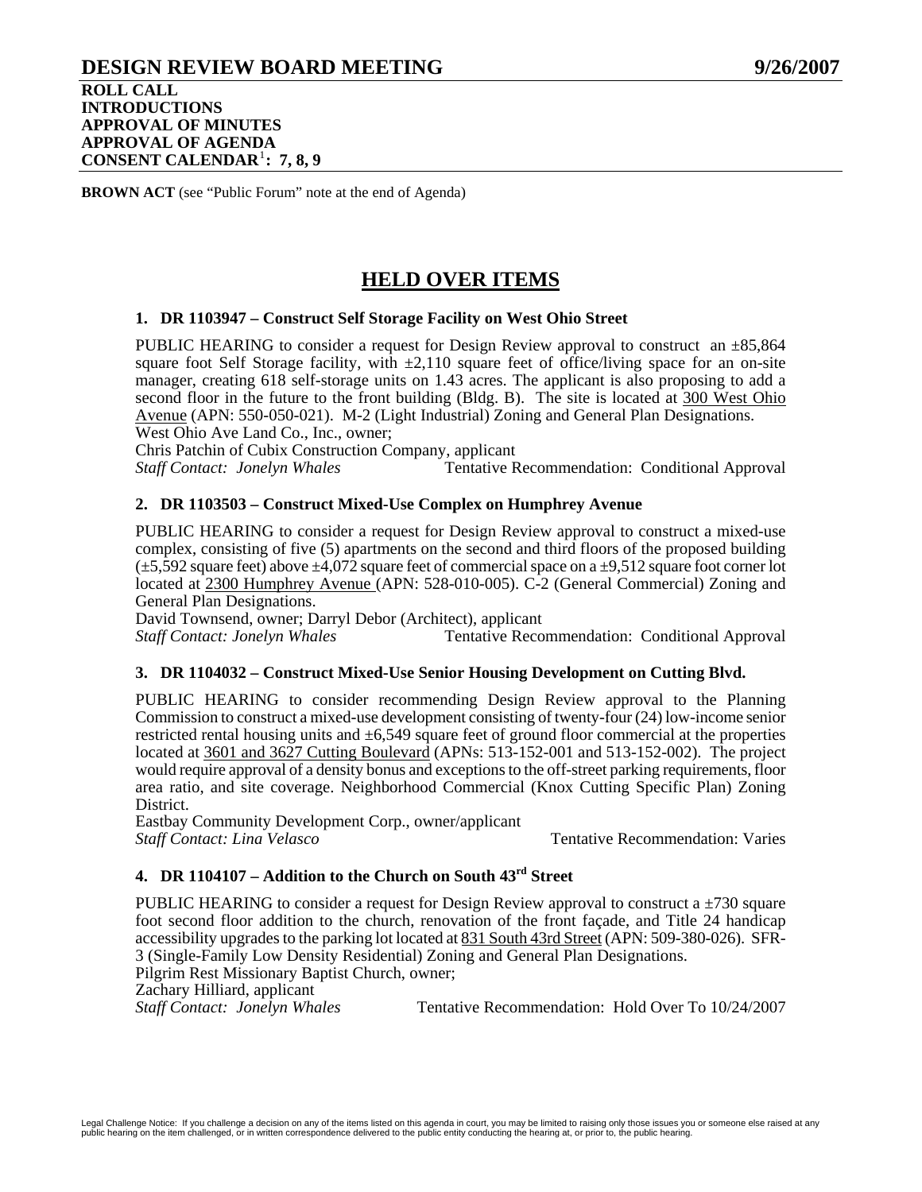# DESIGN REVIEW BOARD MEETING 9/26/2007

**ROLL CALL**
**INTRODUCTIONS**
**APPROVAL OF MINUTES**
**APPROVAL OF AGENDA**
**CONSENT CALENDAR[1]: 7, 8, 9**

**BROWN ACT** (see "Public Forum" note at the end of Agenda)

## HELD OVER ITEMS

### 1. DR 1103947 – Construct Self Storage Facility on West Ohio Street

PUBLIC HEARING to consider a request for Design Review approval to construct an ±85,864 square foot Self Storage facility, with ±2,110 square feet of office/living space for an on-site manager, creating 618 self-storage units on 1.43 acres. The applicant is also proposing to add a second floor in the future to the front building (Bldg. B). The site is located at 300 West Ohio Avenue (APN: 550-050-021). M-2 (Light Industrial) Zoning and General Plan Designations.
West Ohio Ave Land Co., Inc., owner;
Chris Patchin of Cubix Construction Company, applicant
*Staff Contact: Jonelyn Whales* Tentative Recommendation: Conditional Approval

### 2. DR 1103503 – Construct Mixed-Use Complex on Humphrey Avenue

PUBLIC HEARING to consider a request for Design Review approval to construct a mixed-use complex, consisting of five (5) apartments on the second and third floors of the proposed building (±5,592 square feet) above ±4,072 square feet of commercial space on a ±9,512 square foot corner lot located at 2300 Humphrey Avenue (APN: 528-010-005). C-2 (General Commercial) Zoning and General Plan Designations.
David Townsend, owner; Darryl Debor (Architect), applicant
*Staff Contact: Jonelyn Whales* Tentative Recommendation: Conditional Approval

### 3. DR 1104032 – Construct Mixed-Use Senior Housing Development on Cutting Blvd.

PUBLIC HEARING to consider recommending Design Review approval to the Planning Commission to construct a mixed-use development consisting of twenty-four (24) low-income senior restricted rental housing units and ±6,549 square feet of ground floor commercial at the properties located at 3601 and 3627 Cutting Boulevard (APNs: 513-152-001 and 513-152-002). The project would require approval of a density bonus and exceptions to the off-street parking requirements, floor area ratio, and site coverage. Neighborhood Commercial (Knox Cutting Specific Plan) Zoning District.
Eastbay Community Development Corp., owner/applicant
*Staff Contact: Lina Velasco* Tentative Recommendation: Varies

### 4. DR 1104107 – Addition to the Church on South 43rd Street

PUBLIC HEARING to consider a request for Design Review approval to construct a ±730 square foot second floor addition to the church, renovation of the front façade, and Title 24 handicap accessibility upgrades to the parking lot located at 831 South 43rd Street (APN: 509-380-026). SFR-3 (Single-Family Low Density Residential) Zoning and General Plan Designations.
Pilgrim Rest Missionary Baptist Church, owner;
Zachary Hilliard, applicant
*Staff Contact: Jonelyn Whales* Tentative Recommendation: Hold Over To 10/24/2007

Legal Challenge Notice: If you challenge a decision on any of the items listed on this agenda in court, you may be limited to raising only those issues you or someone else raised at any public hearing on the item challenged, or in written correspondence delivered to the public entity conducting the hearing at, or prior to, the public hearing.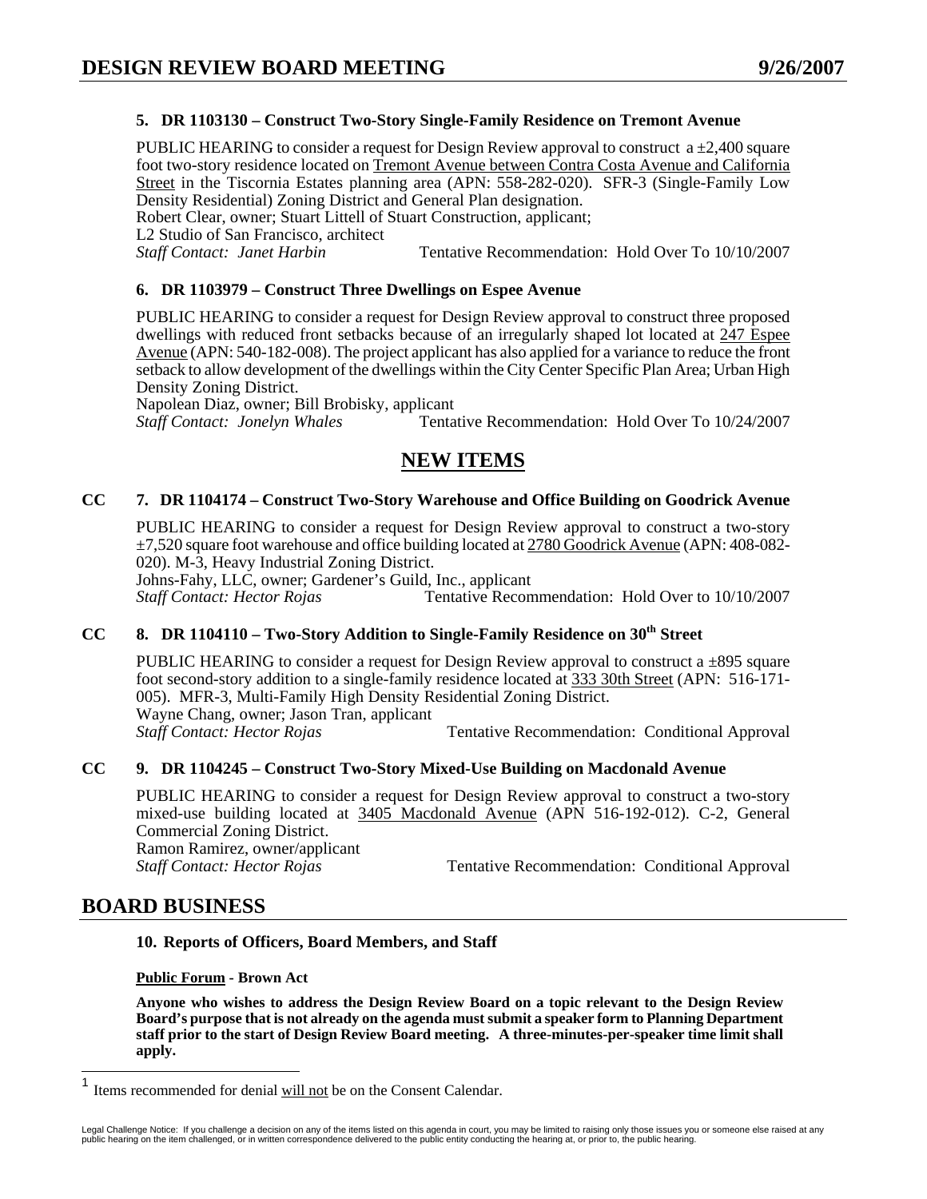## 5. DR 1103130 – Construct Two-Story Single-Family Residence on Tremont Avenue

PUBLIC HEARING to consider a request for Design Review approval to construct a ±2,400 square foot two-story residence located on Tremont Avenue between Contra Costa Avenue and California Street in the Tiscornia Estates planning area (APN: 558-282-020). SFR-3 (Single-Family Low Density Residential) Zoning District and General Plan designation.
Robert Clear, owner; Stuart Littell of Stuart Construction, applicant;
L2 Studio of San Francisco, architect
*Staff Contact: Janet Harbin* Tentative Recommendation: Hold Over To 10/10/2007

## 6. DR 1103979 – Construct Three Dwellings on Espee Avenue

PUBLIC HEARING to consider a request for Design Review approval to construct three proposed dwellings with reduced front setbacks because of an irregularly shaped lot located at 247 Espee Avenue (APN: 540-182-008). The project applicant has also applied for a variance to reduce the front setback to allow development of the dwellings within the City Center Specific Plan Area; Urban High Density Zoning District.
Napolean Diaz, owner; Bill Brobisky, applicant
*Staff Contact: Jonelyn Whales* Tentative Recommendation: Hold Over To 10/24/2007

# NEW ITEMS

## CC 7. DR 1104174 – Construct Two-Story Warehouse and Office Building on Goodrick Avenue

PUBLIC HEARING to consider a request for Design Review approval to construct a two-story ±7,520 square foot warehouse and office building located at 2780 Goodrick Avenue (APN: 408-082-020). M-3, Heavy Industrial Zoning District.
Johns-Fahy, LLC, owner; Gardener's Guild, Inc., applicant
*Staff Contact: Hector Rojas* Tentative Recommendation: Hold Over to 10/10/2007

## CC 8. DR 1104110 – Two-Story Addition to Single-Family Residence on 30th Street

PUBLIC HEARING to consider a request for Design Review approval to construct a ±895 square foot second-story addition to a single-family residence located at 333 30th Street (APN: 516-171-005). MFR-3, Multi-Family High Density Residential Zoning District.
Wayne Chang, owner; Jason Tran, applicant
*Staff Contact: Hector Rojas* Tentative Recommendation: Conditional Approval

## CC 9. DR 1104245 – Construct Two-Story Mixed-Use Building on Macdonald Avenue

PUBLIC HEARING to consider a request for Design Review approval to construct a two-story mixed-use building located at 3405 Macdonald Avenue (APN 516-192-012). C-2, General Commercial Zoning District.
Ramon Ramirez, owner/applicant
*Staff Contact: Hector Rojas* Tentative Recommendation: Conditional Approval

# BOARD BUSINESS

### 10. Reports of Officers, Board Members, and Staff

**Public Forum - Brown Act**

**Anyone who wishes to address the Design Review Board on a topic relevant to the Design Review Board's purpose that is not already on the agenda must submit a speaker form to Planning Department staff prior to the start of Design Review Board meeting. A three-minutes-per-speaker time limit shall apply.**

[1] Items recommended for denial will not be on the Consent Calendar.

Legal Challenge Notice: If you challenge a decision on any of the items listed on this agenda in court, you may be limited to raising only those issues you or someone else raised at any public hearing on the item challenged, or in written correspondence delivered to the public entity conducting the hearing at, or prior to, the public hearing.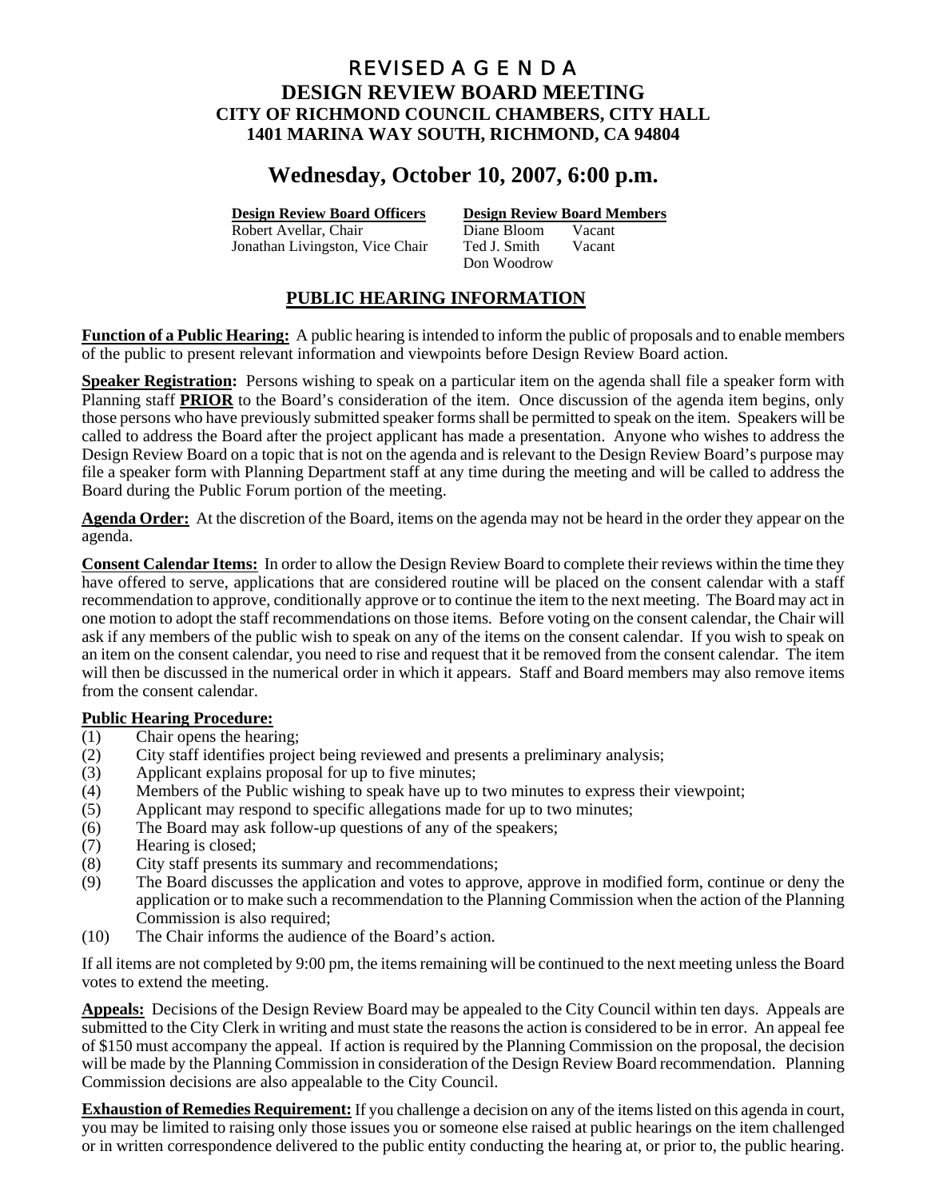# REVISED A G E N D A

## DESIGN REVIEW BOARD MEETING

## CITY OF RICHMOND COUNCIL CHAMBERS, CITY HALL

## 1401 MARINA WAY SOUTH, RICHMOND, CA 94804

# Wednesday, October 10, 2007, 6:00 p.m.

| **Design Review Board Officers** | **Design Review Board Members** | |
|---|---|---|
| Robert Avellar, Chair | Diane Bloom | Vacant |
| Jonathan Livingston, Vice Chair | Ted J. Smith | Vacant |
| | Don Woodrow | |

## PUBLIC HEARING INFORMATION

**Function of a Public Hearing:** A public hearing is intended to inform the public of proposals and to enable members of the public to present relevant information and viewpoints before Design Review Board action.

**Speaker Registration:** Persons wishing to speak on a particular item on the agenda shall file a speaker form with Planning staff **PRIOR** to the Board's consideration of the item. Once discussion of the agenda item begins, only those persons who have previously submitted speaker forms shall be permitted to speak on the item. Speakers will be called to address the Board after the project applicant has made a presentation. Anyone who wishes to address the Design Review Board on a topic that is not on the agenda and is relevant to the Design Review Board's purpose may file a speaker form with Planning Department staff at any time during the meeting and will be called to address the Board during the Public Forum portion of the meeting.

**Agenda Order:** At the discretion of the Board, items on the agenda may not be heard in the order they appear on the agenda.

**Consent Calendar Items:** In order to allow the Design Review Board to complete their reviews within the time they have offered to serve, applications that are considered routine will be placed on the consent calendar with a staff recommendation to approve, conditionally approve or to continue the item to the next meeting. The Board may act in one motion to adopt the staff recommendations on those items. Before voting on the consent calendar, the Chair will ask if any members of the public wish to speak on any of the items on the consent calendar. If you wish to speak on an item on the consent calendar, you need to rise and request that it be removed from the consent calendar. The item will then be discussed in the numerical order in which it appears. Staff and Board members may also remove items from the consent calendar.

**Public Hearing Procedure:**

(1) Chair opens the hearing;
(2) City staff identifies project being reviewed and presents a preliminary analysis;
(3) Applicant explains proposal for up to five minutes;
(4) Members of the Public wishing to speak have up to two minutes to express their viewpoint;
(5) Applicant may respond to specific allegations made for up to two minutes;
(6) The Board may ask follow-up questions of any of the speakers;
(7) Hearing is closed;
(8) City staff presents its summary and recommendations;
(9) The Board discusses the application and votes to approve, approve in modified form, continue or deny the application or to make such a recommendation to the Planning Commission when the action of the Planning Commission is also required;
(10) The Chair informs the audience of the Board's action.

If all items are not completed by 9:00 pm, the items remaining will be continued to the next meeting unless the Board votes to extend the meeting.

**Appeals:** Decisions of the Design Review Board may be appealed to the City Council within ten days. Appeals are submitted to the City Clerk in writing and must state the reasons the action is considered to be in error. An appeal fee of $150 must accompany the appeal. If action is required by the Planning Commission on the proposal, the decision will be made by the Planning Commission in consideration of the Design Review Board recommendation. Planning Commission decisions are also appealable to the City Council.

**Exhaustion of Remedies Requirement:** If you challenge a decision on any of the items listed on this agenda in court, you may be limited to raising only those issues you or someone else raised at public hearings on the item challenged or in written correspondence delivered to the public entity conducting the hearing at, or prior to, the public hearing.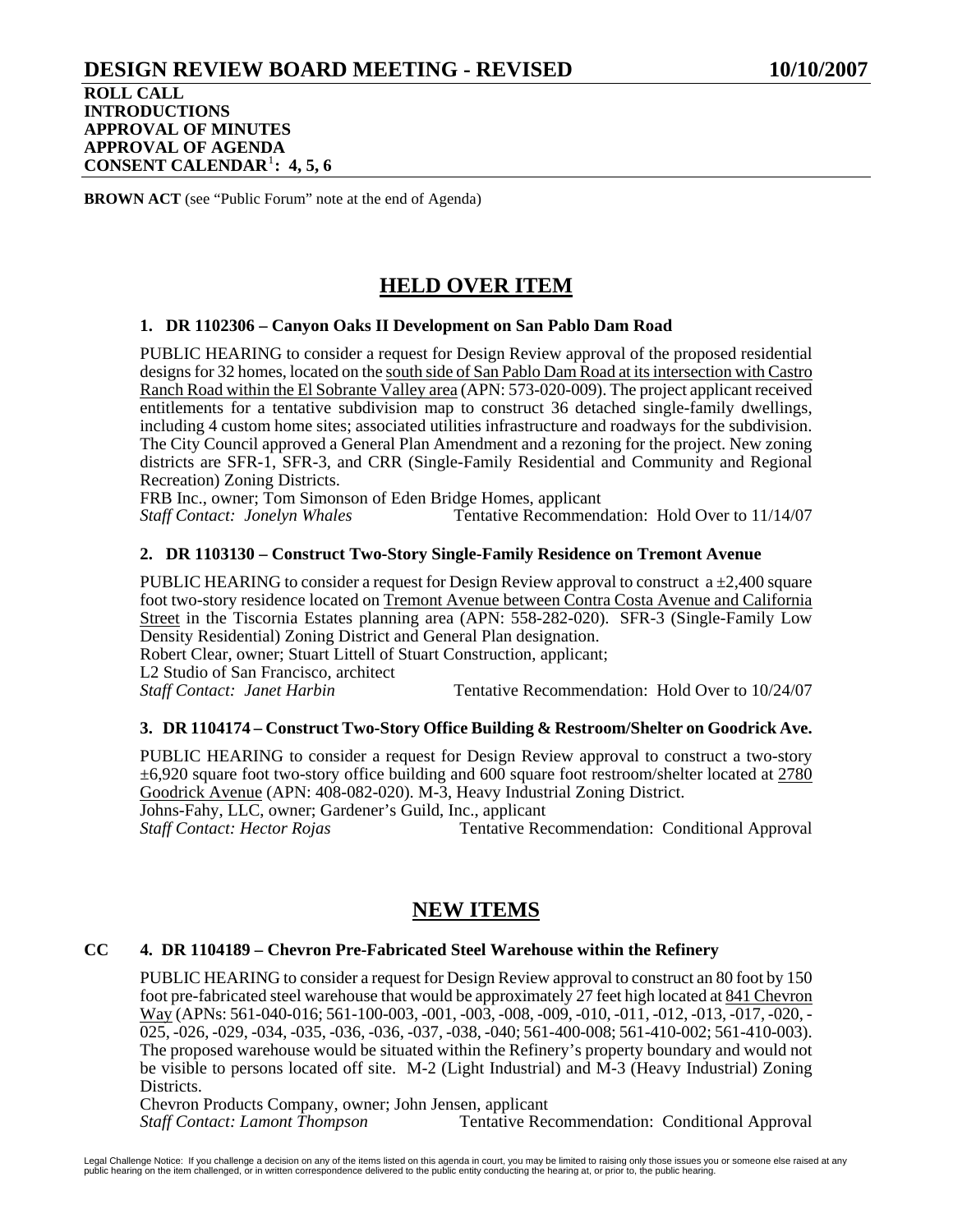# DESIGN REVIEW BOARD MEETING - REVISED 10/10/2007

**ROLL CALL**
**INTRODUCTIONS**
**APPROVAL OF MINUTES**
**APPROVAL OF AGENDA**
**CONSENT CALENDAR[1]: 4, 5, 6**

**BROWN ACT** (see "Public Forum" note at the end of Agenda)

## HELD OVER ITEM

### 1. DR 1102306 – Canyon Oaks II Development on San Pablo Dam Road

PUBLIC HEARING to consider a request for Design Review approval of the proposed residential designs for 32 homes, located on the south side of San Pablo Dam Road at its intersection with Castro Ranch Road within the El Sobrante Valley area (APN: 573-020-009). The project applicant received entitlements for a tentative subdivision map to construct 36 detached single-family dwellings, including 4 custom home sites; associated utilities infrastructure and roadways for the subdivision. The City Council approved a General Plan Amendment and a rezoning for the project. New zoning districts are SFR-1, SFR-3, and CRR (Single-Family Residential and Community and Regional Recreation) Zoning Districts.

FRB Inc., owner; Tom Simonson of Eden Bridge Homes, applicant
*Staff Contact: Jonelyn Whales* Tentative Recommendation: Hold Over to 11/14/07

### 2. DR 1103130 – Construct Two-Story Single-Family Residence on Tremont Avenue

PUBLIC HEARING to consider a request for Design Review approval to construct a ±2,400 square foot two-story residence located on Tremont Avenue between Contra Costa Avenue and California Street in the Tiscornia Estates planning area (APN: 558-282-020). SFR-3 (Single-Family Low Density Residential) Zoning District and General Plan designation.

Robert Clear, owner; Stuart Littell of Stuart Construction, applicant;
L2 Studio of San Francisco, architect
*Staff Contact: Janet Harbin* Tentative Recommendation: Hold Over to 10/24/07

### 3. DR 1104174 – Construct Two-Story Office Building & Restroom/Shelter on Goodrick Ave.

PUBLIC HEARING to consider a request for Design Review approval to construct a two-story ±6,920 square foot two-story office building and 600 square foot restroom/shelter located at 2780 Goodrick Avenue (APN: 408-082-020). M-3, Heavy Industrial Zoning District.

Johns-Fahy, LLC, owner; Gardener's Guild, Inc., applicant
*Staff Contact: Hector Rojas* Tentative Recommendation: Conditional Approval

## NEW ITEMS

### CC 4. DR 1104189 – Chevron Pre-Fabricated Steel Warehouse within the Refinery

PUBLIC HEARING to consider a request for Design Review approval to construct an 80 foot by 150 foot pre-fabricated steel warehouse that would be approximately 27 feet high located at 841 Chevron Way (APNs: 561-040-016; 561-100-003, -001, -003, -008, -009, -010, -011, -012, -013, -017, -020, -025, -026, -029, -034, -035, -036, -036, -037, -038, -040; 561-400-008; 561-410-002; 561-410-003). The proposed warehouse would be situated within the Refinery's property boundary and would not be visible to persons located off site. M-2 (Light Industrial) and M-3 (Heavy Industrial) Zoning Districts.

Chevron Products Company, owner; John Jensen, applicant
*Staff Contact: Lamont Thompson* Tentative Recommendation: Conditional Approval

Legal Challenge Notice: If you challenge a decision on any of the items listed on this agenda in court, you may be limited to raising only those issues you or someone else raised at any public hearing on the item challenged, or in written correspondence delivered to the public entity conducting the hearing at, or prior to, the public hearing.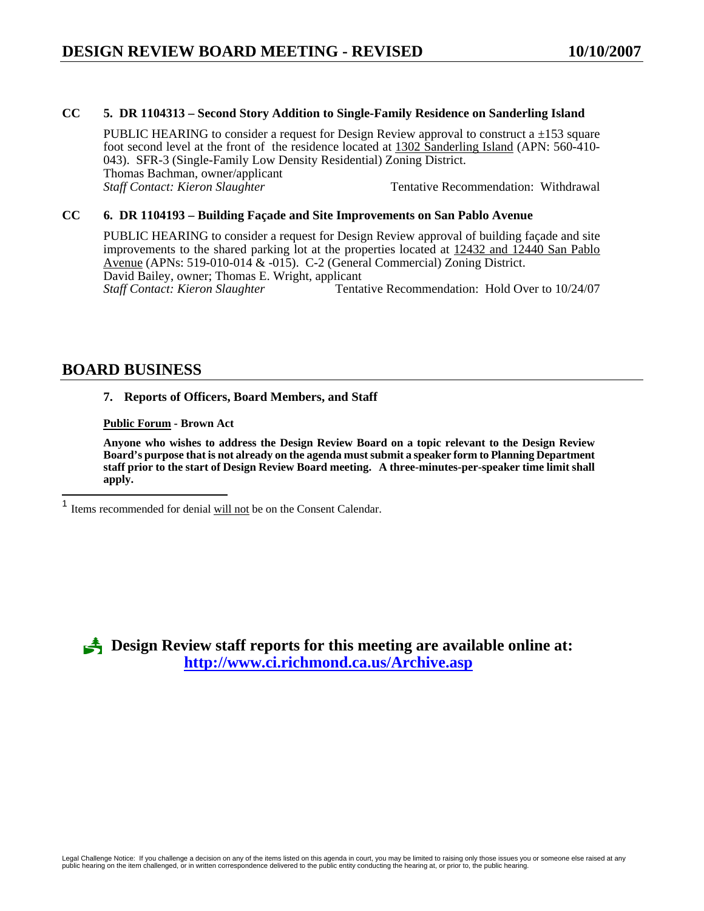**CC 5. DR 1104313 – Second Story Addition to Single-Family Residence on Sanderling Island**

PUBLIC HEARING to consider a request for Design Review approval to construct a ±153 square foot second level at the front of the residence located at 1302 Sanderling Island (APN: 560-410-043). SFR-3 (Single-Family Low Density Residential) Zoning District.
Thomas Bachman, owner/applicant
*Staff Contact: Kieron Slaughter* Tentative Recommendation: Withdrawal

**CC 6. DR 1104193 – Building Façade and Site Improvements on San Pablo Avenue**

PUBLIC HEARING to consider a request for Design Review approval of building façade and site improvements to the shared parking lot at the properties located at 12432 and 12440 San Pablo Avenue (APNs: 519-010-014 & -015). C-2 (General Commercial) Zoning District.
David Bailey, owner; Thomas E. Wright, applicant
*Staff Contact: Kieron Slaughter* Tentative Recommendation: Hold Over to 10/24/07

## BOARD BUSINESS

**7. Reports of Officers, Board Members, and Staff**

**Public Forum - Brown Act**

**Anyone who wishes to address the Design Review Board on a topic relevant to the Design Review Board's purpose that is not already on the agenda must submit a speaker form to Planning Department staff prior to the start of Design Review Board meeting. A three-minutes-per-speaker time limit shall apply.**

[1] Items recommended for denial will not be on the Consent Calendar.

**Design Review staff reports for this meeting are available online at: http://www.ci.richmond.ca.us/Archive.asp**

Legal Challenge Notice: If you challenge a decision on any of the items listed on this agenda in court, you may be limited to raising only those issues you or someone else raised at any public hearing on the item challenged, or in written correspondence delivered to the public entity conducting the hearing at, or prior to, the public hearing.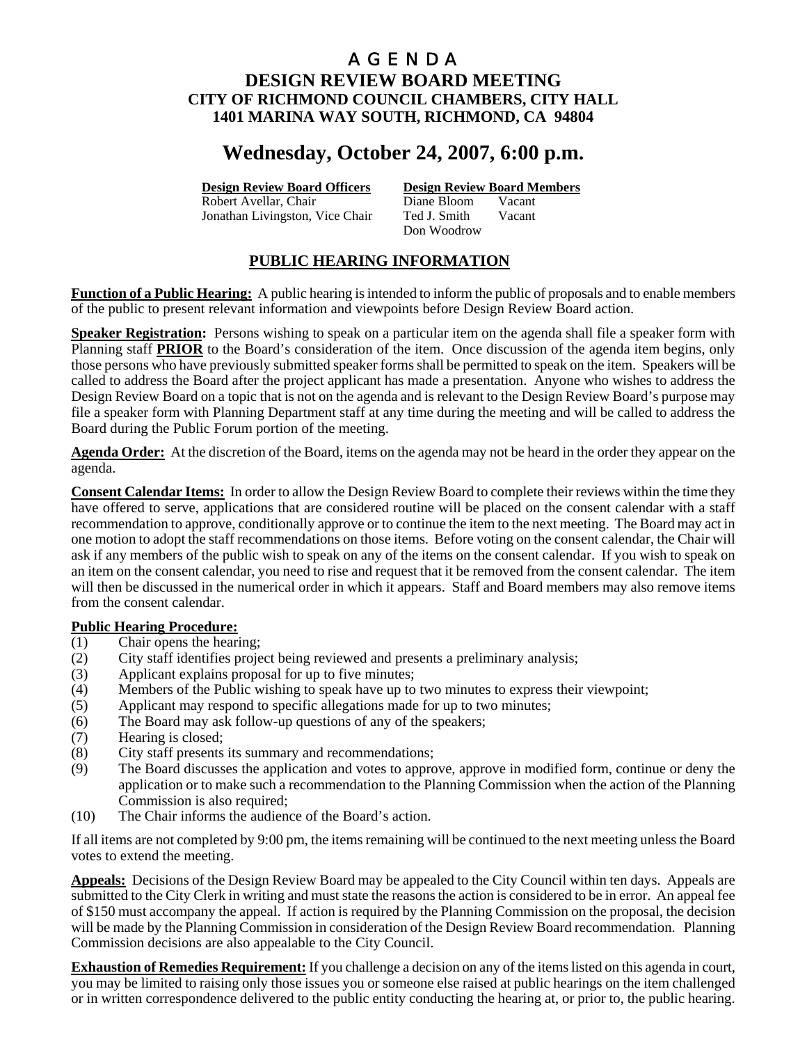# A G E N D A

## DESIGN REVIEW BOARD MEETING

## CITY OF RICHMOND COUNCIL CHAMBERS, CITY HALL

## 1401 MARINA WAY SOUTH, RICHMOND, CA 94804

# Wednesday, October 24, 2007, 6:00 p.m.

| **Design Review Board Officers** | **Design Review Board Members** | |
|---|---|---|
| Robert Avellar, Chair | Diane Bloom | Vacant |
| Jonathan Livingston, Vice Chair | Ted J. Smith | Vacant |
| | Don Woodrow | |

## PUBLIC HEARING INFORMATION

**Function of a Public Hearing:** A public hearing is intended to inform the public of proposals and to enable members of the public to present relevant information and viewpoints before Design Review Board action.

**Speaker Registration:** Persons wishing to speak on a particular item on the agenda shall file a speaker form with Planning staff **PRIOR** to the Board's consideration of the item. Once discussion of the agenda item begins, only those persons who have previously submitted speaker forms shall be permitted to speak on the item. Speakers will be called to address the Board after the project applicant has made a presentation. Anyone who wishes to address the Design Review Board on a topic that is not on the agenda and is relevant to the Design Review Board's purpose may file a speaker form with Planning Department staff at any time during the meeting and will be called to address the Board during the Public Forum portion of the meeting.

**Agenda Order:** At the discretion of the Board, items on the agenda may not be heard in the order they appear on the agenda.

**Consent Calendar Items:** In order to allow the Design Review Board to complete their reviews within the time they have offered to serve, applications that are considered routine will be placed on the consent calendar with a staff recommendation to approve, conditionally approve or to continue the item to the next meeting. The Board may act in one motion to adopt the staff recommendations on those items. Before voting on the consent calendar, the Chair will ask if any members of the public wish to speak on any of the items on the consent calendar. If you wish to speak on an item on the consent calendar, you need to rise and request that it be removed from the consent calendar. The item will then be discussed in the numerical order in which it appears. Staff and Board members may also remove items from the consent calendar.

**Public Hearing Procedure:**

(1) Chair opens the hearing;
(2) City staff identifies project being reviewed and presents a preliminary analysis;
(3) Applicant explains proposal for up to five minutes;
(4) Members of the Public wishing to speak have up to two minutes to express their viewpoint;
(5) Applicant may respond to specific allegations made for up to two minutes;
(6) The Board may ask follow-up questions of any of the speakers;
(7) Hearing is closed;
(8) City staff presents its summary and recommendations;
(9) The Board discusses the application and votes to approve, approve in modified form, continue or deny the application or to make such a recommendation to the Planning Commission when the action of the Planning Commission is also required;
(10) The Chair informs the audience of the Board's action.

If all items are not completed by 9:00 pm, the items remaining will be continued to the next meeting unless the Board votes to extend the meeting.

**Appeals:** Decisions of the Design Review Board may be appealed to the City Council within ten days. Appeals are submitted to the City Clerk in writing and must state the reasons the action is considered to be in error. An appeal fee of $150 must accompany the appeal. If action is required by the Planning Commission on the proposal, the decision will be made by the Planning Commission in consideration of the Design Review Board recommendation. Planning Commission decisions are also appealable to the City Council.

**Exhaustion of Remedies Requirement:** If you challenge a decision on any of the items listed on this agenda in court, you may be limited to raising only those issues you or someone else raised at public hearings on the item challenged or in written correspondence delivered to the public entity conducting the hearing at, or prior to, the public hearing.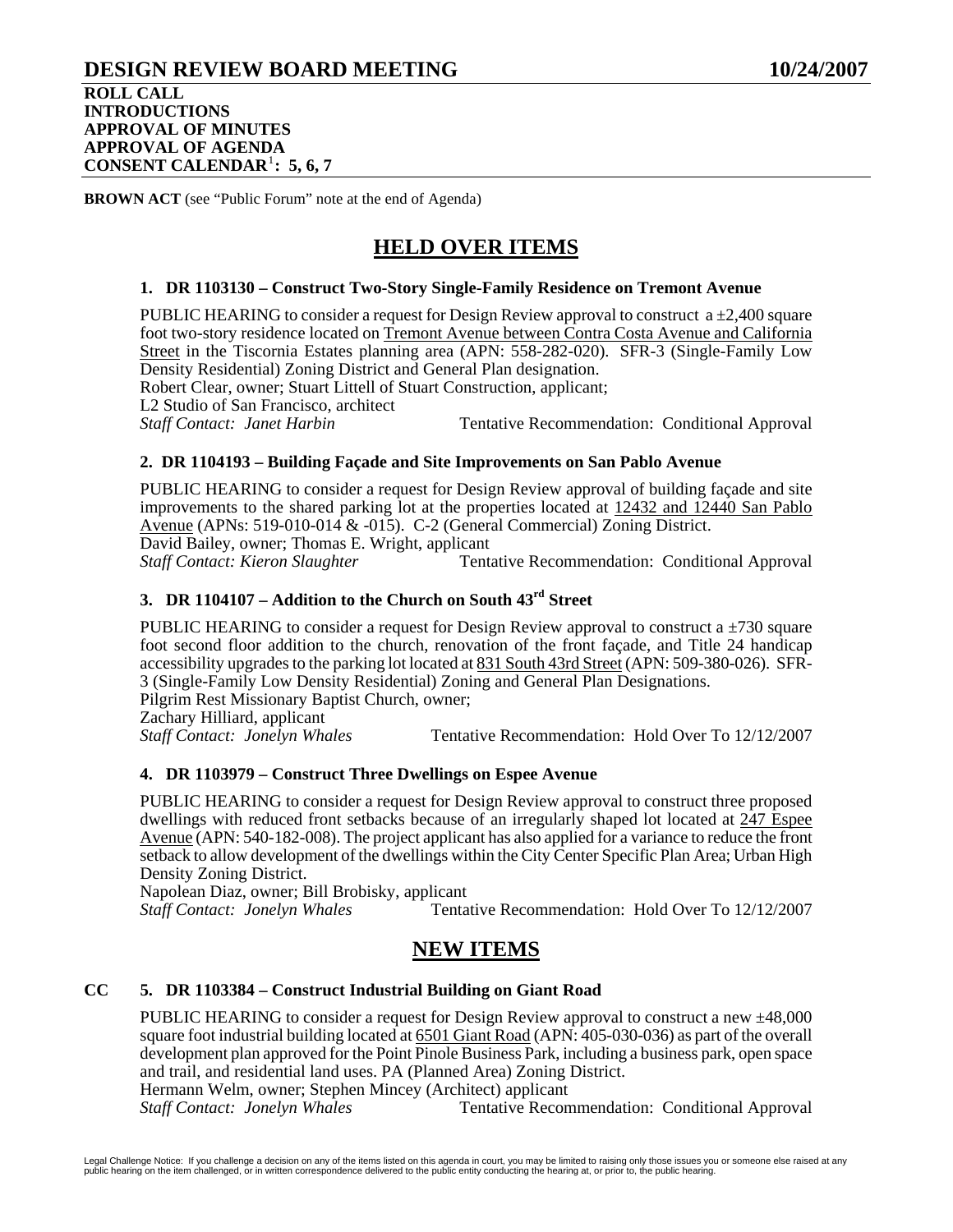# DESIGN REVIEW BOARD MEETING 10/24/2007

**ROLL CALL**
**INTRODUCTIONS**
**APPROVAL OF MINUTES**
**APPROVAL OF AGENDA**
**CONSENT CALENDAR[1]: 5, 6, 7**

**BROWN ACT** (see "Public Forum" note at the end of Agenda)

## HELD OVER ITEMS

### 1. DR 1103130 – Construct Two-Story Single-Family Residence on Tremont Avenue

PUBLIC HEARING to consider a request for Design Review approval to construct a ±2,400 square foot two-story residence located on Tremont Avenue between Contra Costa Avenue and California Street in the Tiscornia Estates planning area (APN: 558-282-020). SFR-3 (Single-Family Low Density Residential) Zoning District and General Plan designation.
Robert Clear, owner; Stuart Littell of Stuart Construction, applicant;
L2 Studio of San Francisco, architect
*Staff Contact: Janet Harbin* Tentative Recommendation: Conditional Approval

### 2. DR 1104193 – Building Façade and Site Improvements on San Pablo Avenue

PUBLIC HEARING to consider a request for Design Review approval of building façade and site improvements to the shared parking lot at the properties located at 12432 and 12440 San Pablo Avenue (APNs: 519-010-014 & -015). C-2 (General Commercial) Zoning District.
David Bailey, owner; Thomas E. Wright, applicant
*Staff Contact: Kieron Slaughter* Tentative Recommendation: Conditional Approval

### 3. DR 1104107 – Addition to the Church on South 43rd Street

PUBLIC HEARING to consider a request for Design Review approval to construct a ±730 square foot second floor addition to the church, renovation of the front façade, and Title 24 handicap accessibility upgrades to the parking lot located at 831 South 43rd Street (APN: 509-380-026). SFR-3 (Single-Family Low Density Residential) Zoning and General Plan Designations.
Pilgrim Rest Missionary Baptist Church, owner;
Zachary Hilliard, applicant
*Staff Contact: Jonelyn Whales* Tentative Recommendation: Hold Over To 12/12/2007

### 4. DR 1103979 – Construct Three Dwellings on Espee Avenue

PUBLIC HEARING to consider a request for Design Review approval to construct three proposed dwellings with reduced front setbacks because of an irregularly shaped lot located at 247 Espee Avenue (APN: 540-182-008). The project applicant has also applied for a variance to reduce the front setback to allow development of the dwellings within the City Center Specific Plan Area; Urban High Density Zoning District.
Napolean Diaz, owner; Bill Brobisky, applicant
*Staff Contact: Jonelyn Whales* Tentative Recommendation: Hold Over To 12/12/2007

## NEW ITEMS

### CC 5. DR 1103384 – Construct Industrial Building on Giant Road

PUBLIC HEARING to consider a request for Design Review approval to construct a new ±48,000 square foot industrial building located at 6501 Giant Road (APN: 405-030-036) as part of the overall development plan approved for the Point Pinole Business Park, including a business park, open space and trail, and residential land uses. PA (Planned Area) Zoning District.
Hermann Welm, owner; Stephen Mincey (Architect) applicant
*Staff Contact: Jonelyn Whales* Tentative Recommendation: Conditional Approval

Legal Challenge Notice: If you challenge a decision on any of the items listed on this agenda in court, you may be limited to raising only those issues you or someone else raised at any public hearing on the item challenged, or in written correspondence delivered to the public entity conducting the hearing at, or prior to, the public hearing.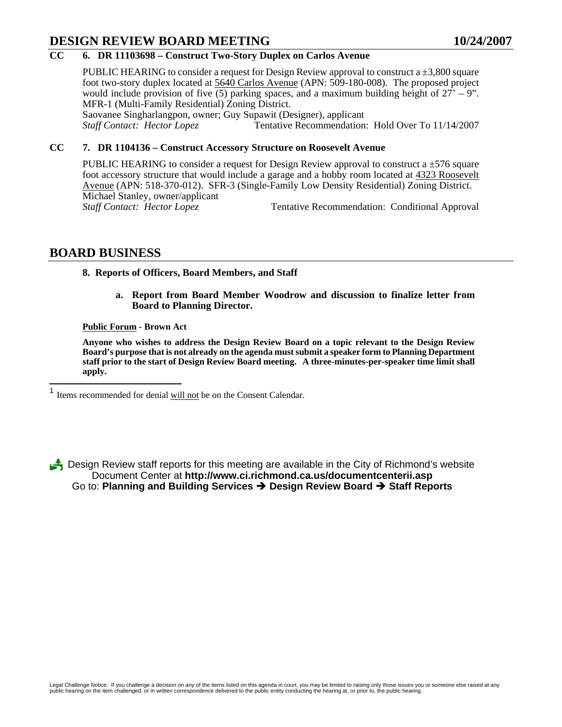**CC 6. DR 11103698 – Construct Two-Story Duplex on Carlos Avenue**

PUBLIC HEARING to consider a request for Design Review approval to construct a ±3,800 square foot two-story duplex located at 5640 Carlos Avenue (APN: 509-180-008). The proposed project would include provision of five (5) parking spaces, and a maximum building height of 27' – 9". MFR-1 (Multi-Family Residential) Zoning District.
Saovanee Singharlangpon, owner; Guy Supawit (Designer), applicant
*Staff Contact: Hector Lopez* Tentative Recommendation: Hold Over To 11/14/2007

**CC 7. DR 1104136 – Construct Accessory Structure on Roosevelt Avenue**

PUBLIC HEARING to consider a request for Design Review approval to construct a ±576 square foot accessory structure that would include a garage and a hobby room located at 4323 Roosevelt Avenue (APN: 518-370-012). SFR-3 (Single-Family Low Density Residential) Zoning District.
Michael Stanley, owner/applicant
*Staff Contact: Hector Lopez* Tentative Recommendation: Conditional Approval

## BOARD BUSINESS

**8. Reports of Officers, Board Members, and Staff**

**a. Report from Board Member Woodrow and discussion to finalize letter from Board to Planning Director.**

**Public Forum - Brown Act**

**Anyone who wishes to address the Design Review Board on a topic relevant to the Design Review Board's purpose that is not already on the agenda must submit a speaker form to Planning Department staff prior to the start of Design Review Board meeting. A three-minutes-per-speaker time limit shall apply.**

[1] Items recommended for denial will not be on the Consent Calendar.

Design Review staff reports for this meeting are available in the City of Richmond's website Document Center at **http://www.ci.richmond.ca.us/documentcenterii.asp**
Go to: **Planning and Building Services → Design Review Board → Staff Reports**

Legal Challenge Notice: If you challenge a decision on any of the items listed on this agenda in court, you may be limited to raising only those issues you or someone else raised at any public hearing on the item challenged, or in written correspondence delivered to the public entity conducting the hearing at, or prior to, the public hearing.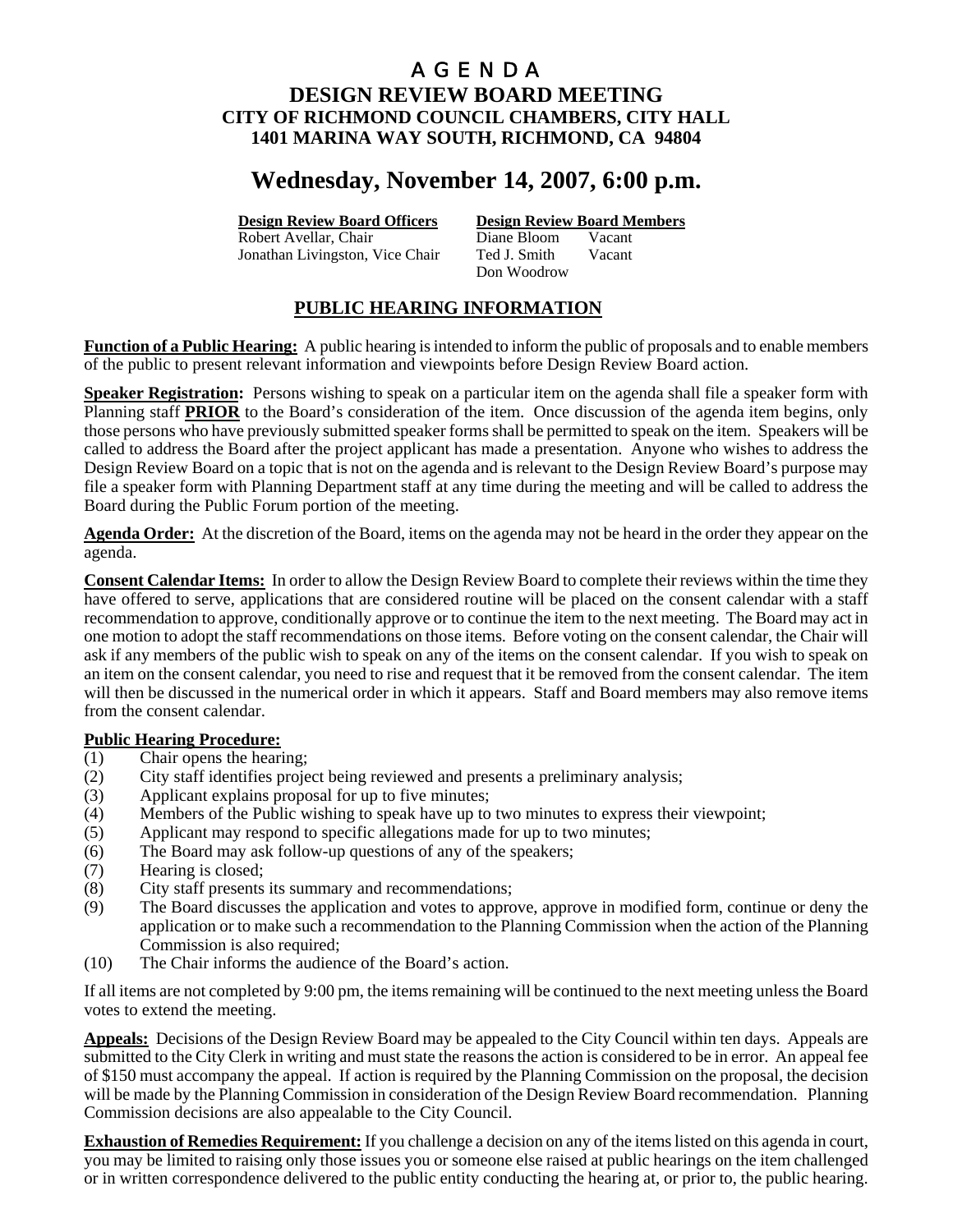# A G E N D A

## DESIGN REVIEW BOARD MEETING
## CITY OF RICHMOND COUNCIL CHAMBERS, CITY HALL
## 1401 MARINA WAY SOUTH, RICHMOND, CA 94804

# Wednesday, November 14, 2007, 6:00 p.m.

| **Design Review Board Officers** | **Design Review Board Members** | |
|---|---|---|
| Robert Avellar, Chair | Diane Bloom | Vacant |
| Jonathan Livingston, Vice Chair | Ted J. Smith | Vacant |
| | Don Woodrow | |

## PUBLIC HEARING INFORMATION

**Function of a Public Hearing:** A public hearing is intended to inform the public of proposals and to enable members of the public to present relevant information and viewpoints before Design Review Board action.

**Speaker Registration:** Persons wishing to speak on a particular item on the agenda shall file a speaker form with Planning staff **PRIOR** to the Board's consideration of the item. Once discussion of the agenda item begins, only those persons who have previously submitted speaker forms shall be permitted to speak on the item. Speakers will be called to address the Board after the project applicant has made a presentation. Anyone who wishes to address the Design Review Board on a topic that is not on the agenda and is relevant to the Design Review Board's purpose may file a speaker form with Planning Department staff at any time during the meeting and will be called to address the Board during the Public Forum portion of the meeting.

**Agenda Order:** At the discretion of the Board, items on the agenda may not be heard in the order they appear on the agenda.

**Consent Calendar Items:** In order to allow the Design Review Board to complete their reviews within the time they have offered to serve, applications that are considered routine will be placed on the consent calendar with a staff recommendation to approve, conditionally approve or to continue the item to the next meeting. The Board may act in one motion to adopt the staff recommendations on those items. Before voting on the consent calendar, the Chair will ask if any members of the public wish to speak on any of the items on the consent calendar. If you wish to speak on an item on the consent calendar, you need to rise and request that it be removed from the consent calendar. The item will then be discussed in the numerical order in which it appears. Staff and Board members may also remove items from the consent calendar.

**Public Hearing Procedure:**

(1) Chair opens the hearing;
(2) City staff identifies project being reviewed and presents a preliminary analysis;
(3) Applicant explains proposal for up to five minutes;
(4) Members of the Public wishing to speak have up to two minutes to express their viewpoint;
(5) Applicant may respond to specific allegations made for up to two minutes;
(6) The Board may ask follow-up questions of any of the speakers;
(7) Hearing is closed;
(8) City staff presents its summary and recommendations;
(9) The Board discusses the application and votes to approve, approve in modified form, continue or deny the application or to make such a recommendation to the Planning Commission when the action of the Planning Commission is also required;
(10) The Chair informs the audience of the Board's action.

If all items are not completed by 9:00 pm, the items remaining will be continued to the next meeting unless the Board votes to extend the meeting.

**Appeals:** Decisions of the Design Review Board may be appealed to the City Council within ten days. Appeals are submitted to the City Clerk in writing and must state the reasons the action is considered to be in error. An appeal fee of $150 must accompany the appeal. If action is required by the Planning Commission on the proposal, the decision will be made by the Planning Commission in consideration of the Design Review Board recommendation. Planning Commission decisions are also appealable to the City Council.

**Exhaustion of Remedies Requirement:** If you challenge a decision on any of the items listed on this agenda in court, you may be limited to raising only those issues you or someone else raised at public hearings on the item challenged or in written correspondence delivered to the public entity conducting the hearing at, or prior to, the public hearing.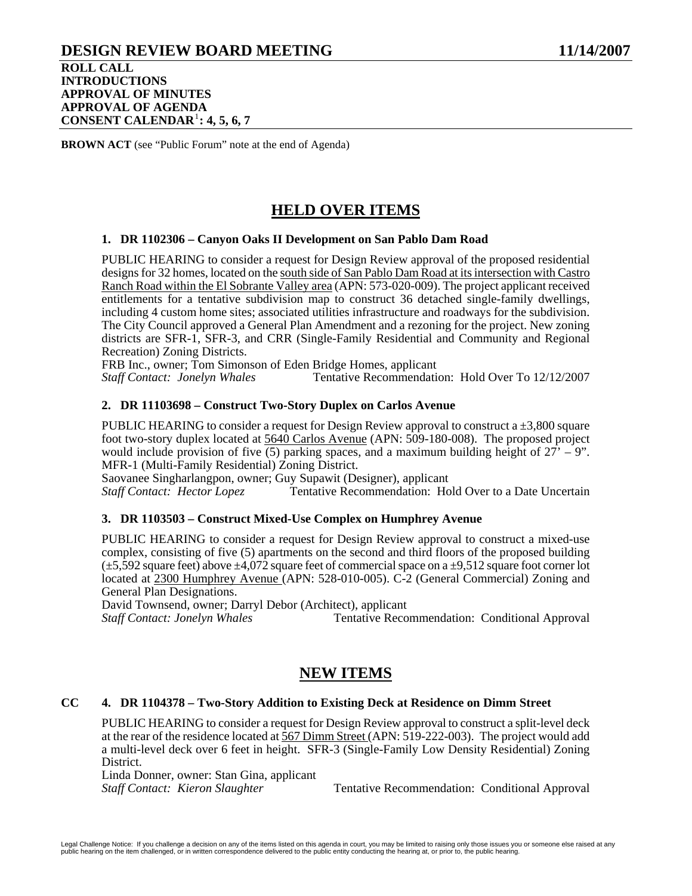# DESIGN REVIEW BOARD MEETING 11/14/2007

**ROLL CALL**
**INTRODUCTIONS**
**APPROVAL OF MINUTES**
**APPROVAL OF AGENDA**
**CONSENT CALENDAR[1]: 4, 5, 6, 7**

**BROWN ACT** (see "Public Forum" note at the end of Agenda)

## HELD OVER ITEMS

### 1. DR 1102306 – Canyon Oaks II Development on San Pablo Dam Road

PUBLIC HEARING to consider a request for Design Review approval of the proposed residential designs for 32 homes, located on the south side of San Pablo Dam Road at its intersection with Castro Ranch Road within the El Sobrante Valley area (APN: 573-020-009). The project applicant received entitlements for a tentative subdivision map to construct 36 detached single-family dwellings, including 4 custom home sites; associated utilities infrastructure and roadways for the subdivision. The City Council approved a General Plan Amendment and a rezoning for the project. New zoning districts are SFR-1, SFR-3, and CRR (Single-Family Residential and Community and Regional Recreation) Zoning Districts.

FRB Inc., owner; Tom Simonson of Eden Bridge Homes, applicant
*Staff Contact: Jonelyn Whales* Tentative Recommendation: Hold Over To 12/12/2007

### 2. DR 11103698 – Construct Two-Story Duplex on Carlos Avenue

PUBLIC HEARING to consider a request for Design Review approval to construct a ±3,800 square foot two-story duplex located at 5640 Carlos Avenue (APN: 509-180-008). The proposed project would include provision of five (5) parking spaces, and a maximum building height of 27' – 9". MFR-1 (Multi-Family Residential) Zoning District.

Saovanee Singharlangpon, owner; Guy Supawit (Designer), applicant
*Staff Contact: Hector Lopez* Tentative Recommendation: Hold Over to a Date Uncertain

### 3. DR 1103503 – Construct Mixed-Use Complex on Humphrey Avenue

PUBLIC HEARING to consider a request for Design Review approval to construct a mixed-use complex, consisting of five (5) apartments on the second and third floors of the proposed building (±5,592 square feet) above ±4,072 square feet of commercial space on a ±9,512 square foot corner lot located at 2300 Humphrey Avenue (APN: 528-010-005). C-2 (General Commercial) Zoning and General Plan Designations.

David Townsend, owner; Darryl Debor (Architect), applicant
*Staff Contact: Jonelyn Whales* Tentative Recommendation: Conditional Approval

## NEW ITEMS

### CC 4. DR 1104378 – Two-Story Addition to Existing Deck at Residence on Dimm Street

PUBLIC HEARING to consider a request for Design Review approval to construct a split-level deck at the rear of the residence located at 567 Dimm Street (APN: 519-222-003). The project would add a multi-level deck over 6 feet in height. SFR-3 (Single-Family Low Density Residential) Zoning District.

Linda Donner, owner: Stan Gina, applicant
*Staff Contact: Kieron Slaughter* Tentative Recommendation: Conditional Approval

Legal Challenge Notice: If you challenge a decision on any of the items listed on this agenda in court, you may be limited to raising only those issues you or someone else raised at any public hearing on the item challenged, or in written correspondence delivered to the public entity conducting the hearing at, or prior to, the public hearing.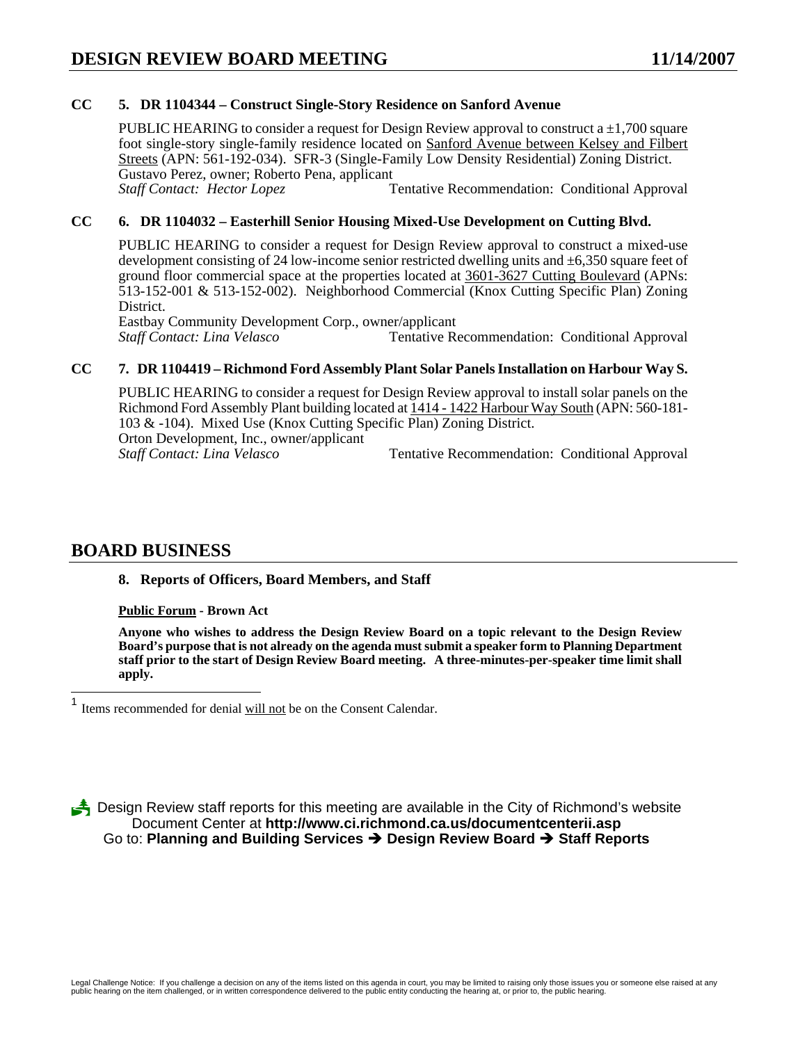**CC 5. DR 1104344 – Construct Single-Story Residence on Sanford Avenue**

PUBLIC HEARING to consider a request for Design Review approval to construct a ±1,700 square foot single-story single-family residence located on Sanford Avenue between Kelsey and Filbert Streets (APN: 561-192-034). SFR-3 (Single-Family Low Density Residential) Zoning District.
Gustavo Perez, owner; Roberto Pena, applicant
*Staff Contact: Hector Lopez* Tentative Recommendation: Conditional Approval

**CC 6. DR 1104032 – Easterhill Senior Housing Mixed-Use Development on Cutting Blvd.**

PUBLIC HEARING to consider a request for Design Review approval to construct a mixed-use development consisting of 24 low-income senior restricted dwelling units and ±6,350 square feet of ground floor commercial space at the properties located at 3601-3627 Cutting Boulevard (APNs: 513-152-001 & 513-152-002). Neighborhood Commercial (Knox Cutting Specific Plan) Zoning District.
Eastbay Community Development Corp., owner/applicant
*Staff Contact: Lina Velasco* Tentative Recommendation: Conditional Approval

**CC 7. DR 1104419 – Richmond Ford Assembly Plant Solar Panels Installation on Harbour Way S.**

PUBLIC HEARING to consider a request for Design Review approval to install solar panels on the Richmond Ford Assembly Plant building located at 1414 - 1422 Harbour Way South (APN: 560-181-103 & -104). Mixed Use (Knox Cutting Specific Plan) Zoning District.
Orton Development, Inc., owner/applicant
*Staff Contact: Lina Velasco* Tentative Recommendation: Conditional Approval

## BOARD BUSINESS

**8. Reports of Officers, Board Members, and Staff**

**Public Forum - Brown Act**

**Anyone who wishes to address the Design Review Board on a topic relevant to the Design Review Board's purpose that is not already on the agenda must submit a speaker form to Planning Department staff prior to the start of Design Review Board meeting. A three-minutes-per-speaker time limit shall apply.**

[1] Items recommended for denial will not be on the Consent Calendar.

Design Review staff reports for this meeting are available in the City of Richmond's website Document Center at **http://www.ci.richmond.ca.us/documentcenterii.asp**
Go to: **Planning and Building Services → Design Review Board → Staff Reports**

Legal Challenge Notice: If you challenge a decision on any of the items listed on this agenda in court, you may be limited to raising only those issues you or someone else raised at any public hearing on the item challenged, or in written correspondence delivered to the public entity conducting the hearing at, or prior to, the public hearing.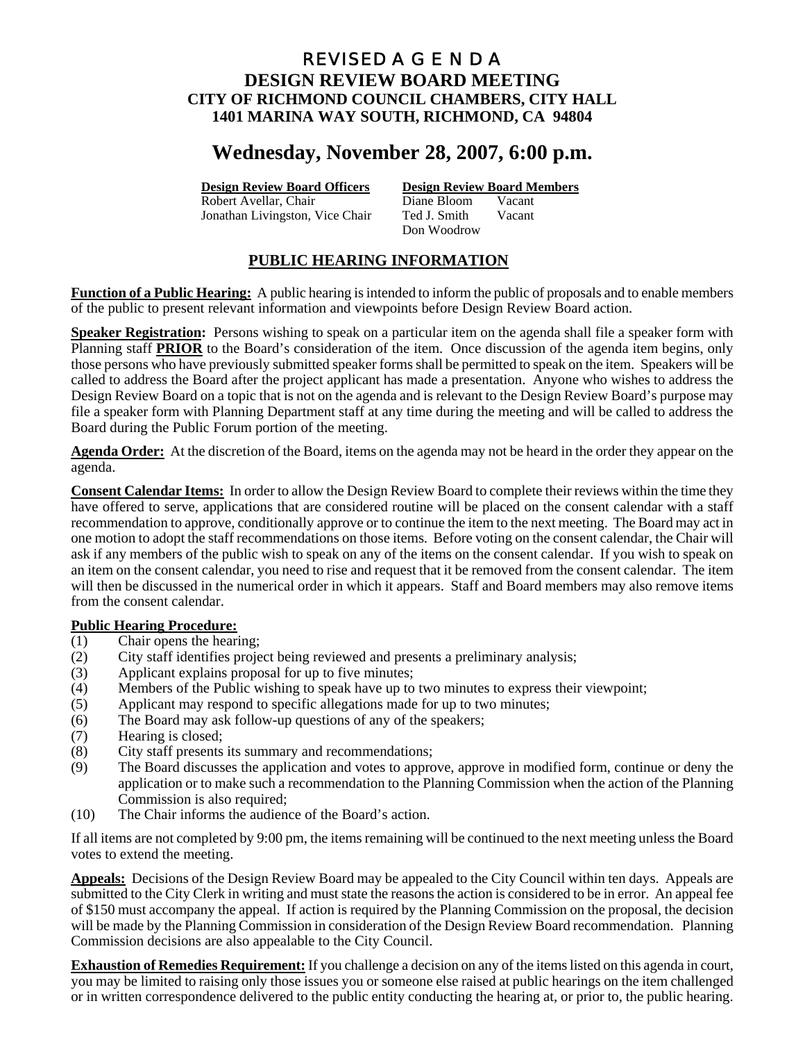# REVISED A G E N D A

## DESIGN REVIEW BOARD MEETING
## CITY OF RICHMOND COUNCIL CHAMBERS, CITY HALL
## 1401 MARINA WAY SOUTH, RICHMOND, CA 94804

# Wednesday, November 28, 2007, 6:00 p.m.

| **Design Review Board Officers** | **Design Review Board Members** | |
|---|---|---|
| Robert Avellar, Chair | Diane Bloom | Vacant |
| Jonathan Livingston, Vice Chair | Ted J. Smith | Vacant |
| | Don Woodrow | |

## PUBLIC HEARING INFORMATION

**Function of a Public Hearing:** A public hearing is intended to inform the public of proposals and to enable members of the public to present relevant information and viewpoints before Design Review Board action.

**Speaker Registration:** Persons wishing to speak on a particular item on the agenda shall file a speaker form with Planning staff **PRIOR** to the Board's consideration of the item. Once discussion of the agenda item begins, only those persons who have previously submitted speaker forms shall be permitted to speak on the item. Speakers will be called to address the Board after the project applicant has made a presentation. Anyone who wishes to address the Design Review Board on a topic that is not on the agenda and is relevant to the Design Review Board's purpose may file a speaker form with Planning Department staff at any time during the meeting and will be called to address the Board during the Public Forum portion of the meeting.

**Agenda Order:** At the discretion of the Board, items on the agenda may not be heard in the order they appear on the agenda.

**Consent Calendar Items:** In order to allow the Design Review Board to complete their reviews within the time they have offered to serve, applications that are considered routine will be placed on the consent calendar with a staff recommendation to approve, conditionally approve or to continue the item to the next meeting. The Board may act in one motion to adopt the staff recommendations on those items. Before voting on the consent calendar, the Chair will ask if any members of the public wish to speak on any of the items on the consent calendar. If you wish to speak on an item on the consent calendar, you need to rise and request that it be removed from the consent calendar. The item will then be discussed in the numerical order in which it appears. Staff and Board members may also remove items from the consent calendar.

**Public Hearing Procedure:**

(1) Chair opens the hearing;
(2) City staff identifies project being reviewed and presents a preliminary analysis;
(3) Applicant explains proposal for up to five minutes;
(4) Members of the Public wishing to speak have up to two minutes to express their viewpoint;
(5) Applicant may respond to specific allegations made for up to two minutes;
(6) The Board may ask follow-up questions of any of the speakers;
(7) Hearing is closed;
(8) City staff presents its summary and recommendations;
(9) The Board discusses the application and votes to approve, approve in modified form, continue or deny the application or to make such a recommendation to the Planning Commission when the action of the Planning Commission is also required;
(10) The Chair informs the audience of the Board's action.

If all items are not completed by 9:00 pm, the items remaining will be continued to the next meeting unless the Board votes to extend the meeting.

**Appeals:** Decisions of the Design Review Board may be appealed to the City Council within ten days. Appeals are submitted to the City Clerk in writing and must state the reasons the action is considered to be in error. An appeal fee of $150 must accompany the appeal. If action is required by the Planning Commission on the proposal, the decision will be made by the Planning Commission in consideration of the Design Review Board recommendation. Planning Commission decisions are also appealable to the City Council.

**Exhaustion of Remedies Requirement:** If you challenge a decision on any of the items listed on this agenda in court, you may be limited to raising only those issues you or someone else raised at public hearings on the item challenged or in written correspondence delivered to the public entity conducting the hearing at, or prior to, the public hearing.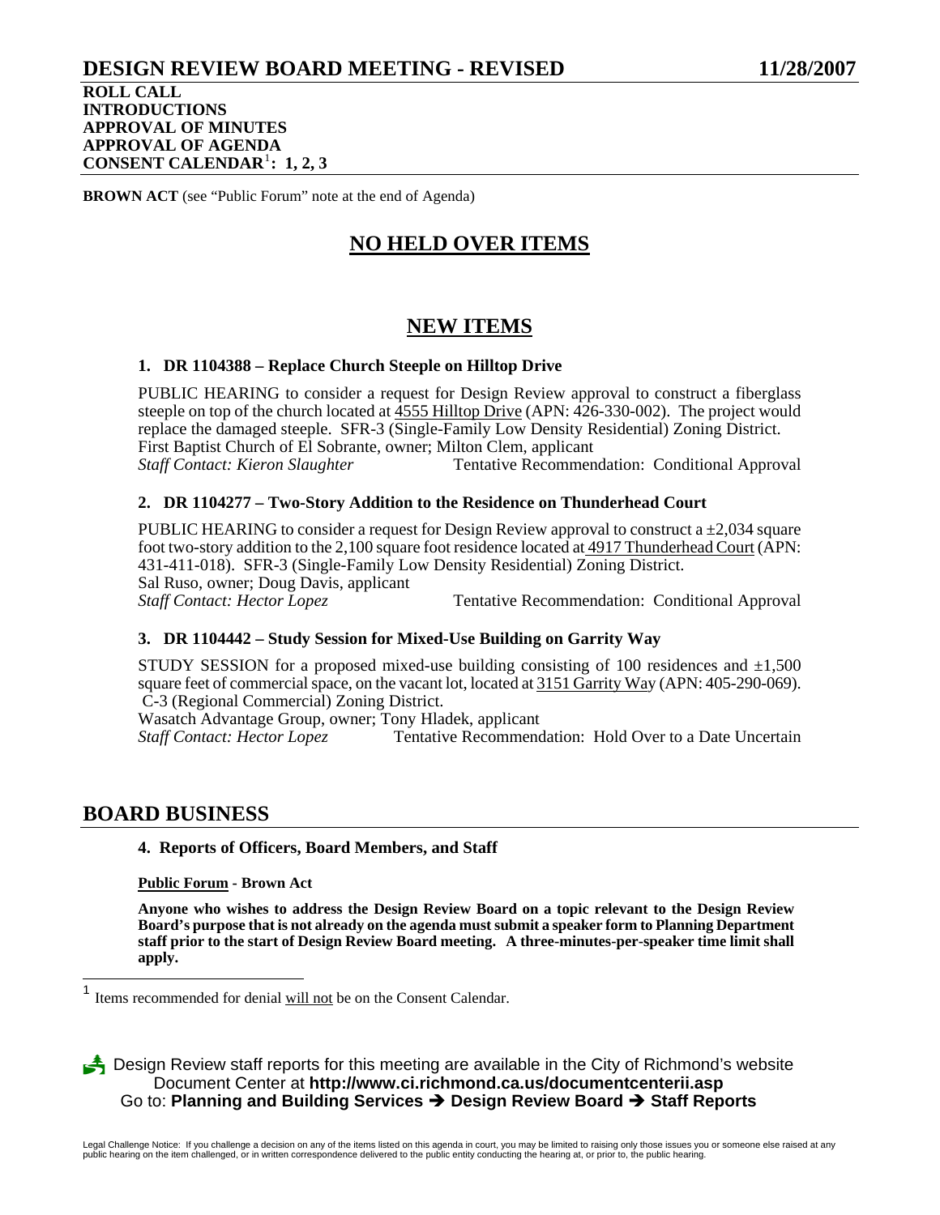# DESIGN REVIEW BOARD MEETING - REVISED 11/28/2007

**ROLL CALL**
**INTRODUCTIONS**
**APPROVAL OF MINUTES**
**APPROVAL OF AGENDA**
**CONSENT CALENDAR[1]: 1, 2, 3**

**BROWN ACT** (see "Public Forum" note at the end of Agenda)

## NO HELD OVER ITEMS

## NEW ITEMS

### 1. DR 1104388 – Replace Church Steeple on Hilltop Drive

PUBLIC HEARING to consider a request for Design Review approval to construct a fiberglass steeple on top of the church located at 4555 Hilltop Drive (APN: 426-330-002). The project would replace the damaged steeple. SFR-3 (Single-Family Low Density Residential) Zoning District.
First Baptist Church of El Sobrante, owner; Milton Clem, applicant
*Staff Contact: Kieron Slaughter* Tentative Recommendation: Conditional Approval

### 2. DR 1104277 – Two-Story Addition to the Residence on Thunderhead Court

PUBLIC HEARING to consider a request for Design Review approval to construct a ±2,034 square foot two-story addition to the 2,100 square foot residence located at 4917 Thunderhead Court (APN: 431-411-018). SFR-3 (Single-Family Low Density Residential) Zoning District.
Sal Ruso, owner; Doug Davis, applicant
*Staff Contact: Hector Lopez* Tentative Recommendation: Conditional Approval

### 3. DR 1104442 – Study Session for Mixed-Use Building on Garrity Way

STUDY SESSION for a proposed mixed-use building consisting of 100 residences and ±1,500 square feet of commercial space, on the vacant lot, located at 3151 Garrity Way (APN: 405-290-069). C-3 (Regional Commercial) Zoning District.
Wasatch Advantage Group, owner; Tony Hladek, applicant
*Staff Contact: Hector Lopez* Tentative Recommendation: Hold Over to a Date Uncertain

## BOARD BUSINESS

**4. Reports of Officers, Board Members, and Staff**

**Public Forum - Brown Act**

**Anyone who wishes to address the Design Review Board on a topic relevant to the Design Review Board's purpose that is not already on the agenda must submit a speaker form to Planning Department staff prior to the start of Design Review Board meeting. A three-minutes-per-speaker time limit shall apply.**

[1] Items recommended for denial will not be on the Consent Calendar.

Design Review staff reports for this meeting are available in the City of Richmond's website Document Center at **http://www.ci.richmond.ca.us/documentcenterii.asp**
Go to: **Planning and Building Services → Design Review Board → Staff Reports**

Legal Challenge Notice: If you challenge a decision on any of the items listed on this agenda in court, you may be limited to raising only those issues you or someone else raised at any public hearing on the item challenged, or in written correspondence delivered to the public entity conducting the hearing at, or prior to, the public hearing.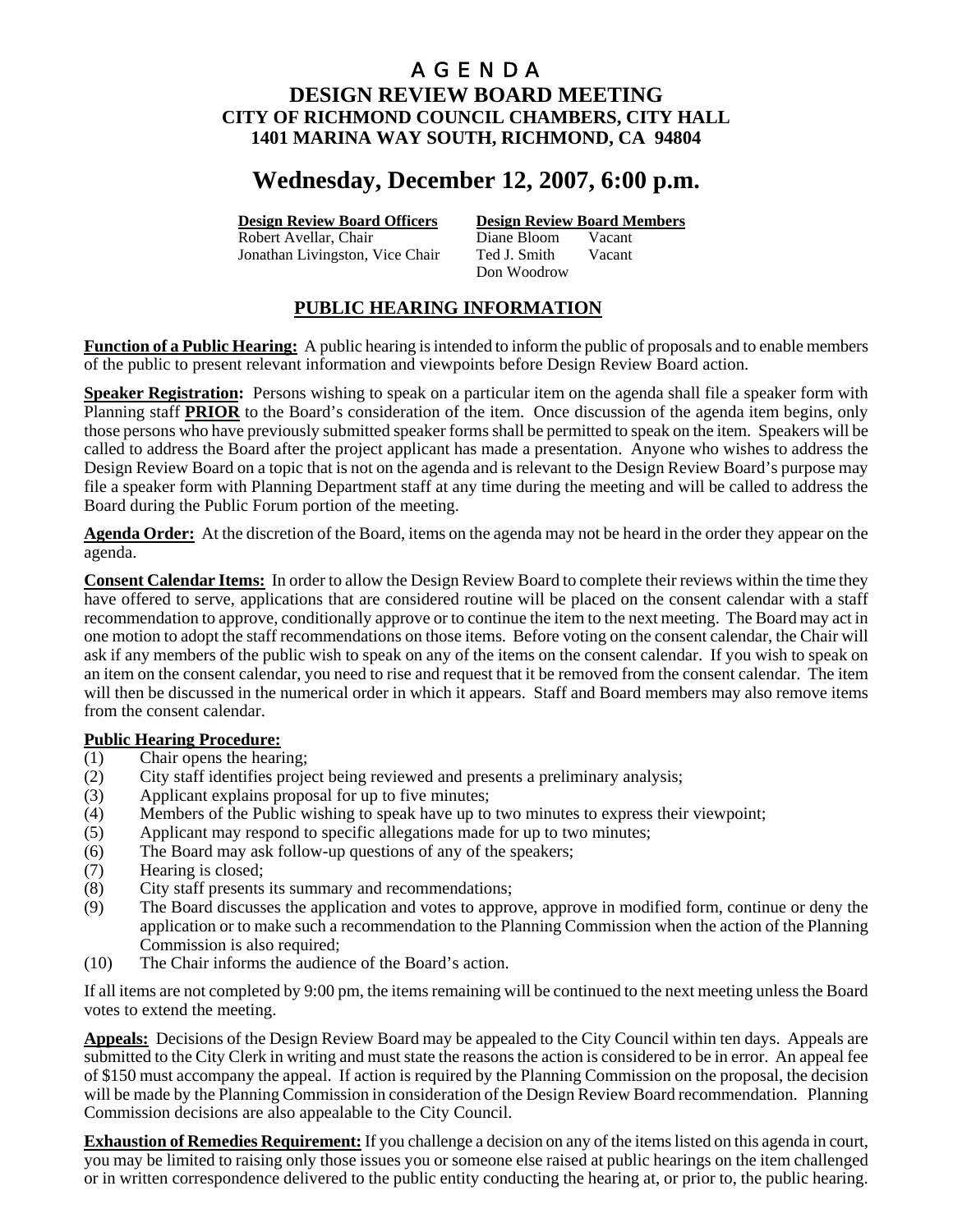# A G E N D A

## DESIGN REVIEW BOARD MEETING
## CITY OF RICHMOND COUNCIL CHAMBERS, CITY HALL
## 1401 MARINA WAY SOUTH, RICHMOND, CA 94804

# Wednesday, December 12, 2007, 6:00 p.m.

| **Design Review Board Officers** | **Design Review Board Members** | |
|---|---|---|
| Robert Avellar, Chair | Diane Bloom | Vacant |
| Jonathan Livingston, Vice Chair | Ted J. Smith | Vacant |
| | Don Woodrow | |

## PUBLIC HEARING INFORMATION

**Function of a Public Hearing:** A public hearing is intended to inform the public of proposals and to enable members of the public to present relevant information and viewpoints before Design Review Board action.

**Speaker Registration:** Persons wishing to speak on a particular item on the agenda shall file a speaker form with Planning staff **PRIOR** to the Board's consideration of the item. Once discussion of the agenda item begins, only those persons who have previously submitted speaker forms shall be permitted to speak on the item. Speakers will be called to address the Board after the project applicant has made a presentation. Anyone who wishes to address the Design Review Board on a topic that is not on the agenda and is relevant to the Design Review Board's purpose may file a speaker form with Planning Department staff at any time during the meeting and will be called to address the Board during the Public Forum portion of the meeting.

**Agenda Order:** At the discretion of the Board, items on the agenda may not be heard in the order they appear on the agenda.

**Consent Calendar Items:** In order to allow the Design Review Board to complete their reviews within the time they have offered to serve, applications that are considered routine will be placed on the consent calendar with a staff recommendation to approve, conditionally approve or to continue the item to the next meeting. The Board may act in one motion to adopt the staff recommendations on those items. Before voting on the consent calendar, the Chair will ask if any members of the public wish to speak on any of the items on the consent calendar. If you wish to speak on an item on the consent calendar, you need to rise and request that it be removed from the consent calendar. The item will then be discussed in the numerical order in which it appears. Staff and Board members may also remove items from the consent calendar.

**Public Hearing Procedure:**

(1) Chair opens the hearing;
(2) City staff identifies project being reviewed and presents a preliminary analysis;
(3) Applicant explains proposal for up to five minutes;
(4) Members of the Public wishing to speak have up to two minutes to express their viewpoint;
(5) Applicant may respond to specific allegations made for up to two minutes;
(6) The Board may ask follow-up questions of any of the speakers;
(7) Hearing is closed;
(8) City staff presents its summary and recommendations;
(9) The Board discusses the application and votes to approve, approve in modified form, continue or deny the application or to make such a recommendation to the Planning Commission when the action of the Planning Commission is also required;
(10) The Chair informs the audience of the Board's action.

If all items are not completed by 9:00 pm, the items remaining will be continued to the next meeting unless the Board votes to extend the meeting.

**Appeals:** Decisions of the Design Review Board may be appealed to the City Council within ten days. Appeals are submitted to the City Clerk in writing and must state the reasons the action is considered to be in error. An appeal fee of $150 must accompany the appeal. If action is required by the Planning Commission on the proposal, the decision will be made by the Planning Commission in consideration of the Design Review Board recommendation. Planning Commission decisions are also appealable to the City Council.

**Exhaustion of Remedies Requirement:** If you challenge a decision on any of the items listed on this agenda in court, you may be limited to raising only those issues you or someone else raised at public hearings on the item challenged or in written correspondence delivered to the public entity conducting the hearing at, or prior to, the public hearing.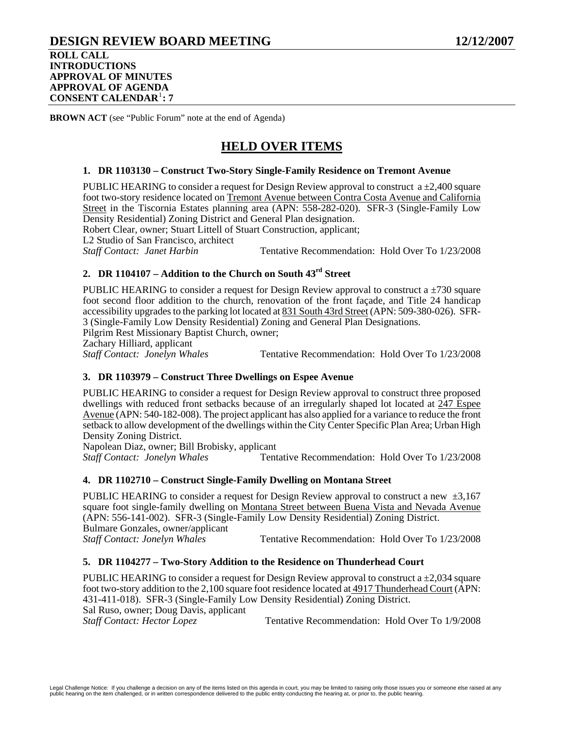# DESIGN REVIEW BOARD MEETING 12/12/2007

**ROLL CALL**
**INTRODUCTIONS**
**APPROVAL OF MINUTES**
**APPROVAL OF AGENDA**
**CONSENT CALENDAR[1]: 7**

**BROWN ACT** (see "Public Forum" note at the end of Agenda)

## HELD OVER ITEMS

### 1. DR 1103130 – Construct Two-Story Single-Family Residence on Tremont Avenue

PUBLIC HEARING to consider a request for Design Review approval to construct a ±2,400 square foot two-story residence located on Tremont Avenue between Contra Costa Avenue and California Street in the Tiscornia Estates planning area (APN: 558-282-020). SFR-3 (Single-Family Low Density Residential) Zoning District and General Plan designation.
Robert Clear, owner; Stuart Littell of Stuart Construction, applicant;
L2 Studio of San Francisco, architect
*Staff Contact: Janet Harbin* Tentative Recommendation: Hold Over To 1/23/2008

### 2. DR 1104107 – Addition to the Church on South 43rd Street

PUBLIC HEARING to consider a request for Design Review approval to construct a ±730 square foot second floor addition to the church, renovation of the front façade, and Title 24 handicap accessibility upgrades to the parking lot located at 831 South 43rd Street (APN: 509-380-026). SFR-3 (Single-Family Low Density Residential) Zoning and General Plan Designations.
Pilgrim Rest Missionary Baptist Church, owner;
Zachary Hilliard, applicant
*Staff Contact: Jonelyn Whales* Tentative Recommendation: Hold Over To 1/23/2008

### 3. DR 1103979 – Construct Three Dwellings on Espee Avenue

PUBLIC HEARING to consider a request for Design Review approval to construct three proposed dwellings with reduced front setbacks because of an irregularly shaped lot located at 247 Espee Avenue (APN: 540-182-008). The project applicant has also applied for a variance to reduce the front setback to allow development of the dwellings within the City Center Specific Plan Area; Urban High Density Zoning District.
Napolean Diaz, owner; Bill Brobisky, applicant
*Staff Contact: Jonelyn Whales* Tentative Recommendation: Hold Over To 1/23/2008

### 4. DR 1102710 – Construct Single-Family Dwelling on Montana Street

PUBLIC HEARING to consider a request for Design Review approval to construct a new ±3,167 square foot single-family dwelling on Montana Street between Buena Vista and Nevada Avenue (APN: 556-141-002). SFR-3 (Single-Family Low Density Residential) Zoning District.
Bulmare Gonzales, owner/applicant
*Staff Contact: Jonelyn Whales* Tentative Recommendation: Hold Over To 1/23/2008

### 5. DR 1104277 – Two-Story Addition to the Residence on Thunderhead Court

PUBLIC HEARING to consider a request for Design Review approval to construct a ±2,034 square foot two-story addition to the 2,100 square foot residence located at 4917 Thunderhead Court (APN: 431-411-018). SFR-3 (Single-Family Low Density Residential) Zoning District.
Sal Ruso, owner; Doug Davis, applicant
*Staff Contact: Hector Lopez* Tentative Recommendation: Hold Over To 1/9/2008

Legal Challenge Notice: If you challenge a decision on any of the items listed on this agenda in court, you may be limited to raising only those issues you or someone else raised at any public hearing on the item challenged, or in written correspondence delivered to the public entity conducting the hearing at, or prior to, the public hearing.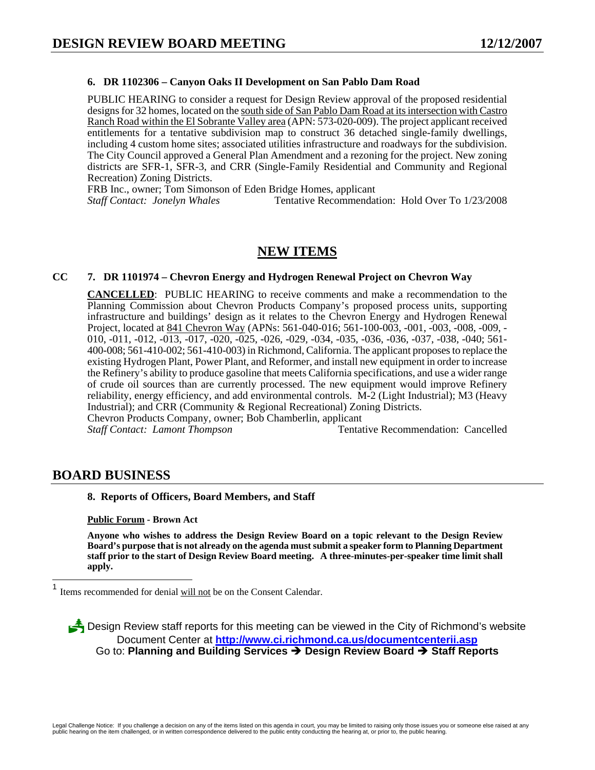**6. DR 1102306 – Canyon Oaks II Development on San Pablo Dam Road**

PUBLIC HEARING to consider a request for Design Review approval of the proposed residential designs for 32 homes, located on the south side of San Pablo Dam Road at its intersection with Castro Ranch Road within the El Sobrante Valley area (APN: 573-020-009). The project applicant received entitlements for a tentative subdivision map to construct 36 detached single-family dwellings, including 4 custom home sites; associated utilities infrastructure and roadways for the subdivision. The City Council approved a General Plan Amendment and a rezoning for the project. New zoning districts are SFR-1, SFR-3, and CRR (Single-Family Residential and Community and Regional Recreation) Zoning Districts.

FRB Inc., owner; Tom Simonson of Eden Bridge Homes, applicant

*Staff Contact: Jonelyn Whales* Tentative Recommendation: Hold Over To 1/23/2008

## NEW ITEMS

**CC 7. DR 1101974 – Chevron Energy and Hydrogen Renewal Project on Chevron Way**

**CANCELLED**: PUBLIC HEARING to receive comments and make a recommendation to the Planning Commission about Chevron Products Company's proposed process units, supporting infrastructure and buildings' design as it relates to the Chevron Energy and Hydrogen Renewal Project, located at 841 Chevron Way (APNs: 561-040-016; 561-100-003, -001, -003, -008, -009, -010, -011, -012, -013, -017, -020, -025, -026, -029, -034, -035, -036, -036, -037, -038, -040; 561-400-008; 561-410-002; 561-410-003) in Richmond, California. The applicant proposes to replace the existing Hydrogen Plant, Power Plant, and Reformer, and install new equipment in order to increase the Refinery's ability to produce gasoline that meets California specifications, and use a wider range of crude oil sources than are currently processed. The new equipment would improve Refinery reliability, energy efficiency, and add environmental controls. M-2 (Light Industrial); M3 (Heavy Industrial); and CRR (Community & Regional Recreational) Zoning Districts.

Chevron Products Company, owner; Bob Chamberlin, applicant

*Staff Contact: Lamont Thompson* Tentative Recommendation: Cancelled

## BOARD BUSINESS

**8. Reports of Officers, Board Members, and Staff**

**Public Forum - Brown Act**

**Anyone who wishes to address the Design Review Board on a topic relevant to the Design Review Board's purpose that is not already on the agenda must submit a speaker form to Planning Department staff prior to the start of Design Review Board meeting. A three-minutes-per-speaker time limit shall apply.**

[1] Items recommended for denial will not be on the Consent Calendar.

Design Review staff reports for this meeting can be viewed in the City of Richmond's website Document Center at **http://www.ci.richmond.ca.us/documentcenterii.asp**
Go to: **Planning and Building Services → Design Review Board → Staff Reports**

Legal Challenge Notice: If you challenge a decision on any of the items listed on this agenda in court, you may be limited to raising only those issues you or someone else raised at any public hearing on the item challenged, or in written correspondence delivered to the public entity conducting the hearing at, or prior to, the public hearing.